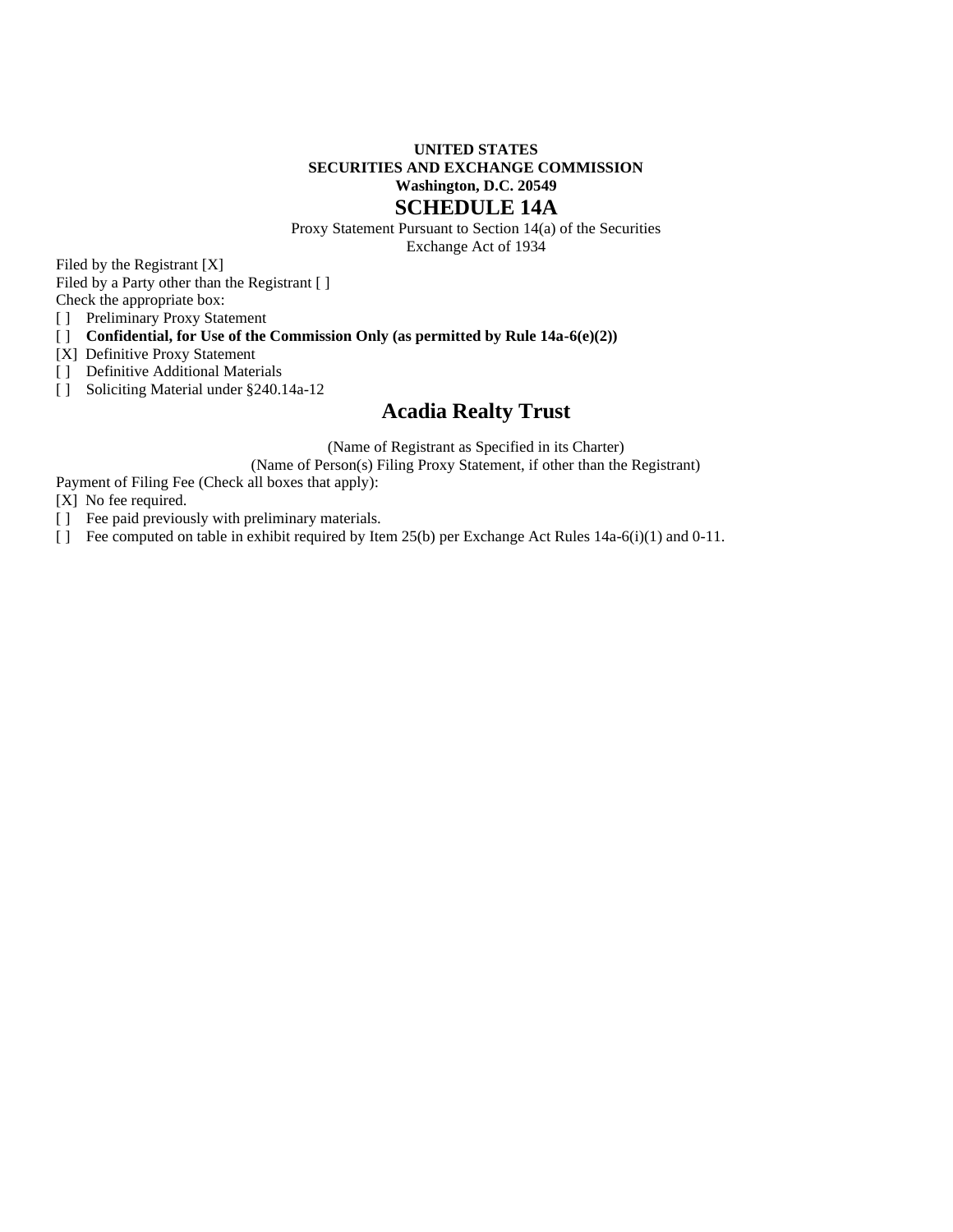**UNITED STATES**
**SECURITIES AND EXCHANGE COMMISSION**
**Washington, D.C. 20549**

# SCHEDULE 14A

Proxy Statement Pursuant to Section 14(a) of the Securities Exchange Act of 1934

Filed by the Registrant [X]

Filed by a Party other than the Registrant [ ]

Check the appropriate box:

[ ] Preliminary Proxy Statement

[ ] **Confidential, for Use of the Commission Only (as permitted by Rule 14a-6(e)(2))**

[X] Definitive Proxy Statement

[ ] Definitive Additional Materials

[ ] Soliciting Material under §240.14a-12

## Acadia Realty Trust

(Name of Registrant as Specified in its Charter)

(Name of Person(s) Filing Proxy Statement, if other than the Registrant)

Payment of Filing Fee (Check all boxes that apply):

[X] No fee required.

[ ] Fee paid previously with preliminary materials.

[ ] Fee computed on table in exhibit required by Item 25(b) per Exchange Act Rules 14a-6(i)(1) and 0-11.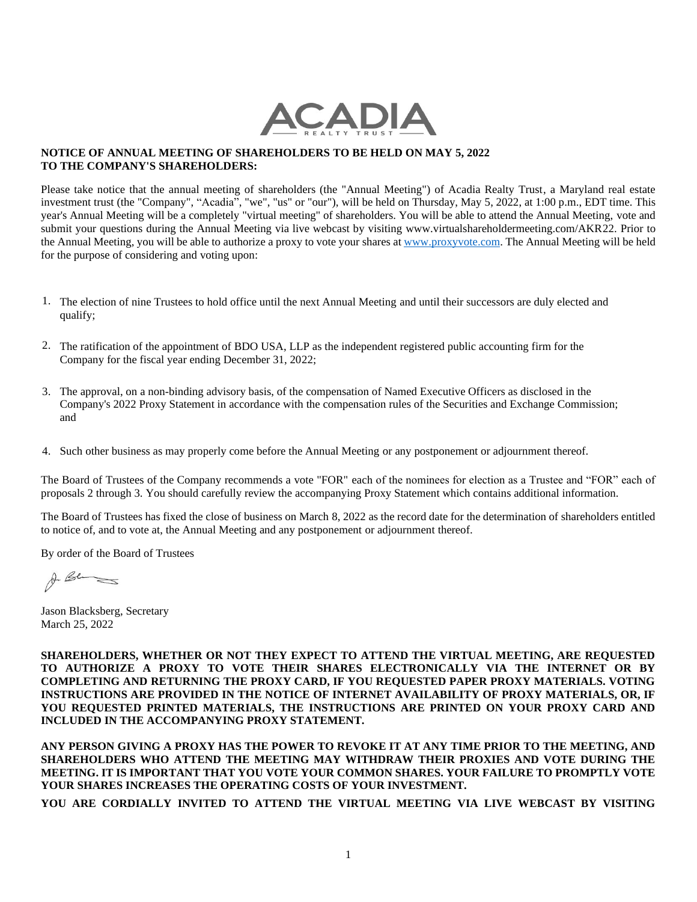**NOTICE OF ANNUAL MEETING OF SHAREHOLDERS TO BE HELD ON MAY 5, 2022**
**TO THE COMPANY'S SHAREHOLDERS:**

Please take notice that the annual meeting of shareholders (the "Annual Meeting") of Acadia Realty Trust, a Maryland real estate investment trust (the "Company", "Acadia", "we", "us" or "our"), will be held on Thursday, May 5, 2022, at 1:00 p.m., EDT time. This year's Annual Meeting will be a completely "virtual meeting" of shareholders. You will be able to attend the Annual Meeting, vote and submit your questions during the Annual Meeting via live webcast by visiting www.virtualshareholdermeeting.com/AKR22. Prior to the Annual Meeting, you will be able to authorize a proxy to vote your shares at www.proxyvote.com. The Annual Meeting will be held for the purpose of considering and voting upon:

1. The election of nine Trustees to hold office until the next Annual Meeting and until their successors are duly elected and qualify;
2. The ratification of the appointment of BDO USA, LLP as the independent registered public accounting firm for the Company for the fiscal year ending December 31, 2022;
3. The approval, on a non-binding advisory basis, of the compensation of Named Executive Officers as disclosed in the Company's 2022 Proxy Statement in accordance with the compensation rules of the Securities and Exchange Commission; and
4. Such other business as may properly come before the Annual Meeting or any postponement or adjournment thereof.

The Board of Trustees of the Company recommends a vote "FOR" each of the nominees for election as a Trustee and "FOR" each of proposals 2 through 3. You should carefully review the accompanying Proxy Statement which contains additional information.

The Board of Trustees has fixed the close of business on March 8, 2022 as the record date for the determination of shareholders entitled to notice of, and to vote at, the Annual Meeting and any postponement or adjournment thereof.

By order of the Board of Trustees

Jason Blacksberg, Secretary
March 25, 2022

**SHAREHOLDERS, WHETHER OR NOT THEY EXPECT TO ATTEND THE VIRTUAL MEETING, ARE REQUESTED TO AUTHORIZE A PROXY TO VOTE THEIR SHARES ELECTRONICALLY VIA THE INTERNET OR BY COMPLETING AND RETURNING THE PROXY CARD, IF YOU REQUESTED PAPER PROXY MATERIALS. VOTING INSTRUCTIONS ARE PROVIDED IN THE NOTICE OF INTERNET AVAILABILITY OF PROXY MATERIALS, OR, IF YOU REQUESTED PRINTED MATERIALS, THE INSTRUCTIONS ARE PRINTED ON YOUR PROXY CARD AND INCLUDED IN THE ACCOMPANYING PROXY STATEMENT.**

**ANY PERSON GIVING A PROXY HAS THE POWER TO REVOKE IT AT ANY TIME PRIOR TO THE MEETING, AND SHAREHOLDERS WHO ATTEND THE MEETING MAY WITHDRAW THEIR PROXIES AND VOTE DURING THE MEETING. IT IS IMPORTANT THAT YOU VOTE YOUR COMMON SHARES. YOUR FAILURE TO PROMPTLY VOTE YOUR SHARES INCREASES THE OPERATING COSTS OF YOUR INVESTMENT.**

**YOU ARE CORDIALLY INVITED TO ATTEND THE VIRTUAL MEETING VIA LIVE WEBCAST BY VISITING**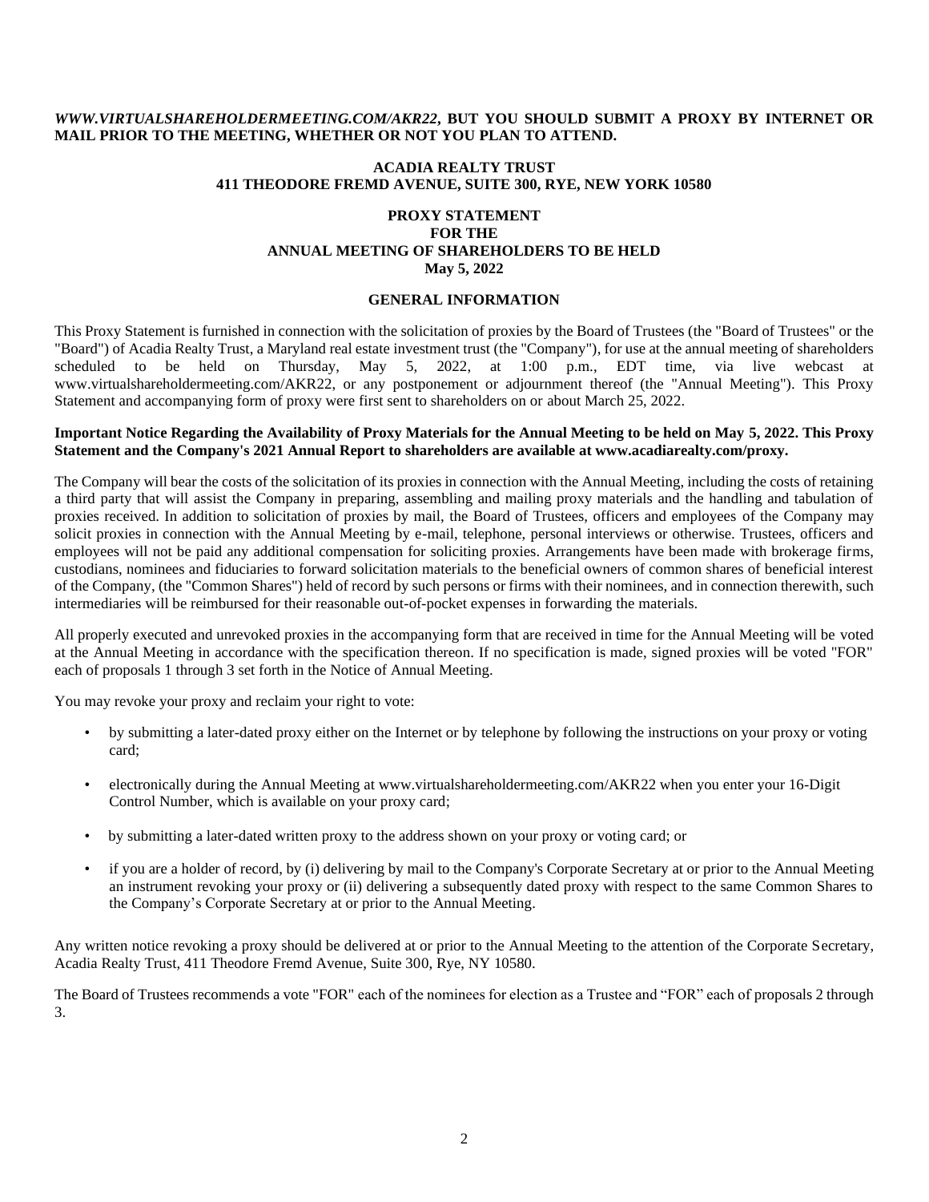***WWW.VIRTUALSHAREHOLDERMEETING.COM/AKR22*, BUT YOU SHOULD SUBMIT A PROXY BY INTERNET OR MAIL PRIOR TO THE MEETING, WHETHER OR NOT YOU PLAN TO ATTEND.**

**ACADIA REALTY TRUST**
**411 THEODORE FREMD AVENUE, SUITE 300, RYE, NEW YORK 10580**

# PROXY STATEMENT FOR THE ANNUAL MEETING OF SHAREHOLDERS TO BE HELD May 5, 2022

## GENERAL INFORMATION

This Proxy Statement is furnished in connection with the solicitation of proxies by the Board of Trustees (the "Board of Trustees" or the "Board") of Acadia Realty Trust, a Maryland real estate investment trust (the "Company"), for use at the annual meeting of shareholders scheduled to be held on Thursday, May 5, 2022, at 1:00 p.m., EDT time, via live webcast at www.virtualshareholdermeeting.com/AKR22, or any postponement or adjournment thereof (the "Annual Meeting"). This Proxy Statement and accompanying form of proxy were first sent to shareholders on or about March 25, 2022.

**Important Notice Regarding the Availability of Proxy Materials for the Annual Meeting to be held on May 5, 2022. This Proxy Statement and the Company's 2021 Annual Report to shareholders are available at www.acadiarealty.com/proxy.**

The Company will bear the costs of the solicitation of its proxies in connection with the Annual Meeting, including the costs of retaining a third party that will assist the Company in preparing, assembling and mailing proxy materials and the handling and tabulation of proxies received. In addition to solicitation of proxies by mail, the Board of Trustees, officers and employees of the Company may solicit proxies in connection with the Annual Meeting by e-mail, telephone, personal interviews or otherwise. Trustees, officers and employees will not be paid any additional compensation for soliciting proxies. Arrangements have been made with brokerage firms, custodians, nominees and fiduciaries to forward solicitation materials to the beneficial owners of common shares of beneficial interest of the Company, (the "Common Shares") held of record by such persons or firms with their nominees, and in connection therewith, such intermediaries will be reimbursed for their reasonable out-of-pocket expenses in forwarding the materials.

All properly executed and unrevoked proxies in the accompanying form that are received in time for the Annual Meeting will be voted at the Annual Meeting in accordance with the specification thereon. If no specification is made, signed proxies will be voted "FOR" each of proposals 1 through 3 set forth in the Notice of Annual Meeting.

You may revoke your proxy and reclaim your right to vote:

- by submitting a later-dated proxy either on the Internet or by telephone by following the instructions on your proxy or voting card;
- electronically during the Annual Meeting at www.virtualshareholdermeeting.com/AKR22 when you enter your 16-Digit Control Number, which is available on your proxy card;
- by submitting a later-dated written proxy to the address shown on your proxy or voting card; or
- if you are a holder of record, by (i) delivering by mail to the Company's Corporate Secretary at or prior to the Annual Meeting an instrument revoking your proxy or (ii) delivering a subsequently dated proxy with respect to the same Common Shares to the Company's Corporate Secretary at or prior to the Annual Meeting.

Any written notice revoking a proxy should be delivered at or prior to the Annual Meeting to the attention of the Corporate Secretary, Acadia Realty Trust, 411 Theodore Fremd Avenue, Suite 300, Rye, NY 10580.

The Board of Trustees recommends a vote "FOR" each of the nominees for election as a Trustee and "FOR" each of proposals 2 through 3.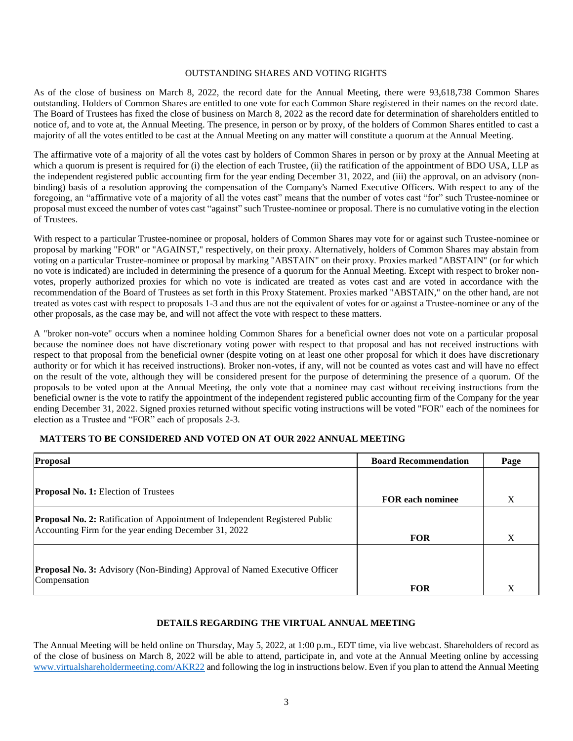## OUTSTANDING SHARES AND VOTING RIGHTS

As of the close of business on March 8, 2022, the record date for the Annual Meeting, there were 93,618,738 Common Shares outstanding. Holders of Common Shares are entitled to one vote for each Common Share registered in their names on the record date. The Board of Trustees has fixed the close of business on March 8, 2022 as the record date for determination of shareholders entitled to notice of, and to vote at, the Annual Meeting. The presence, in person or by proxy, of the holders of Common Shares entitled to cast a majority of all the votes entitled to be cast at the Annual Meeting on any matter will constitute a quorum at the Annual Meeting.

The affirmative vote of a majority of all the votes cast by holders of Common Shares in person or by proxy at the Annual Meeting at which a quorum is present is required for (i) the election of each Trustee, (ii) the ratification of the appointment of BDO USA, LLP as the independent registered public accounting firm for the year ending December 31, 2022, and (iii) the approval, on an advisory (non-binding) basis of a resolution approving the compensation of the Company's Named Executive Officers. With respect to any of the foregoing, an "affirmative vote of a majority of all the votes cast" means that the number of votes cast "for" such Trustee-nominee or proposal must exceed the number of votes cast "against" such Trustee-nominee or proposal. There is no cumulative voting in the election of Trustees.

With respect to a particular Trustee-nominee or proposal, holders of Common Shares may vote for or against such Trustee-nominee or proposal by marking "FOR" or "AGAINST," respectively, on their proxy. Alternatively, holders of Common Shares may abstain from voting on a particular Trustee-nominee or proposal by marking "ABSTAIN" on their proxy. Proxies marked "ABSTAIN" (or for which no vote is indicated) are included in determining the presence of a quorum for the Annual Meeting. Except with respect to broker non-votes, properly authorized proxies for which no vote is indicated are treated as votes cast and are voted in accordance with the recommendation of the Board of Trustees as set forth in this Proxy Statement. Proxies marked "ABSTAIN," on the other hand, are not treated as votes cast with respect to proposals 1-3 and thus are not the equivalent of votes for or against a Trustee-nominee or any of the other proposals, as the case may be, and will not affect the vote with respect to these matters.

A "broker non-vote" occurs when a nominee holding Common Shares for a beneficial owner does not vote on a particular proposal because the nominee does not have discretionary voting power with respect to that proposal and has not received instructions with respect to that proposal from the beneficial owner (despite voting on at least one other proposal for which it does have discretionary authority or for which it has received instructions). Broker non-votes, if any, will not be counted as votes cast and will have no effect on the result of the vote, although they will be considered present for the purpose of determining the presence of a quorum. Of the proposals to be voted upon at the Annual Meeting, the only vote that a nominee may cast without receiving instructions from the beneficial owner is the vote to ratify the appointment of the independent registered public accounting firm of the Company for the year ending December 31, 2022. Signed proxies returned without specific voting instructions will be voted "FOR" each of the nominees for election as a Trustee and "FOR" each of proposals 2-3.

## MATTERS TO BE CONSIDERED AND VOTED ON AT OUR 2022 ANNUAL MEETING

| Proposal | Board Recommendation | Page |
|---|---|---|
| **Proposal No. 1:** Election of Trustees | **FOR each nominee** | X |
| **Proposal No. 2:** Ratification of Appointment of Independent Registered Public Accounting Firm for the year ending December 31, 2022 | **FOR** | X |
| **Proposal No. 3:** Advisory (Non-Binding) Approval of Named Executive Officer Compensation | **FOR** | X |

## DETAILS REGARDING THE VIRTUAL ANNUAL MEETING

The Annual Meeting will be held online on Thursday, May 5, 2022, at 1:00 p.m., EDT time, via live webcast. Shareholders of record as of the close of business on March 8, 2022 will be able to attend, participate in, and vote at the Annual Meeting online by accessing www.virtualshareholdermeeting.com/AKR22 and following the log in instructions below. Even if you plan to attend the Annual Meeting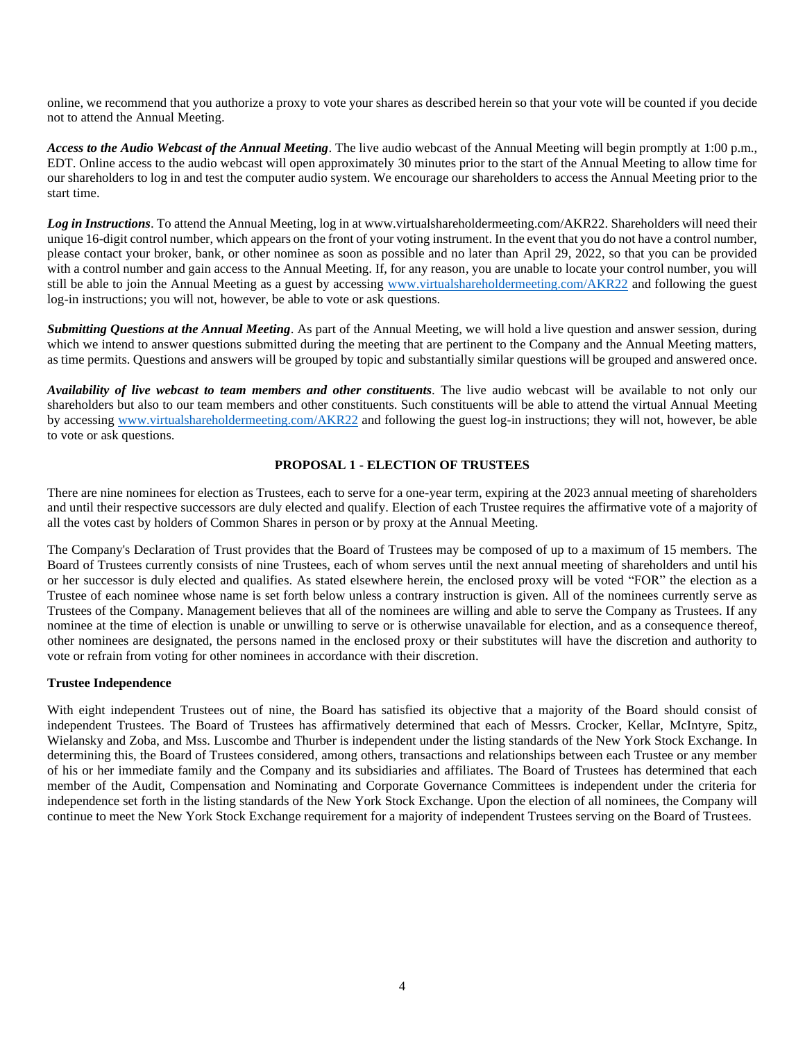online, we recommend that you authorize a proxy to vote your shares as described herein so that your vote will be counted if you decide not to attend the Annual Meeting.

***Access to the Audio Webcast of the Annual Meeting***. The live audio webcast of the Annual Meeting will begin promptly at 1:00 p.m., EDT. Online access to the audio webcast will open approximately 30 minutes prior to the start of the Annual Meeting to allow time for our shareholders to log in and test the computer audio system. We encourage our shareholders to access the Annual Meeting prior to the start time.

***Log in Instructions***. To attend the Annual Meeting, log in at www.virtualshareholdermeeting.com/AKR22. Shareholders will need their unique 16-digit control number, which appears on the front of your voting instrument. In the event that you do not have a control number, please contact your broker, bank, or other nominee as soon as possible and no later than April 29, 2022, so that you can be provided with a control number and gain access to the Annual Meeting. If, for any reason, you are unable to locate your control number, you will still be able to join the Annual Meeting as a guest by accessing www.virtualshareholdermeeting.com/AKR22 and following the guest log-in instructions; you will not, however, be able to vote or ask questions.

***Submitting Questions at the Annual Meeting***. As part of the Annual Meeting, we will hold a live question and answer session, during which we intend to answer questions submitted during the meeting that are pertinent to the Company and the Annual Meeting matters, as time permits. Questions and answers will be grouped by topic and substantially similar questions will be grouped and answered once.

***Availability of live webcast to team members and other constituents***. The live audio webcast will be available to not only our shareholders but also to our team members and other constituents. Such constituents will be able to attend the virtual Annual Meeting by accessing www.virtualshareholdermeeting.com/AKR22 and following the guest log-in instructions; they will not, however, be able to vote or ask questions.

## PROPOSAL 1 - ELECTION OF TRUSTEES

There are nine nominees for election as Trustees, each to serve for a one-year term, expiring at the 2023 annual meeting of shareholders and until their respective successors are duly elected and qualify. Election of each Trustee requires the affirmative vote of a majority of all the votes cast by holders of Common Shares in person or by proxy at the Annual Meeting.

The Company's Declaration of Trust provides that the Board of Trustees may be composed of up to a maximum of 15 members. The Board of Trustees currently consists of nine Trustees, each of whom serves until the next annual meeting of shareholders and until his or her successor is duly elected and qualifies. As stated elsewhere herein, the enclosed proxy will be voted "FOR" the election as a Trustee of each nominee whose name is set forth below unless a contrary instruction is given. All of the nominees currently serve as Trustees of the Company. Management believes that all of the nominees are willing and able to serve the Company as Trustees. If any nominee at the time of election is unable or unwilling to serve or is otherwise unavailable for election, and as a consequence thereof, other nominees are designated, the persons named in the enclosed proxy or their substitutes will have the discretion and authority to vote or refrain from voting for other nominees in accordance with their discretion.

**Trustee Independence**

With eight independent Trustees out of nine, the Board has satisfied its objective that a majority of the Board should consist of independent Trustees. The Board of Trustees has affirmatively determined that each of Messrs. Crocker, Kellar, McIntyre, Spitz, Wielansky and Zoba, and Mss. Luscombe and Thurber is independent under the listing standards of the New York Stock Exchange. In determining this, the Board of Trustees considered, among others, transactions and relationships between each Trustee or any member of his or her immediate family and the Company and its subsidiaries and affiliates. The Board of Trustees has determined that each member of the Audit, Compensation and Nominating and Corporate Governance Committees is independent under the criteria for independence set forth in the listing standards of the New York Stock Exchange. Upon the election of all nominees, the Company will continue to meet the New York Stock Exchange requirement for a majority of independent Trustees serving on the Board of Trustees.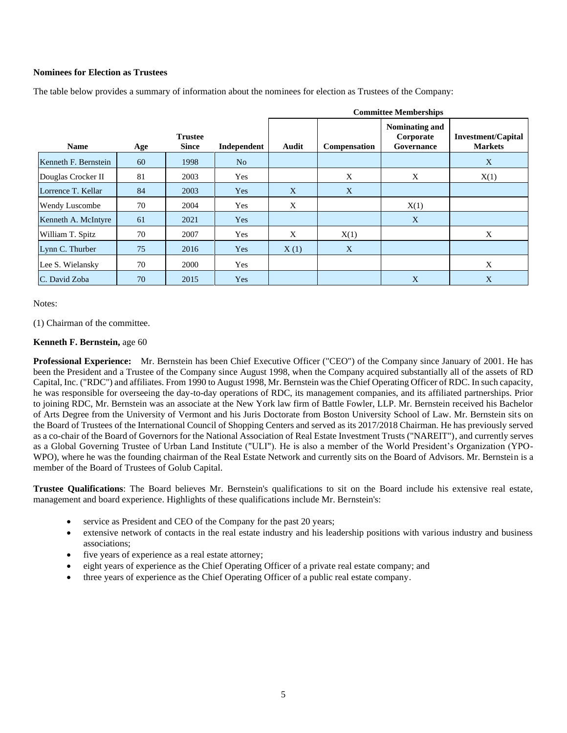**Nominees for Election as Trustees**

The table below provides a summary of information about the nominees for election as Trustees of the Company:

| | | | | Committee Memberships | | | |
|---|---|---|---|---|---|---|---|
| **Name** | **Age** | **Trustee Since** | **Independent** | **Audit** | **Compensation** | **Nominating and Corporate Governance** | **Investment/Capital Markets** |
| Kenneth F. Bernstein | 60 | 1998 | No | | | | X |
| Douglas Crocker II | 81 | 2003 | Yes | | X | X | X(1) |
| Lorrence T. Kellar | 84 | 2003 | Yes | X | X | | |
| Wendy Luscombe | 70 | 2004 | Yes | X | | X(1) | |
| Kenneth A. McIntyre | 61 | 2021 | Yes | | | X | |
| William T. Spitz | 70 | 2007 | Yes | X | X(1) | | X |
| Lynn C. Thurber | 75 | 2016 | Yes | X (1) | X | | |
| Lee S. Wielansky | 70 | 2000 | Yes | | | | X |
| C. David Zoba | 70 | 2015 | Yes | | | X | X |

Notes:

(1) Chairman of the committee.

**Kenneth F. Bernstein,** age 60

**Professional Experience:** Mr. Bernstein has been Chief Executive Officer ("CEO") of the Company since January of 2001. He has been the President and a Trustee of the Company since August 1998, when the Company acquired substantially all of the assets of RD Capital, Inc. ("RDC") and affiliates. From 1990 to August 1998, Mr. Bernstein was the Chief Operating Officer of RDC. In such capacity, he was responsible for overseeing the day-to-day operations of RDC, its management companies, and its affiliated partnerships. Prior to joining RDC, Mr. Bernstein was an associate at the New York law firm of Battle Fowler, LLP. Mr. Bernstein received his Bachelor of Arts Degree from the University of Vermont and his Juris Doctorate from Boston University School of Law. Mr. Bernstein sits on the Board of Trustees of the International Council of Shopping Centers and served as its 2017/2018 Chairman. He has previously served as a co-chair of the Board of Governors for the National Association of Real Estate Investment Trusts ("NAREIT"), and currently serves as a Global Governing Trustee of Urban Land Institute ("ULI"). He is also a member of the World President's Organization (YPO-WPO), where he was the founding chairman of the Real Estate Network and currently sits on the Board of Advisors. Mr. Bernstein is a member of the Board of Trustees of Golub Capital.

**Trustee Qualifications**: The Board believes Mr. Bernstein's qualifications to sit on the Board include his extensive real estate, management and board experience. Highlights of these qualifications include Mr. Bernstein's:

- service as President and CEO of the Company for the past 20 years;
- extensive network of contacts in the real estate industry and his leadership positions with various industry and business associations;
- five years of experience as a real estate attorney;
- eight years of experience as the Chief Operating Officer of a private real estate company; and
- three years of experience as the Chief Operating Officer of a public real estate company.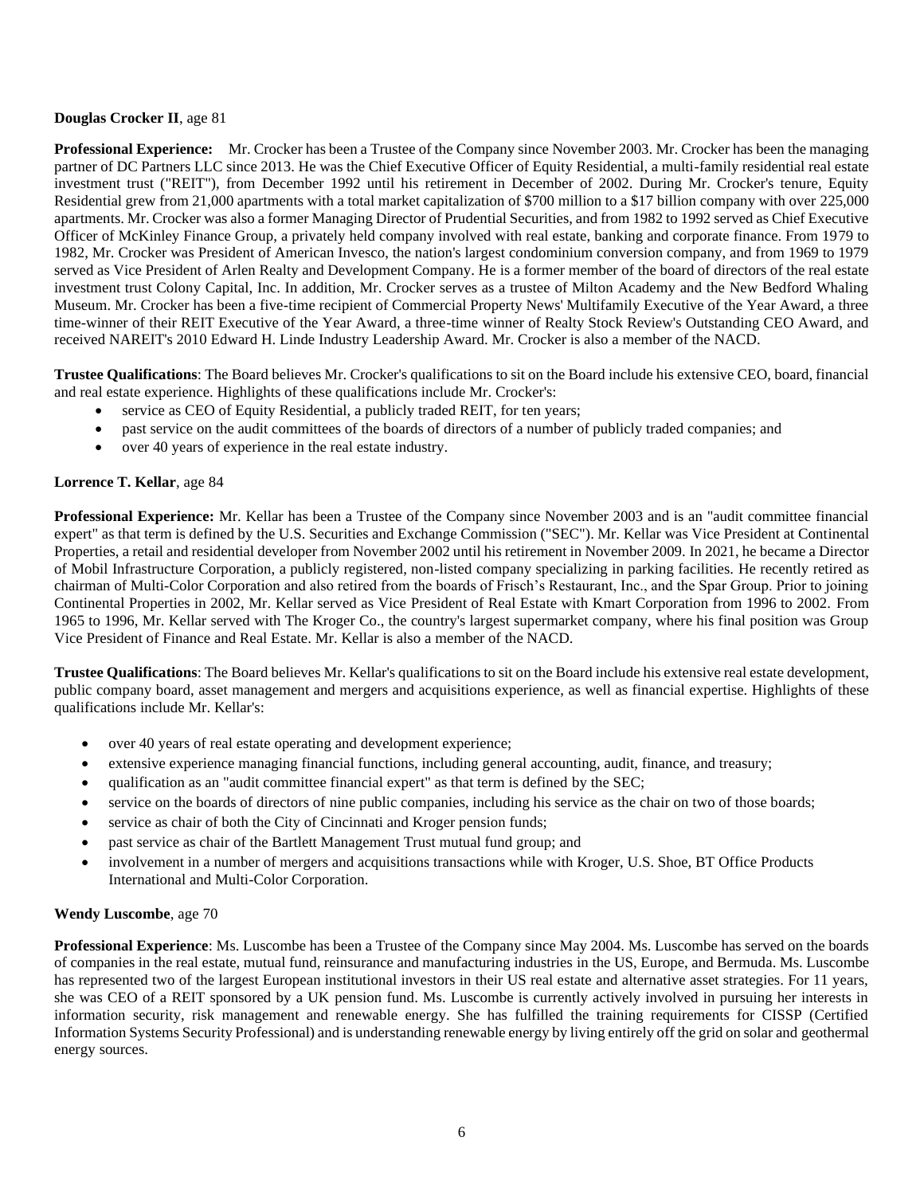**Douglas Crocker II**, age 81

**Professional Experience:** Mr. Crocker has been a Trustee of the Company since November 2003. Mr. Crocker has been the managing partner of DC Partners LLC since 2013. He was the Chief Executive Officer of Equity Residential, a multi-family residential real estate investment trust ("REIT"), from December 1992 until his retirement in December of 2002. During Mr. Crocker's tenure, Equity Residential grew from 21,000 apartments with a total market capitalization of $700 million to a $17 billion company with over 225,000 apartments. Mr. Crocker was also a former Managing Director of Prudential Securities, and from 1982 to 1992 served as Chief Executive Officer of McKinley Finance Group, a privately held company involved with real estate, banking and corporate finance. From 1979 to 1982, Mr. Crocker was President of American Invesco, the nation's largest condominium conversion company, and from 1969 to 1979 served as Vice President of Arlen Realty and Development Company. He is a former member of the board of directors of the real estate investment trust Colony Capital, Inc. In addition, Mr. Crocker serves as a trustee of Milton Academy and the New Bedford Whaling Museum. Mr. Crocker has been a five-time recipient of Commercial Property News' Multifamily Executive of the Year Award, a three time-winner of their REIT Executive of the Year Award, a three-time winner of Realty Stock Review's Outstanding CEO Award, and received NAREIT's 2010 Edward H. Linde Industry Leadership Award. Mr. Crocker is also a member of the NACD.

**Trustee Qualifications**: The Board believes Mr. Crocker's qualifications to sit on the Board include his extensive CEO, board, financial and real estate experience. Highlights of these qualifications include Mr. Crocker's:

- service as CEO of Equity Residential, a publicly traded REIT, for ten years;
- past service on the audit committees of the boards of directors of a number of publicly traded companies; and
- over 40 years of experience in the real estate industry.

**Lorrence T. Kellar**, age 84

**Professional Experience:** Mr. Kellar has been a Trustee of the Company since November 2003 and is an "audit committee financial expert" as that term is defined by the U.S. Securities and Exchange Commission ("SEC"). Mr. Kellar was Vice President at Continental Properties, a retail and residential developer from November 2002 until his retirement in November 2009. In 2021, he became a Director of Mobil Infrastructure Corporation, a publicly registered, non-listed company specializing in parking facilities. He recently retired as chairman of Multi-Color Corporation and also retired from the boards of Frisch's Restaurant, Inc., and the Spar Group. Prior to joining Continental Properties in 2002, Mr. Kellar served as Vice President of Real Estate with Kmart Corporation from 1996 to 2002. From 1965 to 1996, Mr. Kellar served with The Kroger Co., the country's largest supermarket company, where his final position was Group Vice President of Finance and Real Estate. Mr. Kellar is also a member of the NACD.

**Trustee Qualifications**: The Board believes Mr. Kellar's qualifications to sit on the Board include his extensive real estate development, public company board, asset management and mergers and acquisitions experience, as well as financial expertise. Highlights of these qualifications include Mr. Kellar's:

- over 40 years of real estate operating and development experience;
- extensive experience managing financial functions, including general accounting, audit, finance, and treasury;
- qualification as an "audit committee financial expert" as that term is defined by the SEC;
- service on the boards of directors of nine public companies, including his service as the chair on two of those boards;
- service as chair of both the City of Cincinnati and Kroger pension funds;
- past service as chair of the Bartlett Management Trust mutual fund group; and
- involvement in a number of mergers and acquisitions transactions while with Kroger, U.S. Shoe, BT Office Products International and Multi-Color Corporation.

**Wendy Luscombe**, age 70

**Professional Experience**: Ms. Luscombe has been a Trustee of the Company since May 2004. Ms. Luscombe has served on the boards of companies in the real estate, mutual fund, reinsurance and manufacturing industries in the US, Europe, and Bermuda. Ms. Luscombe has represented two of the largest European institutional investors in their US real estate and alternative asset strategies. For 11 years, she was CEO of a REIT sponsored by a UK pension fund. Ms. Luscombe is currently actively involved in pursuing her interests in information security, risk management and renewable energy. She has fulfilled the training requirements for CISSP (Certified Information Systems Security Professional) and is understanding renewable energy by living entirely off the grid on solar and geothermal energy sources.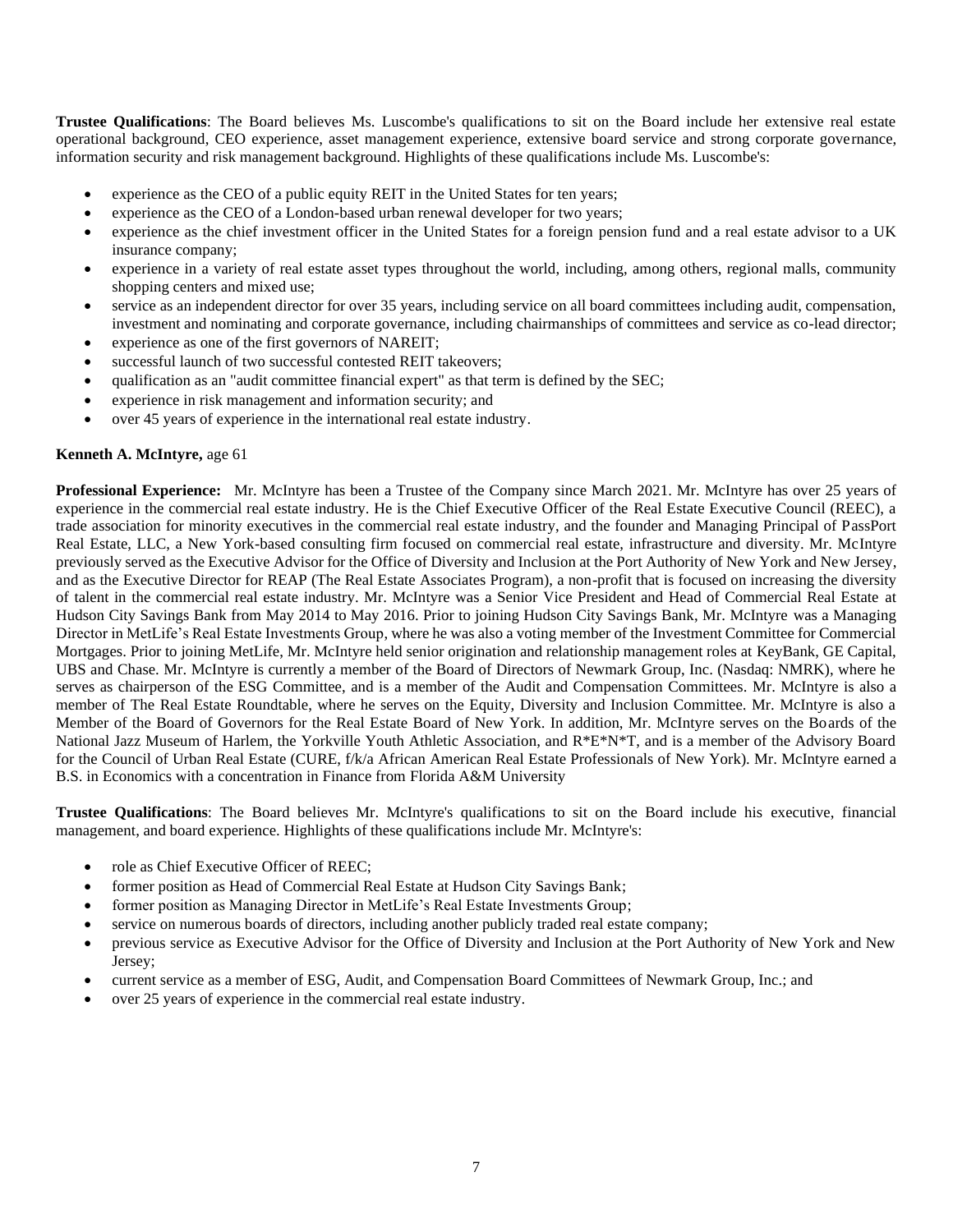**Trustee Qualifications**: The Board believes Ms. Luscombe's qualifications to sit on the Board include her extensive real estate operational background, CEO experience, asset management experience, extensive board service and strong corporate governance, information security and risk management background. Highlights of these qualifications include Ms. Luscombe's:

- experience as the CEO of a public equity REIT in the United States for ten years;
- experience as the CEO of a London-based urban renewal developer for two years;
- experience as the chief investment officer in the United States for a foreign pension fund and a real estate advisor to a UK insurance company;
- experience in a variety of real estate asset types throughout the world, including, among others, regional malls, community shopping centers and mixed use;
- service as an independent director for over 35 years, including service on all board committees including audit, compensation, investment and nominating and corporate governance, including chairmanships of committees and service as co-lead director;
- experience as one of the first governors of NAREIT;
- successful launch of two successful contested REIT takeovers;
- qualification as an "audit committee financial expert" as that term is defined by the SEC;
- experience in risk management and information security; and
- over 45 years of experience in the international real estate industry.

**Kenneth A. McIntyre,** age 61

**Professional Experience:** Mr. McIntyre has been a Trustee of the Company since March 2021. Mr. McIntyre has over 25 years of experience in the commercial real estate industry. He is the Chief Executive Officer of the Real Estate Executive Council (REEC), a trade association for minority executives in the commercial real estate industry, and the founder and Managing Principal of PassPort Real Estate, LLC, a New York-based consulting firm focused on commercial real estate, infrastructure and diversity. Mr. McIntyre previously served as the Executive Advisor for the Office of Diversity and Inclusion at the Port Authority of New York and New Jersey, and as the Executive Director for REAP (The Real Estate Associates Program), a non-profit that is focused on increasing the diversity of talent in the commercial real estate industry. Mr. McIntyre was a Senior Vice President and Head of Commercial Real Estate at Hudson City Savings Bank from May 2014 to May 2016. Prior to joining Hudson City Savings Bank, Mr. McIntyre was a Managing Director in MetLife's Real Estate Investments Group, where he was also a voting member of the Investment Committee for Commercial Mortgages. Prior to joining MetLife, Mr. McIntyre held senior origination and relationship management roles at KeyBank, GE Capital, UBS and Chase. Mr. McIntyre is currently a member of the Board of Directors of Newmark Group, Inc. (Nasdaq: NMRK), where he serves as chairperson of the ESG Committee, and is a member of the Audit and Compensation Committees. Mr. McIntyre is also a member of The Real Estate Roundtable, where he serves on the Equity, Diversity and Inclusion Committee. Mr. McIntyre is also a Member of the Board of Governors for the Real Estate Board of New York. In addition, Mr. McIntyre serves on the Boards of the National Jazz Museum of Harlem, the Yorkville Youth Athletic Association, and R*E*N*T, and is a member of the Advisory Board for the Council of Urban Real Estate (CURE, f/k/a African American Real Estate Professionals of New York). Mr. McIntyre earned a B.S. in Economics with a concentration in Finance from Florida A&M University

**Trustee Qualifications**: The Board believes Mr. McIntyre's qualifications to sit on the Board include his executive, financial management, and board experience. Highlights of these qualifications include Mr. McIntyre's:

- role as Chief Executive Officer of REEC;
- former position as Head of Commercial Real Estate at Hudson City Savings Bank;
- former position as Managing Director in MetLife's Real Estate Investments Group;
- service on numerous boards of directors, including another publicly traded real estate company;
- previous service as Executive Advisor for the Office of Diversity and Inclusion at the Port Authority of New York and New Jersey;
- current service as a member of ESG, Audit, and Compensation Board Committees of Newmark Group, Inc.; and
- over 25 years of experience in the commercial real estate industry.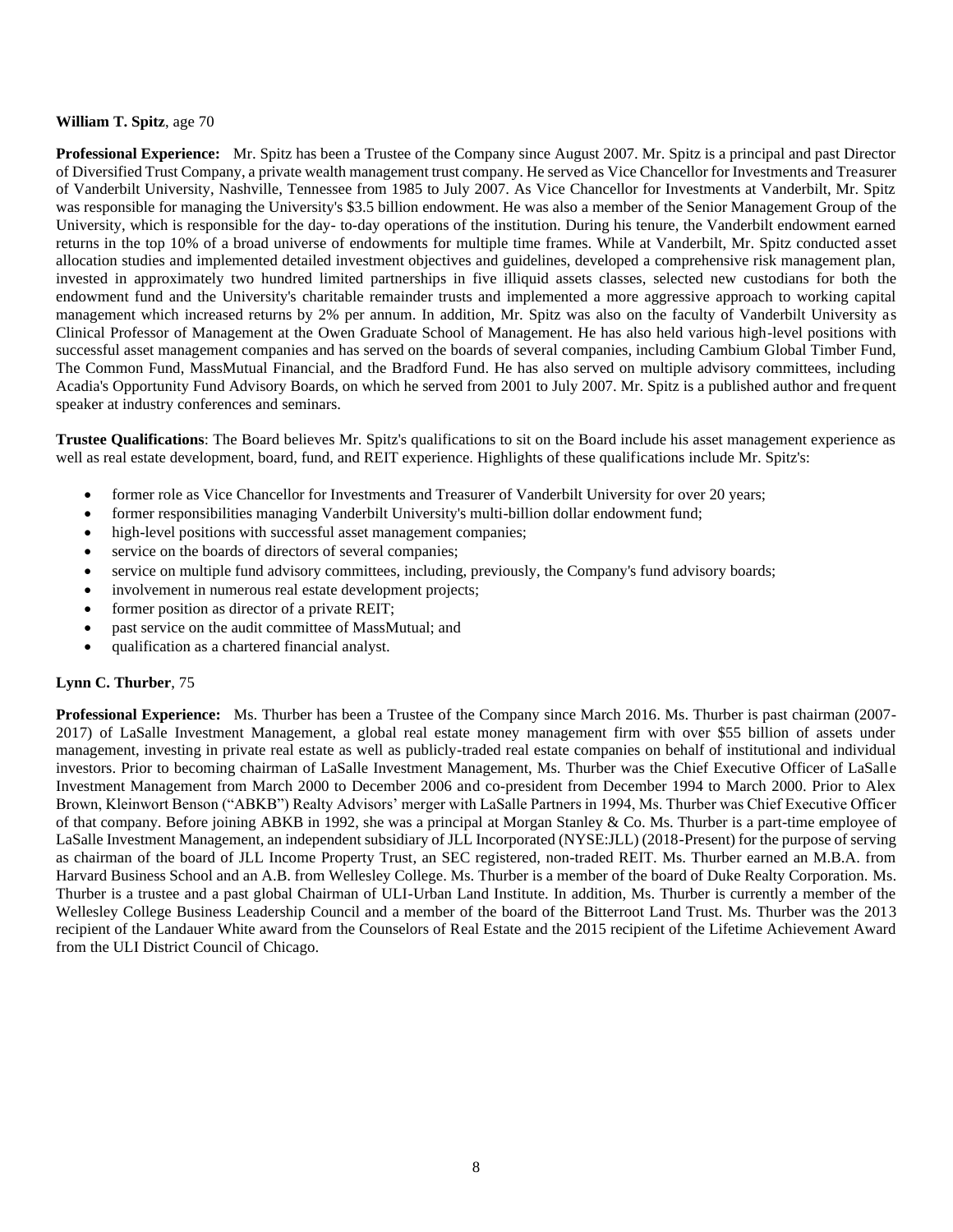**William T. Spitz**, age 70

**Professional Experience:** Mr. Spitz has been a Trustee of the Company since August 2007. Mr. Spitz is a principal and past Director of Diversified Trust Company, a private wealth management trust company. He served as Vice Chancellor for Investments and Treasurer of Vanderbilt University, Nashville, Tennessee from 1985 to July 2007. As Vice Chancellor for Investments at Vanderbilt, Mr. Spitz was responsible for managing the University's $3.5 billion endowment. He was also a member of the Senior Management Group of the University, which is responsible for the day- to-day operations of the institution. During his tenure, the Vanderbilt endowment earned returns in the top 10% of a broad universe of endowments for multiple time frames. While at Vanderbilt, Mr. Spitz conducted asset allocation studies and implemented detailed investment objectives and guidelines, developed a comprehensive risk management plan, invested in approximately two hundred limited partnerships in five illiquid assets classes, selected new custodians for both the endowment fund and the University's charitable remainder trusts and implemented a more aggressive approach to working capital management which increased returns by 2% per annum. In addition, Mr. Spitz was also on the faculty of Vanderbilt University as Clinical Professor of Management at the Owen Graduate School of Management. He has also held various high-level positions with successful asset management companies and has served on the boards of several companies, including Cambium Global Timber Fund, The Common Fund, MassMutual Financial, and the Bradford Fund. He has also served on multiple advisory committees, including Acadia's Opportunity Fund Advisory Boards, on which he served from 2001 to July 2007. Mr. Spitz is a published author and frequent speaker at industry conferences and seminars.

**Trustee Qualifications**: The Board believes Mr. Spitz's qualifications to sit on the Board include his asset management experience as well as real estate development, board, fund, and REIT experience. Highlights of these qualifications include Mr. Spitz's:

- former role as Vice Chancellor for Investments and Treasurer of Vanderbilt University for over 20 years;
- former responsibilities managing Vanderbilt University's multi-billion dollar endowment fund;
- high-level positions with successful asset management companies;
- service on the boards of directors of several companies;
- service on multiple fund advisory committees, including, previously, the Company's fund advisory boards;
- involvement in numerous real estate development projects;
- former position as director of a private REIT;
- past service on the audit committee of MassMutual; and
- qualification as a chartered financial analyst.

**Lynn C. Thurber**, 75

**Professional Experience:** Ms. Thurber has been a Trustee of the Company since March 2016. Ms. Thurber is past chairman (2007-2017) of LaSalle Investment Management, a global real estate money management firm with over $55 billion of assets under management, investing in private real estate as well as publicly-traded real estate companies on behalf of institutional and individual investors. Prior to becoming chairman of LaSalle Investment Management, Ms. Thurber was the Chief Executive Officer of LaSalle Investment Management from March 2000 to December 2006 and co-president from December 1994 to March 2000. Prior to Alex Brown, Kleinwort Benson ("ABKB") Realty Advisors' merger with LaSalle Partners in 1994, Ms. Thurber was Chief Executive Officer of that company. Before joining ABKB in 1992, she was a principal at Morgan Stanley & Co. Ms. Thurber is a part-time employee of LaSalle Investment Management, an independent subsidiary of JLL Incorporated (NYSE:JLL) (2018-Present) for the purpose of serving as chairman of the board of JLL Income Property Trust, an SEC registered, non-traded REIT. Ms. Thurber earned an M.B.A. from Harvard Business School and an A.B. from Wellesley College. Ms. Thurber is a member of the board of Duke Realty Corporation. Ms. Thurber is a trustee and a past global Chairman of ULI-Urban Land Institute. In addition, Ms. Thurber is currently a member of the Wellesley College Business Leadership Council and a member of the board of the Bitterroot Land Trust. Ms. Thurber was the 2013 recipient of the Landauer White award from the Counselors of Real Estate and the 2015 recipient of the Lifetime Achievement Award from the ULI District Council of Chicago.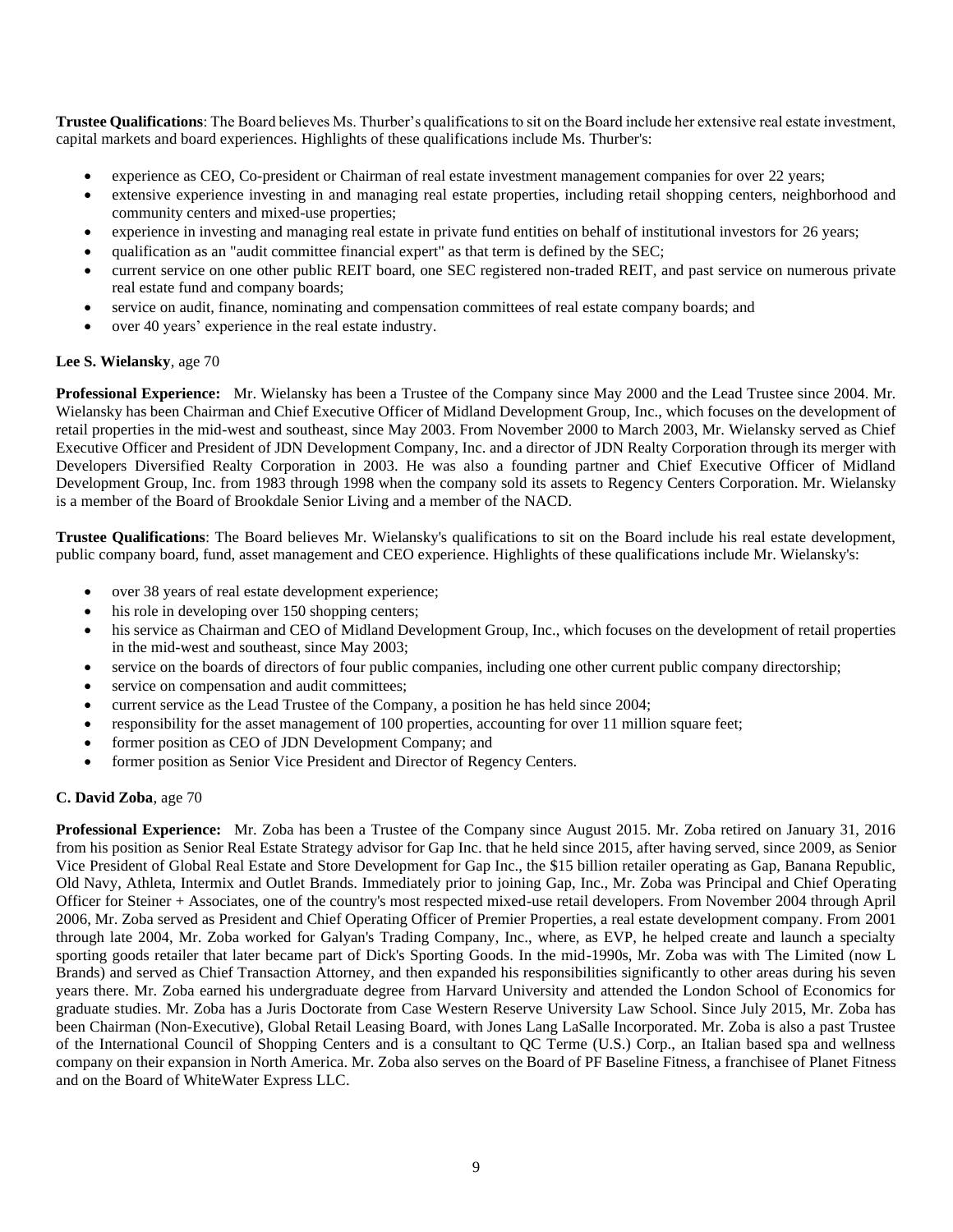**Trustee Qualifications**: The Board believes Ms. Thurber's qualifications to sit on the Board include her extensive real estate investment, capital markets and board experiences. Highlights of these qualifications include Ms. Thurber's:

- experience as CEO, Co-president or Chairman of real estate investment management companies for over 22 years;
- extensive experience investing in and managing real estate properties, including retail shopping centers, neighborhood and community centers and mixed-use properties;
- experience in investing and managing real estate in private fund entities on behalf of institutional investors for 26 years;
- qualification as an "audit committee financial expert" as that term is defined by the SEC;
- current service on one other public REIT board, one SEC registered non-traded REIT, and past service on numerous private real estate fund and company boards;
- service on audit, finance, nominating and compensation committees of real estate company boards; and
- over 40 years' experience in the real estate industry.

**Lee S. Wielansky**, age 70

**Professional Experience:** Mr. Wielansky has been a Trustee of the Company since May 2000 and the Lead Trustee since 2004. Mr. Wielansky has been Chairman and Chief Executive Officer of Midland Development Group, Inc., which focuses on the development of retail properties in the mid-west and southeast, since May 2003. From November 2000 to March 2003, Mr. Wielansky served as Chief Executive Officer and President of JDN Development Company, Inc. and a director of JDN Realty Corporation through its merger with Developers Diversified Realty Corporation in 2003. He was also a founding partner and Chief Executive Officer of Midland Development Group, Inc. from 1983 through 1998 when the company sold its assets to Regency Centers Corporation. Mr. Wielansky is a member of the Board of Brookdale Senior Living and a member of the NACD.

**Trustee Qualifications**: The Board believes Mr. Wielansky's qualifications to sit on the Board include his real estate development, public company board, fund, asset management and CEO experience. Highlights of these qualifications include Mr. Wielansky's:

- over 38 years of real estate development experience;
- his role in developing over 150 shopping centers;
- his service as Chairman and CEO of Midland Development Group, Inc., which focuses on the development of retail properties in the mid-west and southeast, since May 2003;
- service on the boards of directors of four public companies, including one other current public company directorship;
- service on compensation and audit committees;
- current service as the Lead Trustee of the Company, a position he has held since 2004;
- responsibility for the asset management of 100 properties, accounting for over 11 million square feet;
- former position as CEO of JDN Development Company; and
- former position as Senior Vice President and Director of Regency Centers.

**C. David Zoba**, age 70

**Professional Experience:** Mr. Zoba has been a Trustee of the Company since August 2015. Mr. Zoba retired on January 31, 2016 from his position as Senior Real Estate Strategy advisor for Gap Inc. that he held since 2015, after having served, since 2009, as Senior Vice President of Global Real Estate and Store Development for Gap Inc., the $15 billion retailer operating as Gap, Banana Republic, Old Navy, Athleta, Intermix and Outlet Brands. Immediately prior to joining Gap, Inc., Mr. Zoba was Principal and Chief Operating Officer for Steiner + Associates, one of the country's most respected mixed-use retail developers. From November 2004 through April 2006, Mr. Zoba served as President and Chief Operating Officer of Premier Properties, a real estate development company. From 2001 through late 2004, Mr. Zoba worked for Galyan's Trading Company, Inc., where, as EVP, he helped create and launch a specialty sporting goods retailer that later became part of Dick's Sporting Goods. In the mid-1990s, Mr. Zoba was with The Limited (now L Brands) and served as Chief Transaction Attorney, and then expanded his responsibilities significantly to other areas during his seven years there. Mr. Zoba earned his undergraduate degree from Harvard University and attended the London School of Economics for graduate studies. Mr. Zoba has a Juris Doctorate from Case Western Reserve University Law School. Since July 2015, Mr. Zoba has been Chairman (Non-Executive), Global Retail Leasing Board, with Jones Lang LaSalle Incorporated. Mr. Zoba is also a past Trustee of the International Council of Shopping Centers and is a consultant to QC Terme (U.S.) Corp., an Italian based spa and wellness company on their expansion in North America. Mr. Zoba also serves on the Board of PF Baseline Fitness, a franchisee of Planet Fitness and on the Board of WhiteWater Express LLC.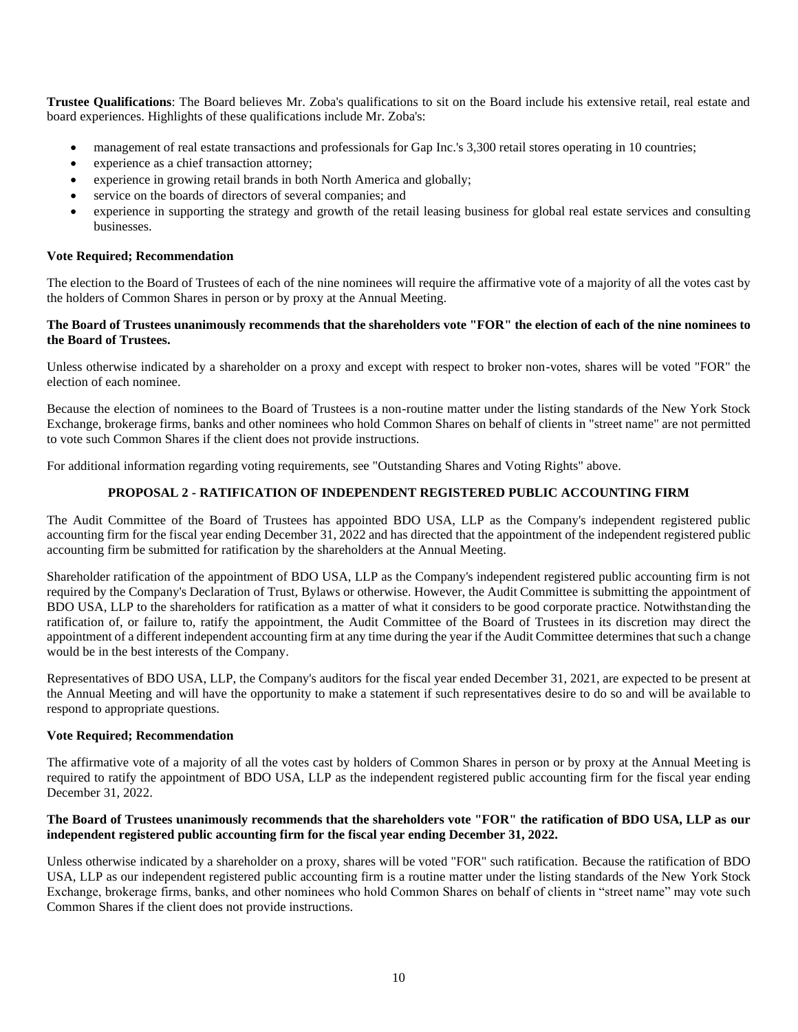**Trustee Qualifications**: The Board believes Mr. Zoba's qualifications to sit on the Board include his extensive retail, real estate and board experiences. Highlights of these qualifications include Mr. Zoba's:

- management of real estate transactions and professionals for Gap Inc.'s 3,300 retail stores operating in 10 countries;
- experience as a chief transaction attorney;
- experience in growing retail brands in both North America and globally;
- service on the boards of directors of several companies; and
- experience in supporting the strategy and growth of the retail leasing business for global real estate services and consulting businesses.

**Vote Required; Recommendation**

The election to the Board of Trustees of each of the nine nominees will require the affirmative vote of a majority of all the votes cast by the holders of Common Shares in person or by proxy at the Annual Meeting.

**The Board of Trustees unanimously recommends that the shareholders vote "FOR" the election of each of the nine nominees to the Board of Trustees.**

Unless otherwise indicated by a shareholder on a proxy and except with respect to broker non-votes, shares will be voted "FOR" the election of each nominee.

Because the election of nominees to the Board of Trustees is a non-routine matter under the listing standards of the New York Stock Exchange, brokerage firms, banks and other nominees who hold Common Shares on behalf of clients in "street name" are not permitted to vote such Common Shares if the client does not provide instructions.

For additional information regarding voting requirements, see "Outstanding Shares and Voting Rights" above.

## PROPOSAL 2 - RATIFICATION OF INDEPENDENT REGISTERED PUBLIC ACCOUNTING FIRM

The Audit Committee of the Board of Trustees has appointed BDO USA, LLP as the Company's independent registered public accounting firm for the fiscal year ending December 31, 2022 and has directed that the appointment of the independent registered public accounting firm be submitted for ratification by the shareholders at the Annual Meeting.

Shareholder ratification of the appointment of BDO USA, LLP as the Company's independent registered public accounting firm is not required by the Company's Declaration of Trust, Bylaws or otherwise. However, the Audit Committee is submitting the appointment of BDO USA, LLP to the shareholders for ratification as a matter of what it considers to be good corporate practice. Notwithstanding the ratification of, or failure to, ratify the appointment, the Audit Committee of the Board of Trustees in its discretion may direct the appointment of a different independent accounting firm at any time during the year if the Audit Committee determines that such a change would be in the best interests of the Company.

Representatives of BDO USA, LLP, the Company's auditors for the fiscal year ended December 31, 2021, are expected to be present at the Annual Meeting and will have the opportunity to make a statement if such representatives desire to do so and will be available to respond to appropriate questions.

**Vote Required; Recommendation**

The affirmative vote of a majority of all the votes cast by holders of Common Shares in person or by proxy at the Annual Meeting is required to ratify the appointment of BDO USA, LLP as the independent registered public accounting firm for the fiscal year ending December 31, 2022.

**The Board of Trustees unanimously recommends that the shareholders vote "FOR" the ratification of BDO USA, LLP as our independent registered public accounting firm for the fiscal year ending December 31, 2022.**

Unless otherwise indicated by a shareholder on a proxy, shares will be voted "FOR" such ratification. Because the ratification of BDO USA, LLP as our independent registered public accounting firm is a routine matter under the listing standards of the New York Stock Exchange, brokerage firms, banks, and other nominees who hold Common Shares on behalf of clients in "street name" may vote such Common Shares if the client does not provide instructions.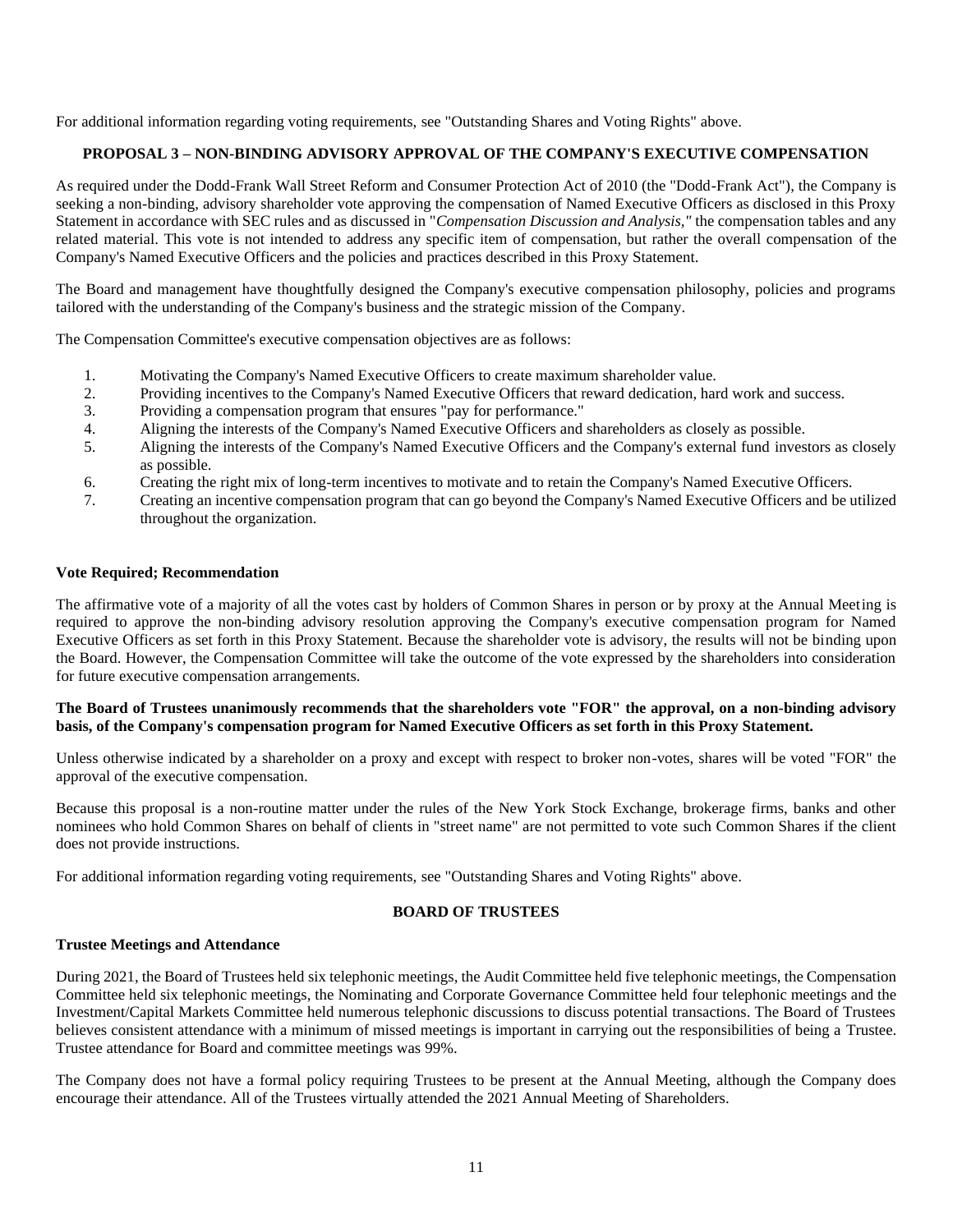For additional information regarding voting requirements, see "Outstanding Shares and Voting Rights" above.

## PROPOSAL 3 – NON-BINDING ADVISORY APPROVAL OF THE COMPANY'S EXECUTIVE COMPENSATION

As required under the Dodd-Frank Wall Street Reform and Consumer Protection Act of 2010 (the "Dodd-Frank Act"), the Company is seeking a non-binding, advisory shareholder vote approving the compensation of Named Executive Officers as disclosed in this Proxy Statement in accordance with SEC rules and as discussed in "*Compensation Discussion and Analysis,"* the compensation tables and any related material. This vote is not intended to address any specific item of compensation, but rather the overall compensation of the Company's Named Executive Officers and the policies and practices described in this Proxy Statement.

The Board and management have thoughtfully designed the Company's executive compensation philosophy, policies and programs tailored with the understanding of the Company's business and the strategic mission of the Company.

The Compensation Committee's executive compensation objectives are as follows:

1. Motivating the Company's Named Executive Officers to create maximum shareholder value.
2. Providing incentives to the Company's Named Executive Officers that reward dedication, hard work and success.
3. Providing a compensation program that ensures "pay for performance."
4. Aligning the interests of the Company's Named Executive Officers and shareholders as closely as possible.
5. Aligning the interests of the Company's Named Executive Officers and the Company's external fund investors as closely as possible.
6. Creating the right mix of long-term incentives to motivate and to retain the Company's Named Executive Officers.
7. Creating an incentive compensation program that can go beyond the Company's Named Executive Officers and be utilized throughout the organization.

### Vote Required; Recommendation

The affirmative vote of a majority of all the votes cast by holders of Common Shares in person or by proxy at the Annual Meeting is required to approve the non-binding advisory resolution approving the Company's executive compensation program for Named Executive Officers as set forth in this Proxy Statement. Because the shareholder vote is advisory, the results will not be binding upon the Board. However, the Compensation Committee will take the outcome of the vote expressed by the shareholders into consideration for future executive compensation arrangements.

**The Board of Trustees unanimously recommends that the shareholders vote "FOR" the approval, on a non-binding advisory basis, of the Company's compensation program for Named Executive Officers as set forth in this Proxy Statement.**

Unless otherwise indicated by a shareholder on a proxy and except with respect to broker non-votes, shares will be voted "FOR" the approval of the executive compensation.

Because this proposal is a non-routine matter under the rules of the New York Stock Exchange, brokerage firms, banks and other nominees who hold Common Shares on behalf of clients in "street name" are not permitted to vote such Common Shares if the client does not provide instructions.

For additional information regarding voting requirements, see "Outstanding Shares and Voting Rights" above.

## BOARD OF TRUSTEES

### Trustee Meetings and Attendance

During 2021, the Board of Trustees held six telephonic meetings, the Audit Committee held five telephonic meetings, the Compensation Committee held six telephonic meetings, the Nominating and Corporate Governance Committee held four telephonic meetings and the Investment/Capital Markets Committee held numerous telephonic discussions to discuss potential transactions. The Board of Trustees believes consistent attendance with a minimum of missed meetings is important in carrying out the responsibilities of being a Trustee. Trustee attendance for Board and committee meetings was 99%.

The Company does not have a formal policy requiring Trustees to be present at the Annual Meeting, although the Company does encourage their attendance. All of the Trustees virtually attended the 2021 Annual Meeting of Shareholders.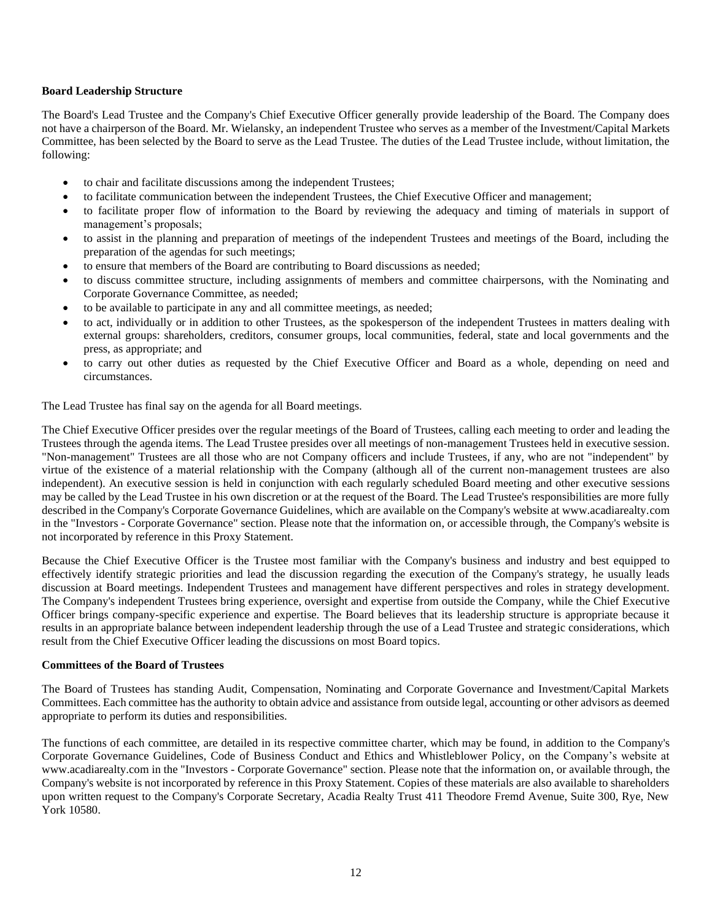**Board Leadership Structure**

The Board's Lead Trustee and the Company's Chief Executive Officer generally provide leadership of the Board. The Company does not have a chairperson of the Board. Mr. Wielansky, an independent Trustee who serves as a member of the Investment/Capital Markets Committee, has been selected by the Board to serve as the Lead Trustee. The duties of the Lead Trustee include, without limitation, the following:

- to chair and facilitate discussions among the independent Trustees;
- to facilitate communication between the independent Trustees, the Chief Executive Officer and management;
- to facilitate proper flow of information to the Board by reviewing the adequacy and timing of materials in support of management's proposals;
- to assist in the planning and preparation of meetings of the independent Trustees and meetings of the Board, including the preparation of the agendas for such meetings;
- to ensure that members of the Board are contributing to Board discussions as needed;
- to discuss committee structure, including assignments of members and committee chairpersons, with the Nominating and Corporate Governance Committee, as needed;
- to be available to participate in any and all committee meetings, as needed;
- to act, individually or in addition to other Trustees, as the spokesperson of the independent Trustees in matters dealing with external groups: shareholders, creditors, consumer groups, local communities, federal, state and local governments and the press, as appropriate; and
- to carry out other duties as requested by the Chief Executive Officer and Board as a whole, depending on need and circumstances.

The Lead Trustee has final say on the agenda for all Board meetings.

The Chief Executive Officer presides over the regular meetings of the Board of Trustees, calling each meeting to order and leading the Trustees through the agenda items. The Lead Trustee presides over all meetings of non-management Trustees held in executive session. "Non-management" Trustees are all those who are not Company officers and include Trustees, if any, who are not "independent" by virtue of the existence of a material relationship with the Company (although all of the current non-management trustees are also independent). An executive session is held in conjunction with each regularly scheduled Board meeting and other executive sessions may be called by the Lead Trustee in his own discretion or at the request of the Board. The Lead Trustee's responsibilities are more fully described in the Company's Corporate Governance Guidelines, which are available on the Company's website at www.acadiarealty.com in the "Investors - Corporate Governance" section. Please note that the information on, or accessible through, the Company's website is not incorporated by reference in this Proxy Statement.

Because the Chief Executive Officer is the Trustee most familiar with the Company's business and industry and best equipped to effectively identify strategic priorities and lead the discussion regarding the execution of the Company's strategy, he usually leads discussion at Board meetings. Independent Trustees and management have different perspectives and roles in strategy development. The Company's independent Trustees bring experience, oversight and expertise from outside the Company, while the Chief Executive Officer brings company-specific experience and expertise. The Board believes that its leadership structure is appropriate because it results in an appropriate balance between independent leadership through the use of a Lead Trustee and strategic considerations, which result from the Chief Executive Officer leading the discussions on most Board topics.

**Committees of the Board of Trustees**

The Board of Trustees has standing Audit, Compensation, Nominating and Corporate Governance and Investment/Capital Markets Committees. Each committee has the authority to obtain advice and assistance from outside legal, accounting or other advisors as deemed appropriate to perform its duties and responsibilities.

The functions of each committee, are detailed in its respective committee charter, which may be found, in addition to the Company's Corporate Governance Guidelines, Code of Business Conduct and Ethics and Whistleblower Policy, on the Company's website at www.acadiarealty.com in the "Investors - Corporate Governance" section. Please note that the information on, or available through, the Company's website is not incorporated by reference in this Proxy Statement. Copies of these materials are also available to shareholders upon written request to the Company's Corporate Secretary, Acadia Realty Trust 411 Theodore Fremd Avenue, Suite 300, Rye, New York 10580.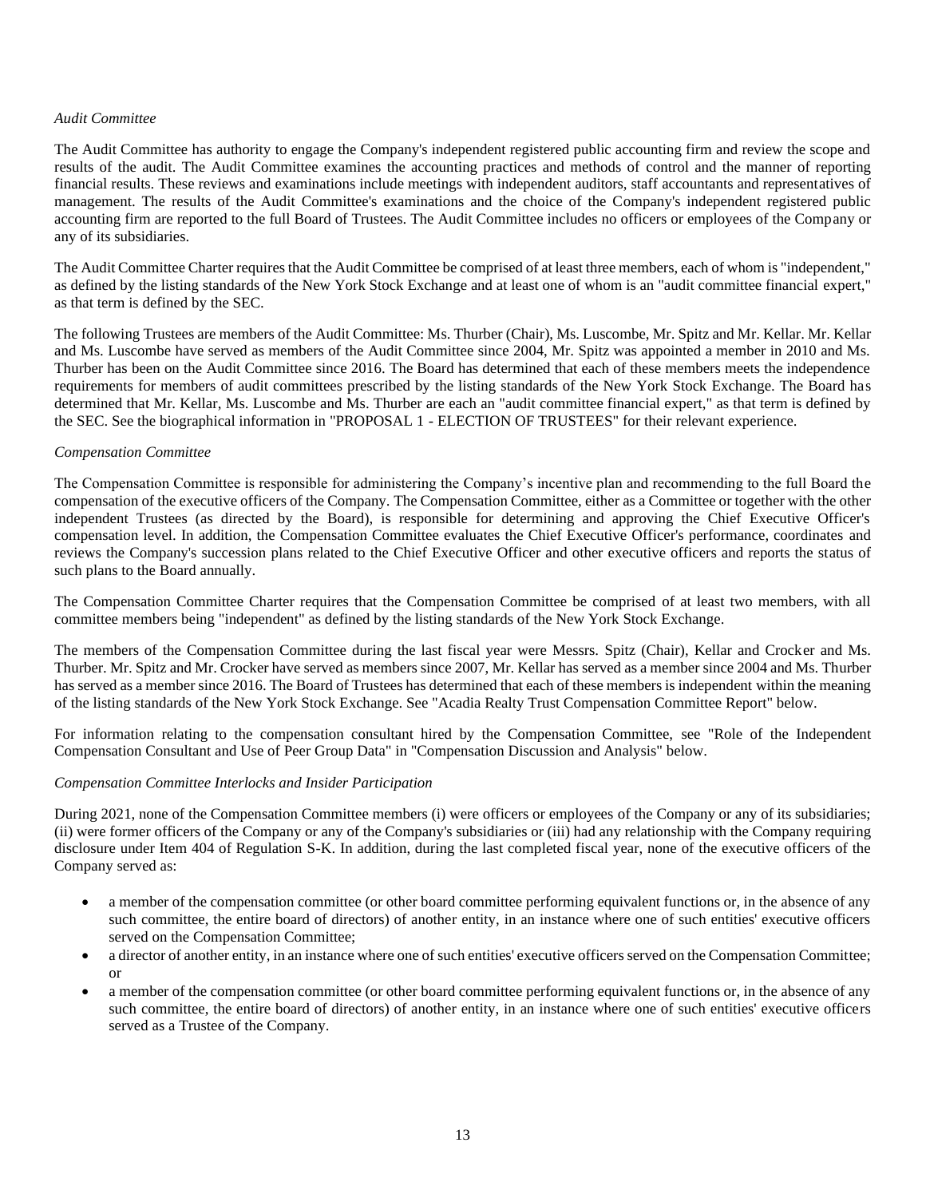*Audit Committee*

The Audit Committee has authority to engage the Company's independent registered public accounting firm and review the scope and results of the audit. The Audit Committee examines the accounting practices and methods of control and the manner of reporting financial results. These reviews and examinations include meetings with independent auditors, staff accountants and representatives of management. The results of the Audit Committee's examinations and the choice of the Company's independent registered public accounting firm are reported to the full Board of Trustees. The Audit Committee includes no officers or employees of the Company or any of its subsidiaries.

The Audit Committee Charter requires that the Audit Committee be comprised of at least three members, each of whom is "independent," as defined by the listing standards of the New York Stock Exchange and at least one of whom is an "audit committee financial expert," as that term is defined by the SEC.

The following Trustees are members of the Audit Committee: Ms. Thurber (Chair), Ms. Luscombe, Mr. Spitz and Mr. Kellar. Mr. Kellar and Ms. Luscombe have served as members of the Audit Committee since 2004, Mr. Spitz was appointed a member in 2010 and Ms. Thurber has been on the Audit Committee since 2016. The Board has determined that each of these members meets the independence requirements for members of audit committees prescribed by the listing standards of the New York Stock Exchange. The Board has determined that Mr. Kellar, Ms. Luscombe and Ms. Thurber are each an "audit committee financial expert," as that term is defined by the SEC. See the biographical information in "PROPOSAL 1 - ELECTION OF TRUSTEES" for their relevant experience.

*Compensation Committee*

The Compensation Committee is responsible for administering the Company's incentive plan and recommending to the full Board the compensation of the executive officers of the Company. The Compensation Committee, either as a Committee or together with the other independent Trustees (as directed by the Board), is responsible for determining and approving the Chief Executive Officer's compensation level. In addition, the Compensation Committee evaluates the Chief Executive Officer's performance, coordinates and reviews the Company's succession plans related to the Chief Executive Officer and other executive officers and reports the status of such plans to the Board annually.

The Compensation Committee Charter requires that the Compensation Committee be comprised of at least two members, with all committee members being "independent" as defined by the listing standards of the New York Stock Exchange.

The members of the Compensation Committee during the last fiscal year were Messrs. Spitz (Chair), Kellar and Crocker and Ms. Thurber. Mr. Spitz and Mr. Crocker have served as members since 2007, Mr. Kellar has served as a member since 2004 and Ms. Thurber has served as a member since 2016. The Board of Trustees has determined that each of these members is independent within the meaning of the listing standards of the New York Stock Exchange. See "Acadia Realty Trust Compensation Committee Report" below.

For information relating to the compensation consultant hired by the Compensation Committee, see "Role of the Independent Compensation Consultant and Use of Peer Group Data" in "Compensation Discussion and Analysis" below.

*Compensation Committee Interlocks and Insider Participation*

During 2021, none of the Compensation Committee members (i) were officers or employees of the Company or any of its subsidiaries; (ii) were former officers of the Company or any of the Company's subsidiaries or (iii) had any relationship with the Company requiring disclosure under Item 404 of Regulation S-K. In addition, during the last completed fiscal year, none of the executive officers of the Company served as:

- a member of the compensation committee (or other board committee performing equivalent functions or, in the absence of any such committee, the entire board of directors) of another entity, in an instance where one of such entities' executive officers served on the Compensation Committee;
- a director of another entity, in an instance where one of such entities' executive officers served on the Compensation Committee; or
- a member of the compensation committee (or other board committee performing equivalent functions or, in the absence of any such committee, the entire board of directors) of another entity, in an instance where one of such entities' executive officers served as a Trustee of the Company.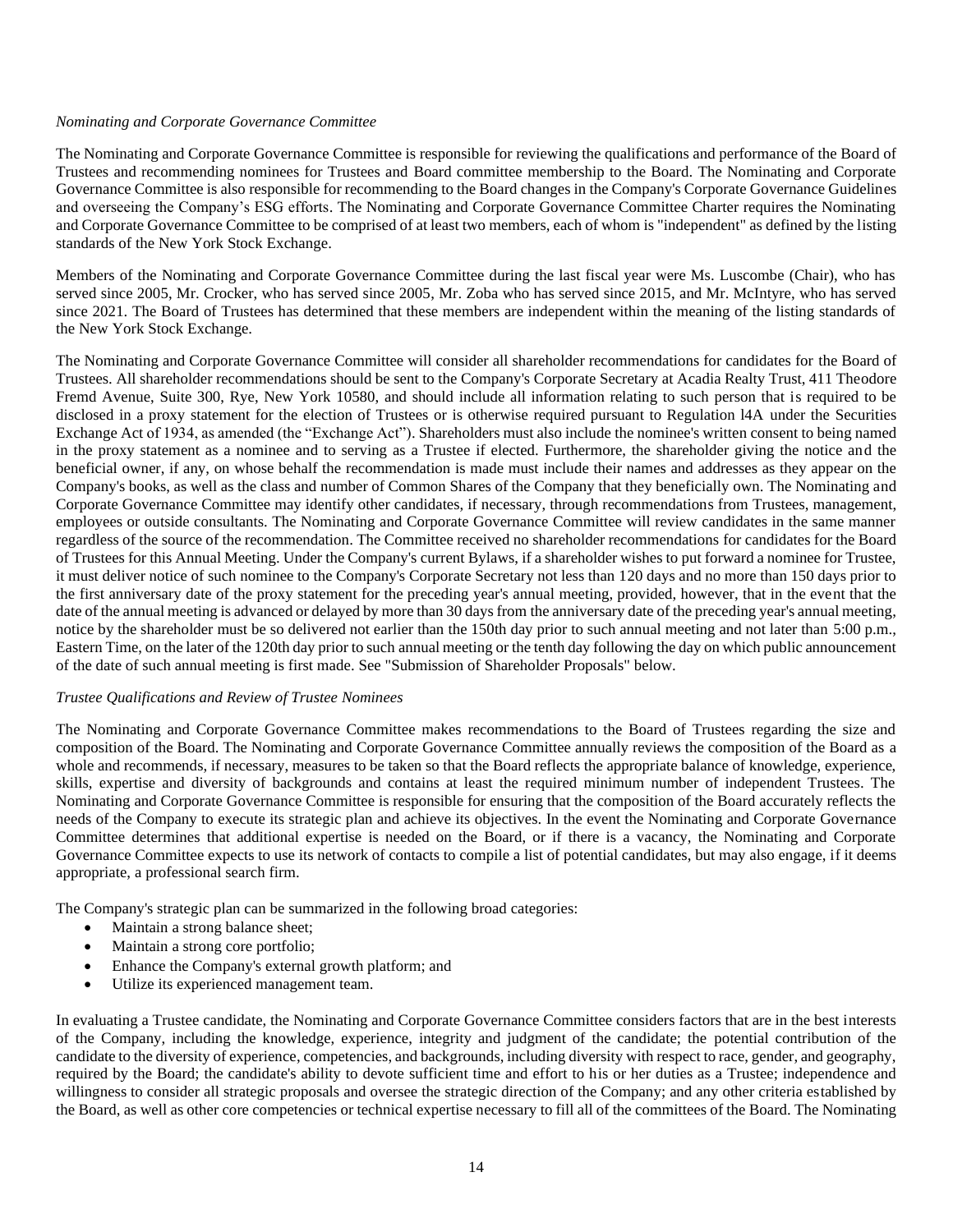*Nominating and Corporate Governance Committee*

The Nominating and Corporate Governance Committee is responsible for reviewing the qualifications and performance of the Board of Trustees and recommending nominees for Trustees and Board committee membership to the Board. The Nominating and Corporate Governance Committee is also responsible for recommending to the Board changes in the Company's Corporate Governance Guidelines and overseeing the Company's ESG efforts. The Nominating and Corporate Governance Committee Charter requires the Nominating and Corporate Governance Committee to be comprised of at least two members, each of whom is "independent" as defined by the listing standards of the New York Stock Exchange.

Members of the Nominating and Corporate Governance Committee during the last fiscal year were Ms. Luscombe (Chair), who has served since 2005, Mr. Crocker, who has served since 2005, Mr. Zoba who has served since 2015, and Mr. McIntyre, who has served since 2021. The Board of Trustees has determined that these members are independent within the meaning of the listing standards of the New York Stock Exchange.

The Nominating and Corporate Governance Committee will consider all shareholder recommendations for candidates for the Board of Trustees. All shareholder recommendations should be sent to the Company's Corporate Secretary at Acadia Realty Trust, 411 Theodore Fremd Avenue, Suite 300, Rye, New York 10580, and should include all information relating to such person that is required to be disclosed in a proxy statement for the election of Trustees or is otherwise required pursuant to Regulation l4A under the Securities Exchange Act of 1934, as amended (the "Exchange Act"). Shareholders must also include the nominee's written consent to being named in the proxy statement as a nominee and to serving as a Trustee if elected. Furthermore, the shareholder giving the notice and the beneficial owner, if any, on whose behalf the recommendation is made must include their names and addresses as they appear on the Company's books, as well as the class and number of Common Shares of the Company that they beneficially own. The Nominating and Corporate Governance Committee may identify other candidates, if necessary, through recommendations from Trustees, management, employees or outside consultants. The Nominating and Corporate Governance Committee will review candidates in the same manner regardless of the source of the recommendation. The Committee received no shareholder recommendations for candidates for the Board of Trustees for this Annual Meeting. Under the Company's current Bylaws, if a shareholder wishes to put forward a nominee for Trustee, it must deliver notice of such nominee to the Company's Corporate Secretary not less than 120 days and no more than 150 days prior to the first anniversary date of the proxy statement for the preceding year's annual meeting, provided, however, that in the event that the date of the annual meeting is advanced or delayed by more than 30 days from the anniversary date of the preceding year's annual meeting, notice by the shareholder must be so delivered not earlier than the 150th day prior to such annual meeting and not later than 5:00 p.m., Eastern Time, on the later of the 120th day prior to such annual meeting or the tenth day following the day on which public announcement of the date of such annual meeting is first made. See "Submission of Shareholder Proposals" below.

*Trustee Qualifications and Review of Trustee Nominees*

The Nominating and Corporate Governance Committee makes recommendations to the Board of Trustees regarding the size and composition of the Board. The Nominating and Corporate Governance Committee annually reviews the composition of the Board as a whole and recommends, if necessary, measures to be taken so that the Board reflects the appropriate balance of knowledge, experience, skills, expertise and diversity of backgrounds and contains at least the required minimum number of independent Trustees. The Nominating and Corporate Governance Committee is responsible for ensuring that the composition of the Board accurately reflects the needs of the Company to execute its strategic plan and achieve its objectives. In the event the Nominating and Corporate Governance Committee determines that additional expertise is needed on the Board, or if there is a vacancy, the Nominating and Corporate Governance Committee expects to use its network of contacts to compile a list of potential candidates, but may also engage, if it deems appropriate, a professional search firm.

The Company's strategic plan can be summarized in the following broad categories:

- Maintain a strong balance sheet;
- Maintain a strong core portfolio;
- Enhance the Company's external growth platform; and
- Utilize its experienced management team.

In evaluating a Trustee candidate, the Nominating and Corporate Governance Committee considers factors that are in the best interests of the Company, including the knowledge, experience, integrity and judgment of the candidate; the potential contribution of the candidate to the diversity of experience, competencies, and backgrounds, including diversity with respect to race, gender, and geography, required by the Board; the candidate's ability to devote sufficient time and effort to his or her duties as a Trustee; independence and willingness to consider all strategic proposals and oversee the strategic direction of the Company; and any other criteria established by the Board, as well as other core competencies or technical expertise necessary to fill all of the committees of the Board. The Nominating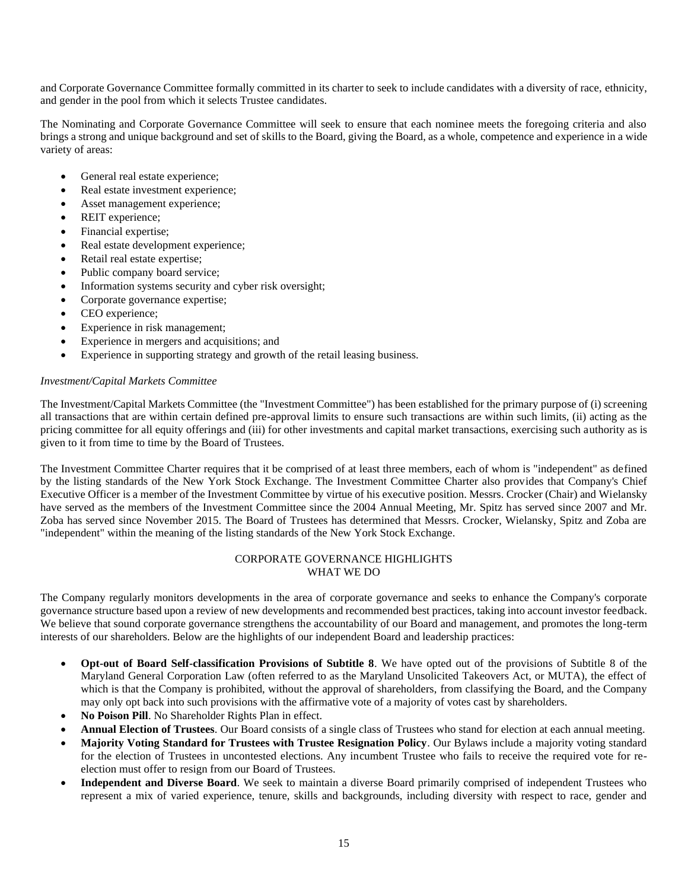and Corporate Governance Committee formally committed in its charter to seek to include candidates with a diversity of race, ethnicity, and gender in the pool from which it selects Trustee candidates.

The Nominating and Corporate Governance Committee will seek to ensure that each nominee meets the foregoing criteria and also brings a strong and unique background and set of skills to the Board, giving the Board, as a whole, competence and experience in a wide variety of areas:

- General real estate experience;
- Real estate investment experience;
- Asset management experience;
- REIT experience;
- Financial expertise;
- Real estate development experience;
- Retail real estate expertise;
- Public company board service;
- Information systems security and cyber risk oversight;
- Corporate governance expertise;
- CEO experience;
- Experience in risk management;
- Experience in mergers and acquisitions; and
- Experience in supporting strategy and growth of the retail leasing business.

*Investment/Capital Markets Committee*

The Investment/Capital Markets Committee (the "Investment Committee") has been established for the primary purpose of (i) screening all transactions that are within certain defined pre-approval limits to ensure such transactions are within such limits, (ii) acting as the pricing committee for all equity offerings and (iii) for other investments and capital market transactions, exercising such authority as is given to it from time to time by the Board of Trustees.

The Investment Committee Charter requires that it be comprised of at least three members, each of whom is "independent" as defined by the listing standards of the New York Stock Exchange. The Investment Committee Charter also provides that Company's Chief Executive Officer is a member of the Investment Committee by virtue of his executive position. Messrs. Crocker (Chair) and Wielansky have served as the members of the Investment Committee since the 2004 Annual Meeting, Mr. Spitz has served since 2007 and Mr. Zoba has served since November 2015. The Board of Trustees has determined that Messrs. Crocker, Wielansky, Spitz and Zoba are "independent" within the meaning of the listing standards of the New York Stock Exchange.

## CORPORATE GOVERNANCE HIGHLIGHTS
## WHAT WE DO

The Company regularly monitors developments in the area of corporate governance and seeks to enhance the Company's corporate governance structure based upon a review of new developments and recommended best practices, taking into account investor feedback. We believe that sound corporate governance strengthens the accountability of our Board and management, and promotes the long-term interests of our shareholders. Below are the highlights of our independent Board and leadership practices:

- **Opt-out of Board Self-classification Provisions of Subtitle 8**. We have opted out of the provisions of Subtitle 8 of the Maryland General Corporation Law (often referred to as the Maryland Unsolicited Takeovers Act, or MUTA), the effect of which is that the Company is prohibited, without the approval of shareholders, from classifying the Board, and the Company may only opt back into such provisions with the affirmative vote of a majority of votes cast by shareholders.
- **No Poison Pill**. No Shareholder Rights Plan in effect.
- **Annual Election of Trustees**. Our Board consists of a single class of Trustees who stand for election at each annual meeting.
- **Majority Voting Standard for Trustees with Trustee Resignation Policy**. Our Bylaws include a majority voting standard for the election of Trustees in uncontested elections. Any incumbent Trustee who fails to receive the required vote for re-election must offer to resign from our Board of Trustees.
- **Independent and Diverse Board**. We seek to maintain a diverse Board primarily comprised of independent Trustees who represent a mix of varied experience, tenure, skills and backgrounds, including diversity with respect to race, gender and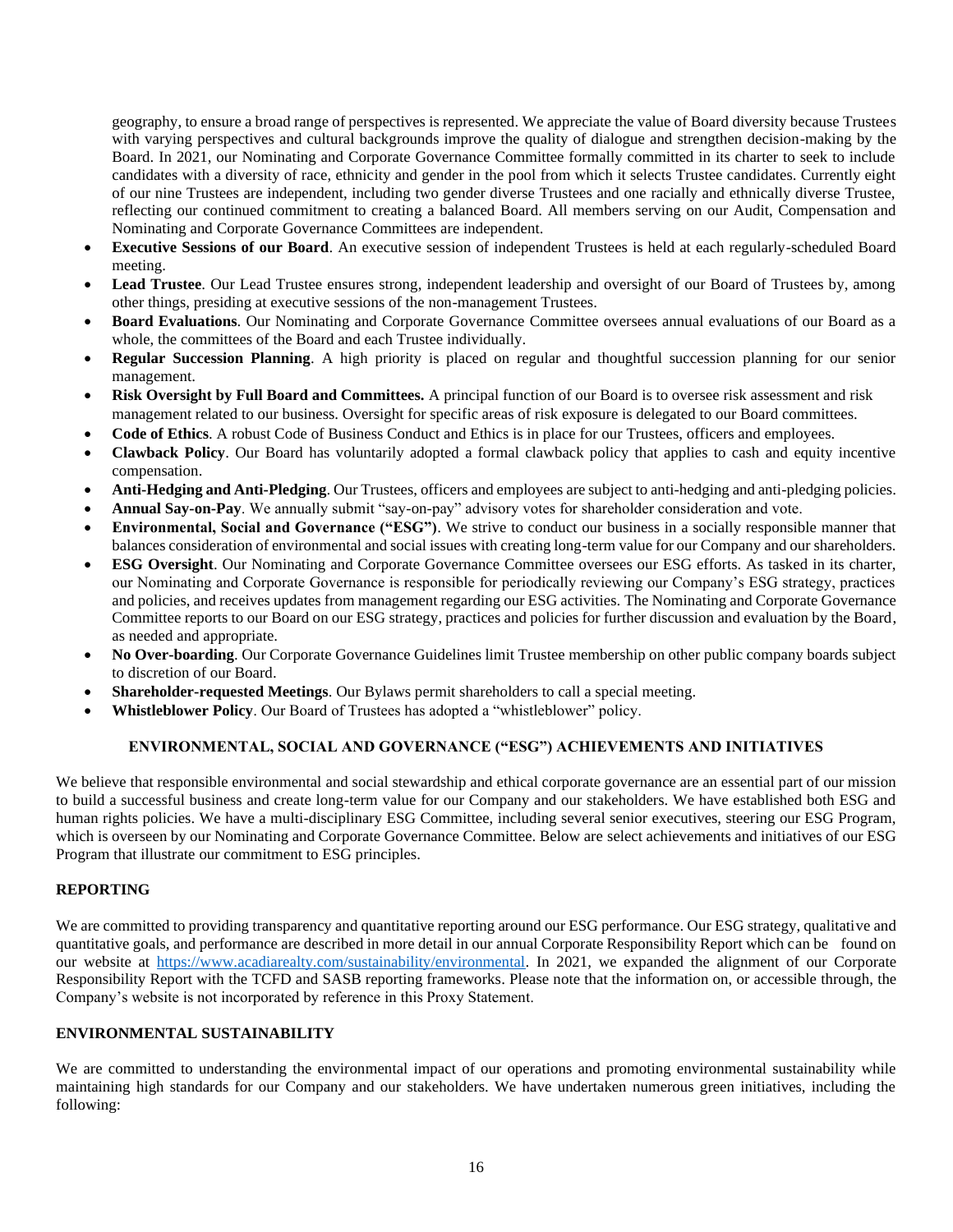geography, to ensure a broad range of perspectives is represented. We appreciate the value of Board diversity because Trustees with varying perspectives and cultural backgrounds improve the quality of dialogue and strengthen decision-making by the Board. In 2021, our Nominating and Corporate Governance Committee formally committed in its charter to seek to include candidates with a diversity of race, ethnicity and gender in the pool from which it selects Trustee candidates. Currently eight of our nine Trustees are independent, including two gender diverse Trustees and one racially and ethnically diverse Trustee, reflecting our continued commitment to creating a balanced Board. All members serving on our Audit, Compensation and Nominating and Corporate Governance Committees are independent.

- **Executive Sessions of our Board**. An executive session of independent Trustees is held at each regularly-scheduled Board meeting.
- **Lead Trustee**. Our Lead Trustee ensures strong, independent leadership and oversight of our Board of Trustees by, among other things, presiding at executive sessions of the non-management Trustees.
- **Board Evaluations**. Our Nominating and Corporate Governance Committee oversees annual evaluations of our Board as a whole, the committees of the Board and each Trustee individually.
- **Regular Succession Planning**. A high priority is placed on regular and thoughtful succession planning for our senior management.
- **Risk Oversight by Full Board and Committees.** A principal function of our Board is to oversee risk assessment and risk management related to our business. Oversight for specific areas of risk exposure is delegated to our Board committees.
- **Code of Ethics**. A robust Code of Business Conduct and Ethics is in place for our Trustees, officers and employees.
- **Clawback Policy**. Our Board has voluntarily adopted a formal clawback policy that applies to cash and equity incentive compensation.
- **Anti-Hedging and Anti-Pledging**. Our Trustees, officers and employees are subject to anti-hedging and anti-pledging policies.
- **Annual Say-on-Pay**. We annually submit "say-on-pay" advisory votes for shareholder consideration and vote.
- **Environmental, Social and Governance ("ESG")**. We strive to conduct our business in a socially responsible manner that balances consideration of environmental and social issues with creating long-term value for our Company and our shareholders.
- **ESG Oversight**. Our Nominating and Corporate Governance Committee oversees our ESG efforts. As tasked in its charter, our Nominating and Corporate Governance is responsible for periodically reviewing our Company's ESG strategy, practices and policies, and receives updates from management regarding our ESG activities. The Nominating and Corporate Governance Committee reports to our Board on our ESG strategy, practices and policies for further discussion and evaluation by the Board, as needed and appropriate.
- **No Over-boarding**. Our Corporate Governance Guidelines limit Trustee membership on other public company boards subject to discretion of our Board.
- **Shareholder-requested Meetings**. Our Bylaws permit shareholders to call a special meeting.
- **Whistleblower Policy**. Our Board of Trustees has adopted a "whistleblower" policy.

## ENVIRONMENTAL, SOCIAL AND GOVERNANCE ("ESG") ACHIEVEMENTS AND INITIATIVES

We believe that responsible environmental and social stewardship and ethical corporate governance are an essential part of our mission to build a successful business and create long-term value for our Company and our stakeholders. We have established both ESG and human rights policies. We have a multi-disciplinary ESG Committee, including several senior executives, steering our ESG Program, which is overseen by our Nominating and Corporate Governance Committee. Below are select achievements and initiatives of our ESG Program that illustrate our commitment to ESG principles.

### REPORTING

We are committed to providing transparency and quantitative reporting around our ESG performance. Our ESG strategy, qualitative and quantitative goals, and performance are described in more detail in our annual Corporate Responsibility Report which can be found on our website at https://www.acadiarealty.com/sustainability/environmental. In 2021, we expanded the alignment of our Corporate Responsibility Report with the TCFD and SASB reporting frameworks. Please note that the information on, or accessible through, the Company's website is not incorporated by reference in this Proxy Statement.

### ENVIRONMENTAL SUSTAINABILITY

We are committed to understanding the environmental impact of our operations and promoting environmental sustainability while maintaining high standards for our Company and our stakeholders. We have undertaken numerous green initiatives, including the following: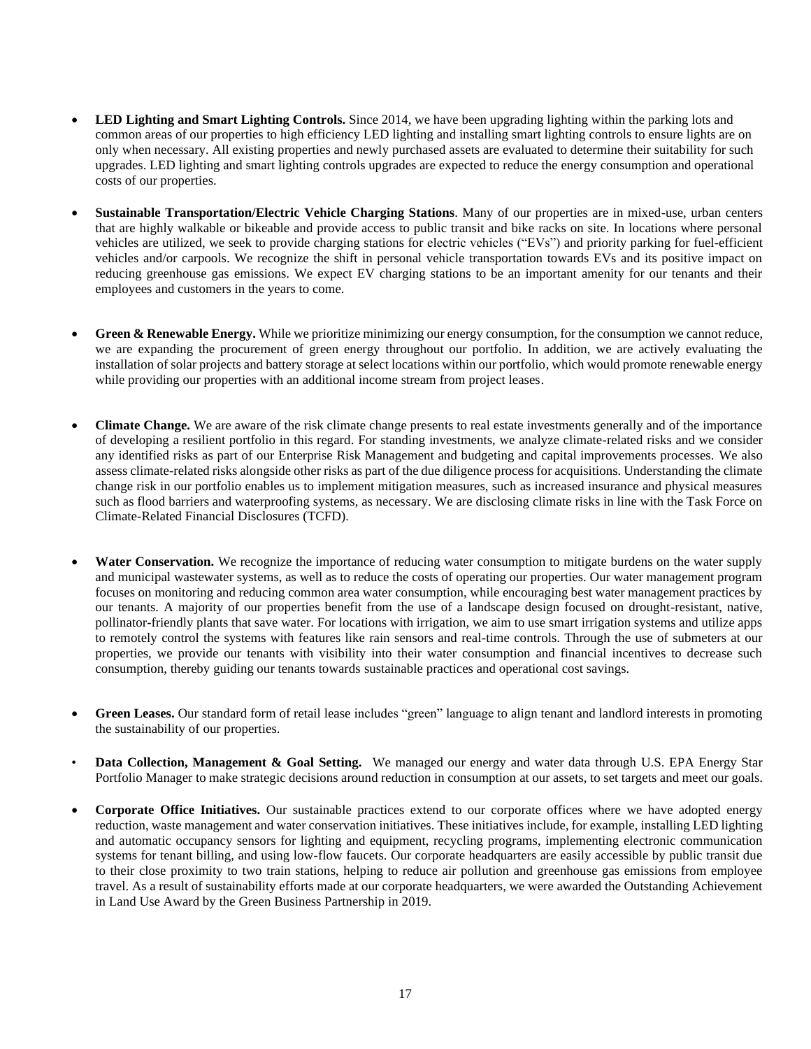- **LED Lighting and Smart Lighting Controls.** Since 2014, we have been upgrading lighting within the parking lots and common areas of our properties to high efficiency LED lighting and installing smart lighting controls to ensure lights are on only when necessary. All existing properties and newly purchased assets are evaluated to determine their suitability for such upgrades. LED lighting and smart lighting controls upgrades are expected to reduce the energy consumption and operational costs of our properties.

- **Sustainable Transportation/Electric Vehicle Charging Stations**. Many of our properties are in mixed-use, urban centers that are highly walkable or bikeable and provide access to public transit and bike racks on site. In locations where personal vehicles are utilized, we seek to provide charging stations for electric vehicles ("EVs") and priority parking for fuel-efficient vehicles and/or carpools. We recognize the shift in personal vehicle transportation towards EVs and its positive impact on reducing greenhouse gas emissions. We expect EV charging stations to be an important amenity for our tenants and their employees and customers in the years to come.

- **Green & Renewable Energy.** While we prioritize minimizing our energy consumption, for the consumption we cannot reduce, we are expanding the procurement of green energy throughout our portfolio. In addition, we are actively evaluating the installation of solar projects and battery storage at select locations within our portfolio, which would promote renewable energy while providing our properties with an additional income stream from project leases.

- **Climate Change.** We are aware of the risk climate change presents to real estate investments generally and of the importance of developing a resilient portfolio in this regard. For standing investments, we analyze climate-related risks and we consider any identified risks as part of our Enterprise Risk Management and budgeting and capital improvements processes. We also assess climate-related risks alongside other risks as part of the due diligence process for acquisitions. Understanding the climate change risk in our portfolio enables us to implement mitigation measures, such as increased insurance and physical measures such as flood barriers and waterproofing systems, as necessary. We are disclosing climate risks in line with the Task Force on Climate-Related Financial Disclosures (TCFD).

- **Water Conservation.** We recognize the importance of reducing water consumption to mitigate burdens on the water supply and municipal wastewater systems, as well as to reduce the costs of operating our properties. Our water management program focuses on monitoring and reducing common area water consumption, while encouraging best water management practices by our tenants. A majority of our properties benefit from the use of a landscape design focused on drought-resistant, native, pollinator-friendly plants that save water. For locations with irrigation, we aim to use smart irrigation systems and utilize apps to remotely control the systems with features like rain sensors and real-time controls. Through the use of submeters at our properties, we provide our tenants with visibility into their water consumption and financial incentives to decrease such consumption, thereby guiding our tenants towards sustainable practices and operational cost savings.

- **Green Leases.** Our standard form of retail lease includes "green" language to align tenant and landlord interests in promoting the sustainability of our properties.

- **Data Collection, Management & Goal Setting.** We managed our energy and water data through U.S. EPA Energy Star Portfolio Manager to make strategic decisions around reduction in consumption at our assets, to set targets and meet our goals.

- **Corporate Office Initiatives.** Our sustainable practices extend to our corporate offices where we have adopted energy reduction, waste management and water conservation initiatives. These initiatives include, for example, installing LED lighting and automatic occupancy sensors for lighting and equipment, recycling programs, implementing electronic communication systems for tenant billing, and using low-flow faucets. Our corporate headquarters are easily accessible by public transit due to their close proximity to two train stations, helping to reduce air pollution and greenhouse gas emissions from employee travel. As a result of sustainability efforts made at our corporate headquarters, we were awarded the Outstanding Achievement in Land Use Award by the Green Business Partnership in 2019.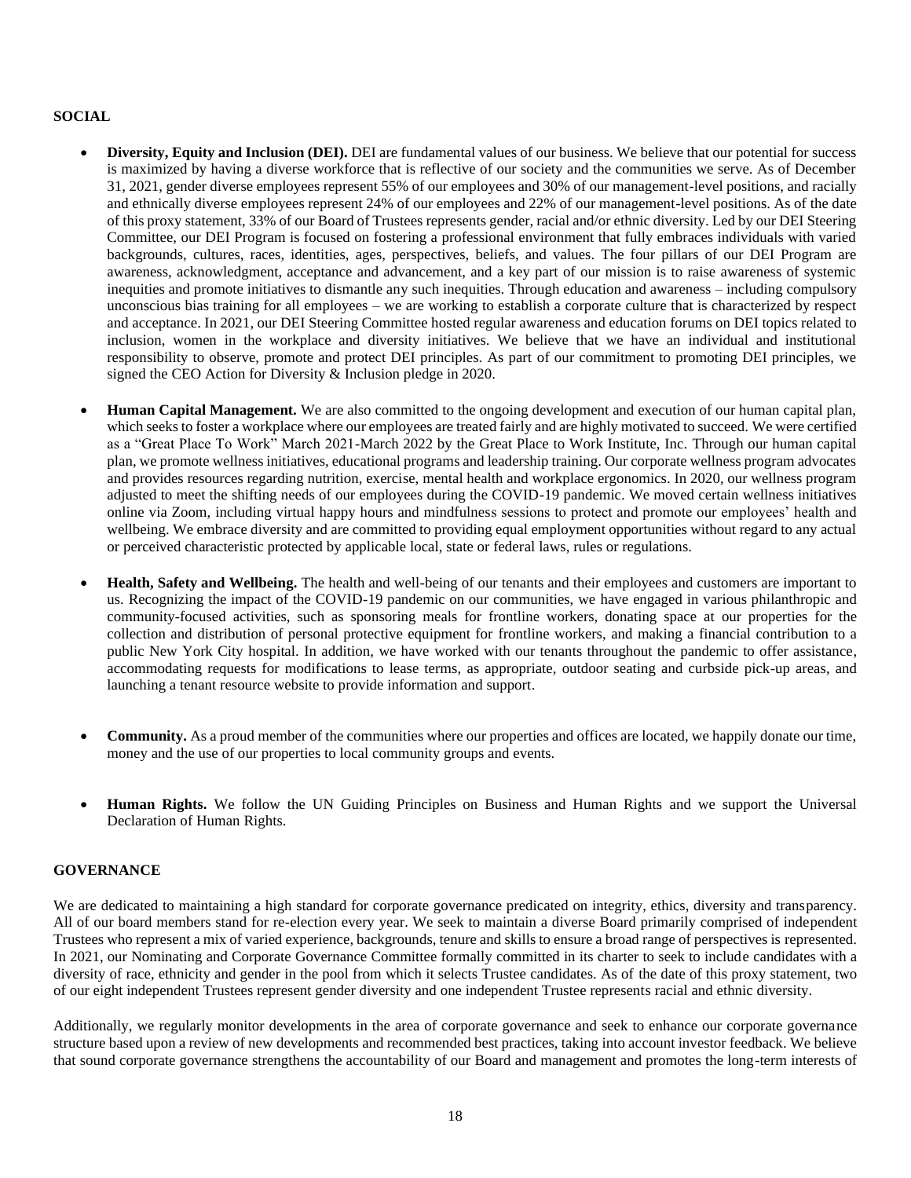## SOCIAL

- **Diversity, Equity and Inclusion (DEI).** DEI are fundamental values of our business. We believe that our potential for success is maximized by having a diverse workforce that is reflective of our society and the communities we serve. As of December 31, 2021, gender diverse employees represent 55% of our employees and 30% of our management-level positions, and racially and ethnically diverse employees represent 24% of our employees and 22% of our management-level positions. As of the date of this proxy statement, 33% of our Board of Trustees represents gender, racial and/or ethnic diversity. Led by our DEI Steering Committee, our DEI Program is focused on fostering a professional environment that fully embraces individuals with varied backgrounds, cultures, races, identities, ages, perspectives, beliefs, and values. The four pillars of our DEI Program are awareness, acknowledgment, acceptance and advancement, and a key part of our mission is to raise awareness of systemic inequities and promote initiatives to dismantle any such inequities. Through education and awareness – including compulsory unconscious bias training for all employees – we are working to establish a corporate culture that is characterized by respect and acceptance. In 2021, our DEI Steering Committee hosted regular awareness and education forums on DEI topics related to inclusion, women in the workplace and diversity initiatives. We believe that we have an individual and institutional responsibility to observe, promote and protect DEI principles. As part of our commitment to promoting DEI principles, we signed the CEO Action for Diversity & Inclusion pledge in 2020.

- **Human Capital Management.** We are also committed to the ongoing development and execution of our human capital plan, which seeks to foster a workplace where our employees are treated fairly and are highly motivated to succeed. We were certified as a "Great Place To Work" March 2021-March 2022 by the Great Place to Work Institute, Inc. Through our human capital plan, we promote wellness initiatives, educational programs and leadership training. Our corporate wellness program advocates and provides resources regarding nutrition, exercise, mental health and workplace ergonomics. In 2020, our wellness program adjusted to meet the shifting needs of our employees during the COVID-19 pandemic. We moved certain wellness initiatives online via Zoom, including virtual happy hours and mindfulness sessions to protect and promote our employees' health and wellbeing. We embrace diversity and are committed to providing equal employment opportunities without regard to any actual or perceived characteristic protected by applicable local, state or federal laws, rules or regulations.

- **Health, Safety and Wellbeing.** The health and well-being of our tenants and their employees and customers are important to us. Recognizing the impact of the COVID-19 pandemic on our communities, we have engaged in various philanthropic and community-focused activities, such as sponsoring meals for frontline workers, donating space at our properties for the collection and distribution of personal protective equipment for frontline workers, and making a financial contribution to a public New York City hospital. In addition, we have worked with our tenants throughout the pandemic to offer assistance, accommodating requests for modifications to lease terms, as appropriate, outdoor seating and curbside pick-up areas, and launching a tenant resource website to provide information and support.

- **Community.** As a proud member of the communities where our properties and offices are located, we happily donate our time, money and the use of our properties to local community groups and events.

- **Human Rights.** We follow the UN Guiding Principles on Business and Human Rights and we support the Universal Declaration of Human Rights.

## GOVERNANCE

We are dedicated to maintaining a high standard for corporate governance predicated on integrity, ethics, diversity and transparency. All of our board members stand for re-election every year. We seek to maintain a diverse Board primarily comprised of independent Trustees who represent a mix of varied experience, backgrounds, tenure and skills to ensure a broad range of perspectives is represented. In 2021, our Nominating and Corporate Governance Committee formally committed in its charter to seek to include candidates with a diversity of race, ethnicity and gender in the pool from which it selects Trustee candidates. As of the date of this proxy statement, two of our eight independent Trustees represent gender diversity and one independent Trustee represents racial and ethnic diversity.

Additionally, we regularly monitor developments in the area of corporate governance and seek to enhance our corporate governance structure based upon a review of new developments and recommended best practices, taking into account investor feedback. We believe that sound corporate governance strengthens the accountability of our Board and management and promotes the long-term interests of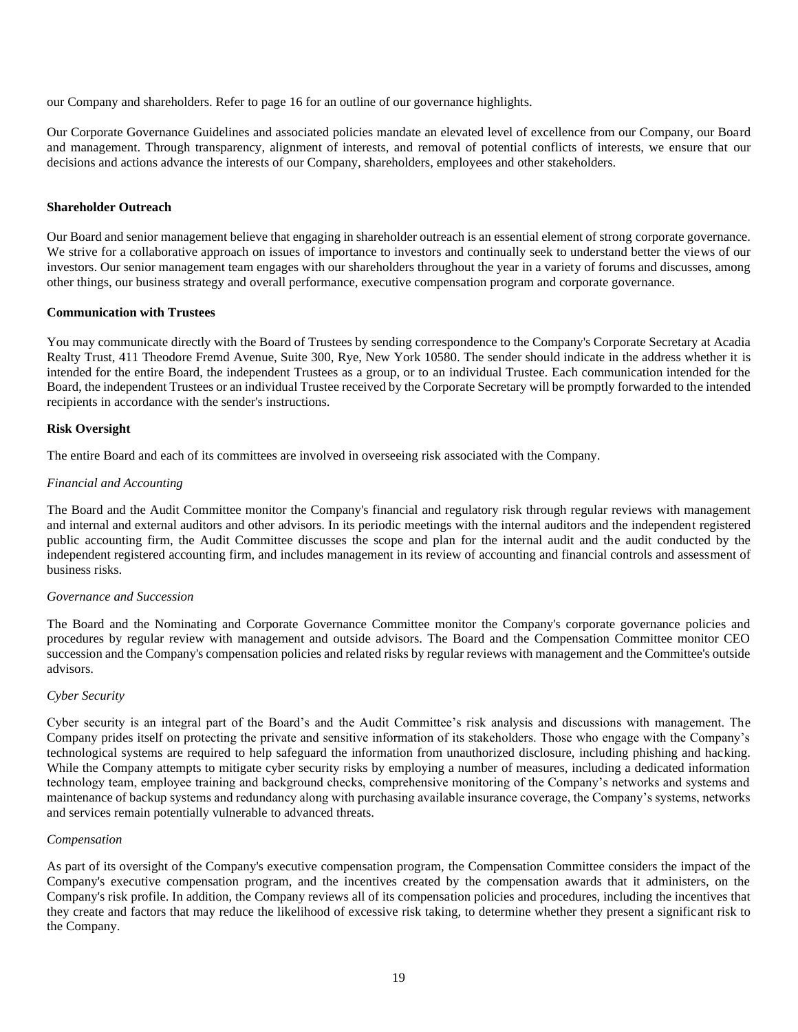our Company and shareholders. Refer to page 16 for an outline of our governance highlights.

Our Corporate Governance Guidelines and associated policies mandate an elevated level of excellence from our Company, our Board and management. Through transparency, alignment of interests, and removal of potential conflicts of interests, we ensure that our decisions and actions advance the interests of our Company, shareholders, employees and other stakeholders.

**Shareholder Outreach**

Our Board and senior management believe that engaging in shareholder outreach is an essential element of strong corporate governance. We strive for a collaborative approach on issues of importance to investors and continually seek to understand better the views of our investors. Our senior management team engages with our shareholders throughout the year in a variety of forums and discusses, among other things, our business strategy and overall performance, executive compensation program and corporate governance.

**Communication with Trustees**

You may communicate directly with the Board of Trustees by sending correspondence to the Company's Corporate Secretary at Acadia Realty Trust, 411 Theodore Fremd Avenue, Suite 300, Rye, New York 10580. The sender should indicate in the address whether it is intended for the entire Board, the independent Trustees as a group, or to an individual Trustee. Each communication intended for the Board, the independent Trustees or an individual Trustee received by the Corporate Secretary will be promptly forwarded to the intended recipients in accordance with the sender's instructions.

**Risk Oversight**

The entire Board and each of its committees are involved in overseeing risk associated with the Company.

*Financial and Accounting*

The Board and the Audit Committee monitor the Company's financial and regulatory risk through regular reviews with management and internal and external auditors and other advisors. In its periodic meetings with the internal auditors and the independent registered public accounting firm, the Audit Committee discusses the scope and plan for the internal audit and the audit conducted by the independent registered accounting firm, and includes management in its review of accounting and financial controls and assessment of business risks.

*Governance and Succession*

The Board and the Nominating and Corporate Governance Committee monitor the Company's corporate governance policies and procedures by regular review with management and outside advisors. The Board and the Compensation Committee monitor CEO succession and the Company's compensation policies and related risks by regular reviews with management and the Committee's outside advisors.

*Cyber Security*

Cyber security is an integral part of the Board's and the Audit Committee's risk analysis and discussions with management. The Company prides itself on protecting the private and sensitive information of its stakeholders. Those who engage with the Company's technological systems are required to help safeguard the information from unauthorized disclosure, including phishing and hacking. While the Company attempts to mitigate cyber security risks by employing a number of measures, including a dedicated information technology team, employee training and background checks, comprehensive monitoring of the Company's networks and systems and maintenance of backup systems and redundancy along with purchasing available insurance coverage, the Company's systems, networks and services remain potentially vulnerable to advanced threats.

*Compensation*

As part of its oversight of the Company's executive compensation program, the Compensation Committee considers the impact of the Company's executive compensation program, and the incentives created by the compensation awards that it administers, on the Company's risk profile. In addition, the Company reviews all of its compensation policies and procedures, including the incentives that they create and factors that may reduce the likelihood of excessive risk taking, to determine whether they present a significant risk to the Company.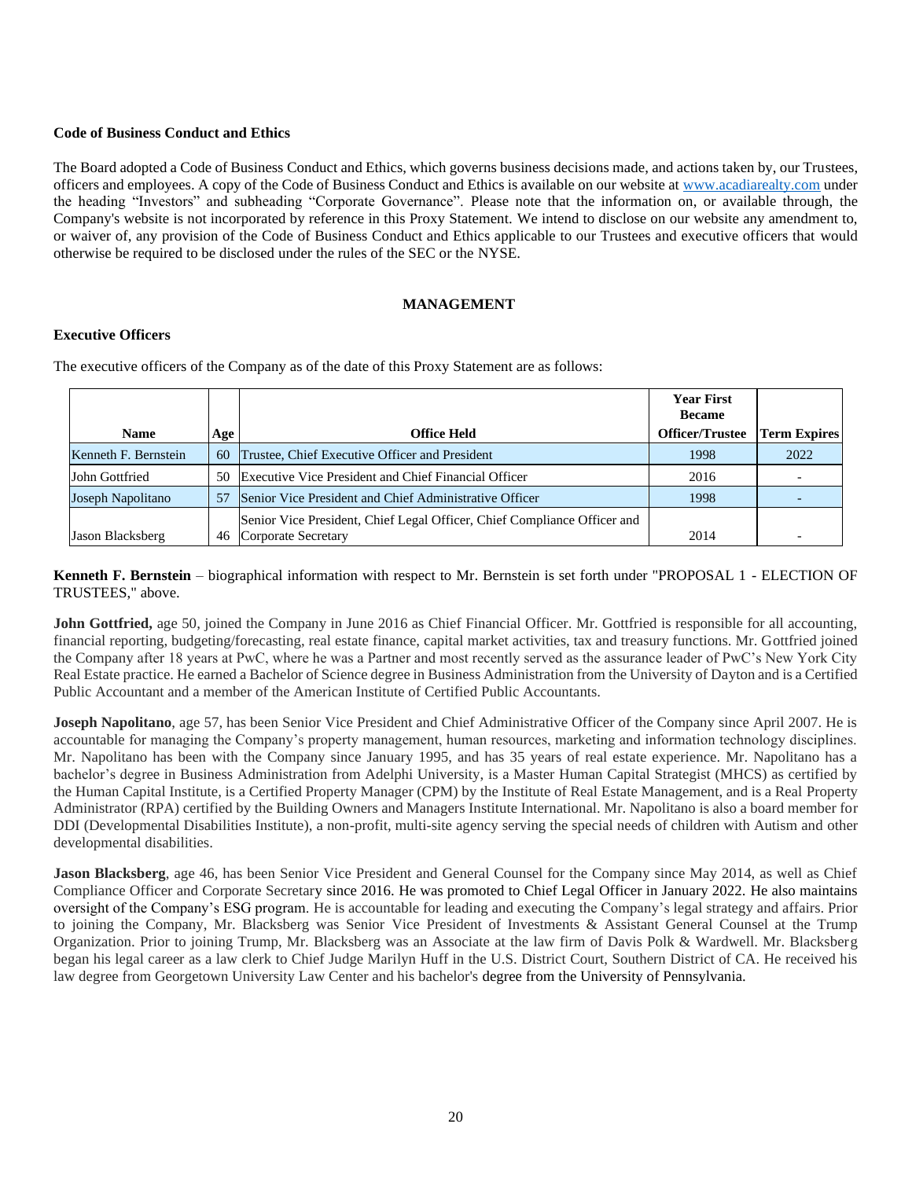**Code of Business Conduct and Ethics**

The Board adopted a Code of Business Conduct and Ethics, which governs business decisions made, and actions taken by, our Trustees, officers and employees. A copy of the Code of Business Conduct and Ethics is available on our website at www.acadiarealty.com under the heading "Investors" and subheading "Corporate Governance". Please note that the information on, or available through, the Company's website is not incorporated by reference in this Proxy Statement. We intend to disclose on our website any amendment to, or waiver of, any provision of the Code of Business Conduct and Ethics applicable to our Trustees and executive officers that would otherwise be required to be disclosed under the rules of the SEC or the NYSE.

## MANAGEMENT

**Executive Officers**

The executive officers of the Company as of the date of this Proxy Statement are as follows:

| Name | Age | Office Held | Year First Became Officer/Trustee | Term Expires |
|---|---|---|---|---|
| Kenneth F. Bernstein | 60 | Trustee, Chief Executive Officer and President | 1998 | 2022 |
| John Gottfried | 50 | Executive Vice President and Chief Financial Officer | 2016 | - |
| Joseph Napolitano | 57 | Senior Vice President and Chief Administrative Officer | 1998 | - |
| Jason Blacksberg | 46 | Senior Vice President, Chief Legal Officer, Chief Compliance Officer and Corporate Secretary | 2014 | - |

**Kenneth F. Bernstein** – biographical information with respect to Mr. Bernstein is set forth under "PROPOSAL 1 - ELECTION OF TRUSTEES," above.

**John Gottfried,** age 50, joined the Company in June 2016 as Chief Financial Officer. Mr. Gottfried is responsible for all accounting, financial reporting, budgeting/forecasting, real estate finance, capital market activities, tax and treasury functions. Mr. Gottfried joined the Company after 18 years at PwC, where he was a Partner and most recently served as the assurance leader of PwC's New York City Real Estate practice. He earned a Bachelor of Science degree in Business Administration from the University of Dayton and is a Certified Public Accountant and a member of the American Institute of Certified Public Accountants.

**Joseph Napolitano**, age 57, has been Senior Vice President and Chief Administrative Officer of the Company since April 2007. He is accountable for managing the Company's property management, human resources, marketing and information technology disciplines. Mr. Napolitano has been with the Company since January 1995, and has 35 years of real estate experience. Mr. Napolitano has a bachelor's degree in Business Administration from Adelphi University, is a Master Human Capital Strategist (MHCS) as certified by the Human Capital Institute, is a Certified Property Manager (CPM) by the Institute of Real Estate Management, and is a Real Property Administrator (RPA) certified by the Building Owners and Managers Institute International. Mr. Napolitano is also a board member for DDI (Developmental Disabilities Institute), a non-profit, multi-site agency serving the special needs of children with Autism and other developmental disabilities.

**Jason Blacksberg**, age 46, has been Senior Vice President and General Counsel for the Company since May 2014, as well as Chief Compliance Officer and Corporate Secretary since 2016. He was promoted to Chief Legal Officer in January 2022. He also maintains oversight of the Company's ESG program. He is accountable for leading and executing the Company's legal strategy and affairs. Prior to joining the Company, Mr. Blacksberg was Senior Vice President of Investments & Assistant General Counsel at the Trump Organization. Prior to joining Trump, Mr. Blacksberg was an Associate at the law firm of Davis Polk & Wardwell. Mr. Blacksberg began his legal career as a law clerk to Chief Judge Marilyn Huff in the U.S. District Court, Southern District of CA. He received his law degree from Georgetown University Law Center and his bachelor's degree from the University of Pennsylvania.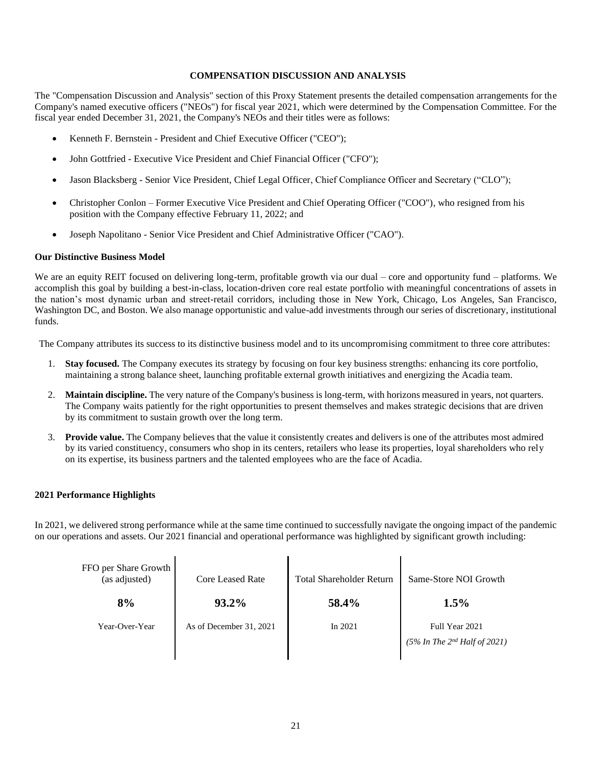## COMPENSATION DISCUSSION AND ANALYSIS

The "Compensation Discussion and Analysis" section of this Proxy Statement presents the detailed compensation arrangements for the Company's named executive officers ("NEOs") for fiscal year 2021, which were determined by the Compensation Committee. For the fiscal year ended December 31, 2021, the Company's NEOs and their titles were as follows:

- Kenneth F. Bernstein - President and Chief Executive Officer ("CEO");
- John Gottfried - Executive Vice President and Chief Financial Officer ("CFO");
- Jason Blacksberg - Senior Vice President, Chief Legal Officer, Chief Compliance Officer and Secretary ("CLO");
- Christopher Conlon – Former Executive Vice President and Chief Operating Officer ("COO"), who resigned from his position with the Company effective February 11, 2022; and
- Joseph Napolitano - Senior Vice President and Chief Administrative Officer ("CAO").

### Our Distinctive Business Model

We are an equity REIT focused on delivering long-term, profitable growth via our dual – core and opportunity fund – platforms. We accomplish this goal by building a best-in-class, location-driven core real estate portfolio with meaningful concentrations of assets in the nation's most dynamic urban and street-retail corridors, including those in New York, Chicago, Los Angeles, San Francisco, Washington DC, and Boston. We also manage opportunistic and value-add investments through our series of discretionary, institutional funds.

The Company attributes its success to its distinctive business model and to its uncompromising commitment to three core attributes:

1. **Stay focused.** The Company executes its strategy by focusing on four key business strengths: enhancing its core portfolio, maintaining a strong balance sheet, launching profitable external growth initiatives and energizing the Acadia team.
2. **Maintain discipline.** The very nature of the Company's business is long-term, with horizons measured in years, not quarters. The Company waits patiently for the right opportunities to present themselves and makes strategic decisions that are driven by its commitment to sustain growth over the long term.
3. **Provide value.** The Company believes that the value it consistently creates and delivers is one of the attributes most admired by its varied constituency, consumers who shop in its centers, retailers who lease its properties, loyal shareholders who rely on its expertise, its business partners and the talented employees who are the face of Acadia.

### 2021 Performance Highlights

In 2021, we delivered strong performance while at the same time continued to successfully navigate the ongoing impact of the pandemic on our operations and assets. Our 2021 financial and operational performance was highlighted by significant growth including:

| FFO per Share Growth (as adjusted) | Core Leased Rate | Total Shareholder Return | Same-Store NOI Growth |
|---|---|---|---|
| **8%** | **93.2%** | **58.4%** | **1.5%** |
| Year-Over-Year | As of December 31, 2021 | In 2021 | Full Year 2021 *(5% In The 2nd Half of 2021)* |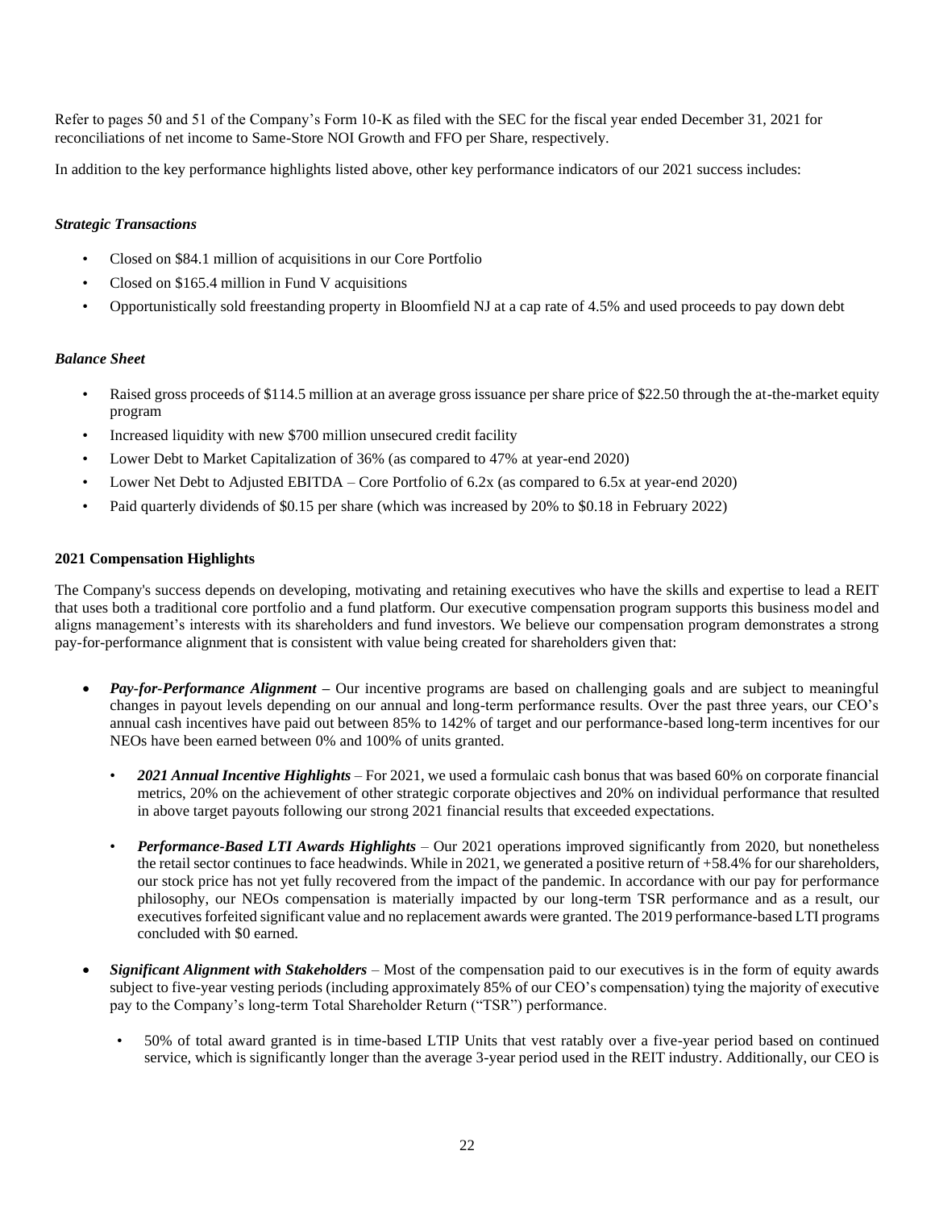Refer to pages 50 and 51 of the Company's Form 10-K as filed with the SEC for the fiscal year ended December 31, 2021 for reconciliations of net income to Same-Store NOI Growth and FFO per Share, respectively.

In addition to the key performance highlights listed above, other key performance indicators of our 2021 success includes:

***Strategic Transactions***

- Closed on $84.1 million of acquisitions in our Core Portfolio
- Closed on $165.4 million in Fund V acquisitions
- Opportunistically sold freestanding property in Bloomfield NJ at a cap rate of 4.5% and used proceeds to pay down debt

***Balance Sheet***

- Raised gross proceeds of $114.5 million at an average gross issuance per share price of $22.50 through the at-the-market equity program
- Increased liquidity with new $700 million unsecured credit facility
- Lower Debt to Market Capitalization of 36% (as compared to 47% at year-end 2020)
- Lower Net Debt to Adjusted EBITDA – Core Portfolio of 6.2x (as compared to 6.5x at year-end 2020)
- Paid quarterly dividends of $0.15 per share (which was increased by 20% to $0.18 in February 2022)

**2021 Compensation Highlights**

The Company's success depends on developing, motivating and retaining executives who have the skills and expertise to lead a REIT that uses both a traditional core portfolio and a fund platform. Our executive compensation program supports this business model and aligns management's interests with its shareholders and fund investors. We believe our compensation program demonstrates a strong pay-for-performance alignment that is consistent with value being created for shareholders given that:

- ***Pay-for-Performance Alignment*** **–** Our incentive programs are based on challenging goals and are subject to meaningful changes in payout levels depending on our annual and long-term performance results. Over the past three years, our CEO's annual cash incentives have paid out between 85% to 142% of target and our performance-based long-term incentives for our NEOs have been earned between 0% and 100% of units granted.
  - ***2021 Annual Incentive Highlights*** – For 2021, we used a formulaic cash bonus that was based 60% on corporate financial metrics, 20% on the achievement of other strategic corporate objectives and 20% on individual performance that resulted in above target payouts following our strong 2021 financial results that exceeded expectations.
  - ***Performance-Based LTI Awards Highlights*** – Our 2021 operations improved significantly from 2020, but nonetheless the retail sector continues to face headwinds. While in 2021, we generated a positive return of +58.4% for our shareholders, our stock price has not yet fully recovered from the impact of the pandemic. In accordance with our pay for performance philosophy, our NEOs compensation is materially impacted by our long-term TSR performance and as a result, our executives forfeited significant value and no replacement awards were granted. The 2019 performance-based LTI programs concluded with $0 earned.
- ***Significant Alignment with Stakeholders*** – Most of the compensation paid to our executives is in the form of equity awards subject to five-year vesting periods (including approximately 85% of our CEO's compensation) tying the majority of executive pay to the Company's long-term Total Shareholder Return ("TSR") performance.
  - 50% of total award granted is in time-based LTIP Units that vest ratably over a five-year period based on continued service, which is significantly longer than the average 3-year period used in the REIT industry. Additionally, our CEO is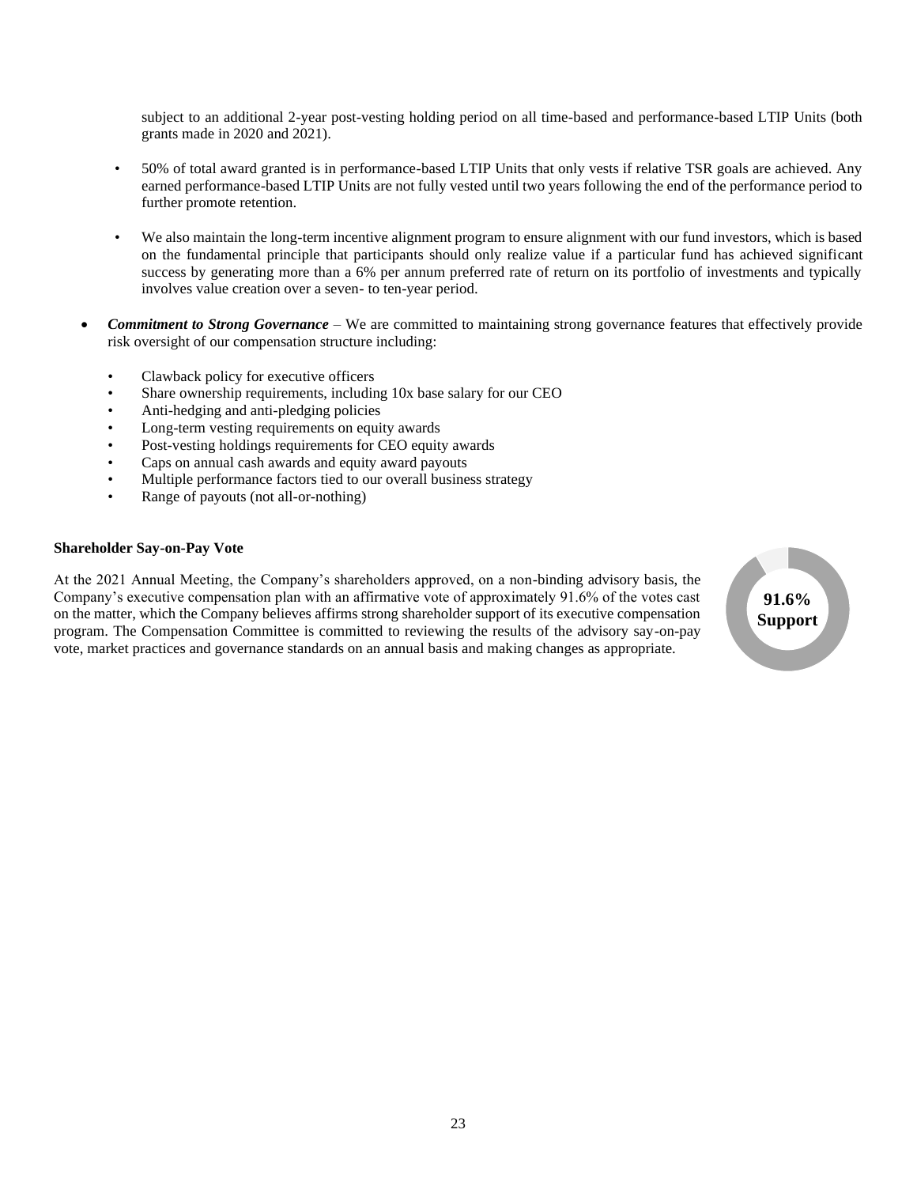subject to an additional 2-year post-vesting holding period on all time-based and performance-based LTIP Units (both grants made in 2020 and 2021).

- 50% of total award granted is in performance-based LTIP Units that only vests if relative TSR goals are achieved. Any earned performance-based LTIP Units are not fully vested until two years following the end of the performance period to further promote retention.

- We also maintain the long-term incentive alignment program to ensure alignment with our fund investors, which is based on the fundamental principle that participants should only realize value if a particular fund has achieved significant success by generating more than a 6% per annum preferred rate of return on its portfolio of investments and typically involves value creation over a seven- to ten-year period.

- ***Commitment to Strong Governance*** – We are committed to maintaining strong governance features that effectively provide risk oversight of our compensation structure including:

  - Clawback policy for executive officers
  - Share ownership requirements, including 10x base salary for our CEO
  - Anti-hedging and anti-pledging policies
  - Long-term vesting requirements on equity awards
  - Post-vesting holdings requirements for CEO equity awards
  - Caps on annual cash awards and equity award payouts
  - Multiple performance factors tied to our overall business strategy
  - Range of payouts (not all-or-nothing)

**Shareholder Say-on-Pay Vote**

At the 2021 Annual Meeting, the Company's shareholders approved, on a non-binding advisory basis, the Company's executive compensation plan with an affirmative vote of approximately 91.6% of the votes cast on the matter, which the Company believes affirms strong shareholder support of its executive compensation program. The Compensation Committee is committed to reviewing the results of the advisory say-on-pay vote, market practices and governance standards on an annual basis and making changes as appropriate.

**91.6% Support**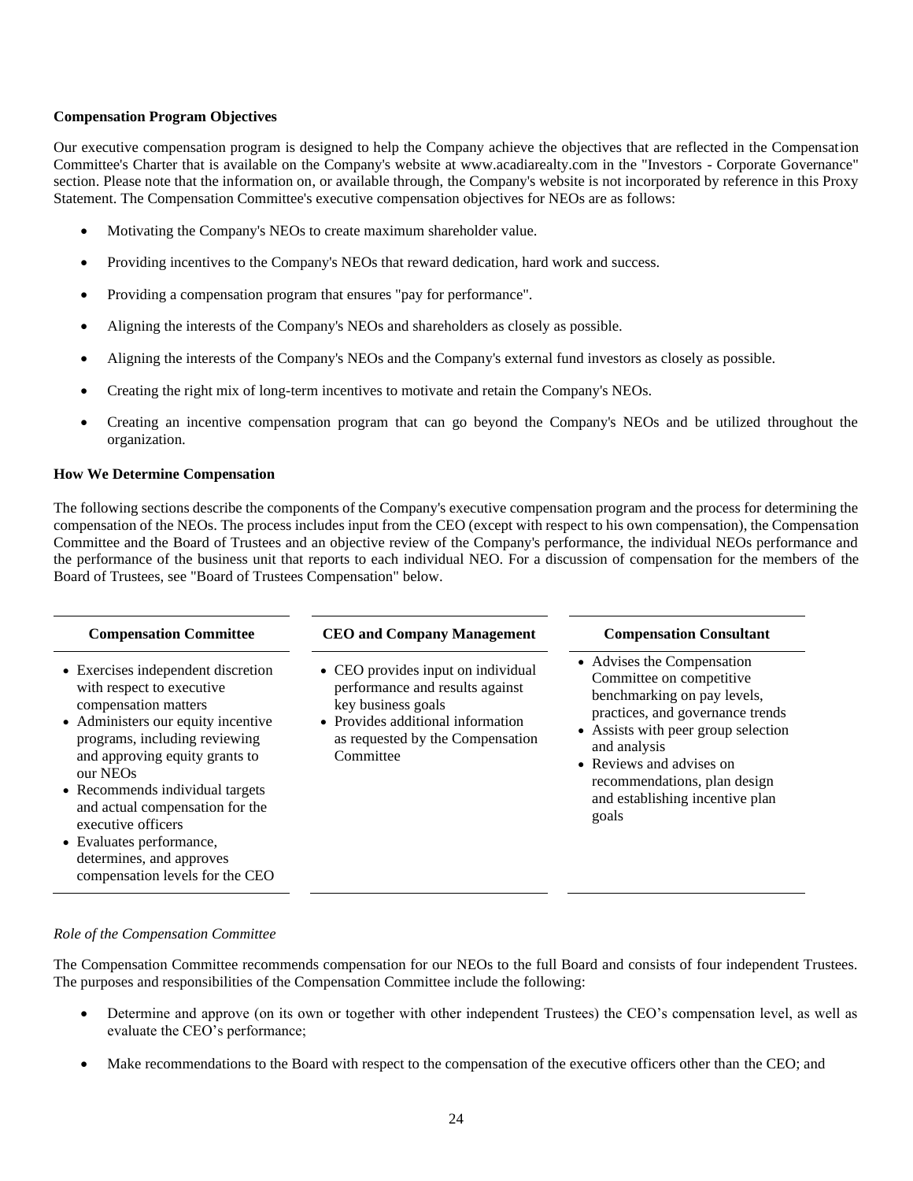**Compensation Program Objectives**

Our executive compensation program is designed to help the Company achieve the objectives that are reflected in the Compensation Committee's Charter that is available on the Company's website at www.acadiarealty.com in the "Investors - Corporate Governance" section. Please note that the information on, or available through, the Company's website is not incorporated by reference in this Proxy Statement. The Compensation Committee's executive compensation objectives for NEOs are as follows:

- Motivating the Company's NEOs to create maximum shareholder value.
- Providing incentives to the Company's NEOs that reward dedication, hard work and success.
- Providing a compensation program that ensures "pay for performance".
- Aligning the interests of the Company's NEOs and shareholders as closely as possible.
- Aligning the interests of the Company's NEOs and the Company's external fund investors as closely as possible.
- Creating the right mix of long-term incentives to motivate and retain the Company's NEOs.
- Creating an incentive compensation program that can go beyond the Company's NEOs and be utilized throughout the organization.

**How We Determine Compensation**

The following sections describe the components of the Company's executive compensation program and the process for determining the compensation of the NEOs. The process includes input from the CEO (except with respect to his own compensation), the Compensation Committee and the Board of Trustees and an objective review of the Company's performance, the individual NEOs performance and the performance of the business unit that reports to each individual NEO. For a discussion of compensation for the members of the Board of Trustees, see "Board of Trustees Compensation" below.

| Compensation Committee | CEO and Company Management | Compensation Consultant |
| --- | --- | --- |
| • Exercises independent discretion with respect to executive compensation matters<br>• Administers our equity incentive programs, including reviewing and approving equity grants to our NEOs<br>• Recommends individual targets and actual compensation for the executive officers<br>• Evaluates performance, determines, and approves compensation levels for the CEO | • CEO provides input on individual performance and results against key business goals<br>• Provides additional information as requested by the Compensation Committee | • Advises the Compensation Committee on competitive benchmarking on pay levels, practices, and governance trends<br>• Assists with peer group selection and analysis<br>• Reviews and advises on recommendations, plan design and establishing incentive plan goals |

*Role of the Compensation Committee*

The Compensation Committee recommends compensation for our NEOs to the full Board and consists of four independent Trustees. The purposes and responsibilities of the Compensation Committee include the following:

- Determine and approve (on its own or together with other independent Trustees) the CEO's compensation level, as well as evaluate the CEO's performance;
- Make recommendations to the Board with respect to the compensation of the executive officers other than the CEO; and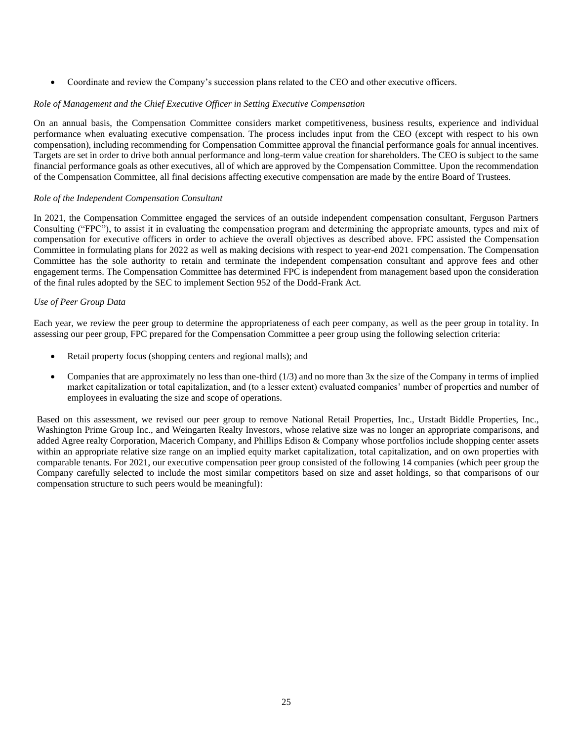- Coordinate and review the Company's succession plans related to the CEO and other executive officers.

*Role of Management and the Chief Executive Officer in Setting Executive Compensation*

On an annual basis, the Compensation Committee considers market competitiveness, business results, experience and individual performance when evaluating executive compensation. The process includes input from the CEO (except with respect to his own compensation), including recommending for Compensation Committee approval the financial performance goals for annual incentives. Targets are set in order to drive both annual performance and long-term value creation for shareholders. The CEO is subject to the same financial performance goals as other executives, all of which are approved by the Compensation Committee. Upon the recommendation of the Compensation Committee, all final decisions affecting executive compensation are made by the entire Board of Trustees.

*Role of the Independent Compensation Consultant*

In 2021, the Compensation Committee engaged the services of an outside independent compensation consultant, Ferguson Partners Consulting ("FPC"), to assist it in evaluating the compensation program and determining the appropriate amounts, types and mix of compensation for executive officers in order to achieve the overall objectives as described above. FPC assisted the Compensation Committee in formulating plans for 2022 as well as making decisions with respect to year-end 2021 compensation. The Compensation Committee has the sole authority to retain and terminate the independent compensation consultant and approve fees and other engagement terms. The Compensation Committee has determined FPC is independent from management based upon the consideration of the final rules adopted by the SEC to implement Section 952 of the Dodd-Frank Act.

*Use of Peer Group Data*

Each year, we review the peer group to determine the appropriateness of each peer company, as well as the peer group in totality. In assessing our peer group, FPC prepared for the Compensation Committee a peer group using the following selection criteria:

- Retail property focus (shopping centers and regional malls); and
- Companies that are approximately no less than one-third (1/3) and no more than 3x the size of the Company in terms of implied market capitalization or total capitalization, and (to a lesser extent) evaluated companies' number of properties and number of employees in evaluating the size and scope of operations.

Based on this assessment, we revised our peer group to remove National Retail Properties, Inc., Urstadt Biddle Properties, Inc., Washington Prime Group Inc., and Weingarten Realty Investors, whose relative size was no longer an appropriate comparisons, and added Agree realty Corporation, Macerich Company, and Phillips Edison & Company whose portfolios include shopping center assets within an appropriate relative size range on an implied equity market capitalization, total capitalization, and on own properties with comparable tenants. For 2021, our executive compensation peer group consisted of the following 14 companies (which peer group the Company carefully selected to include the most similar competitors based on size and asset holdings, so that comparisons of our compensation structure to such peers would be meaningful):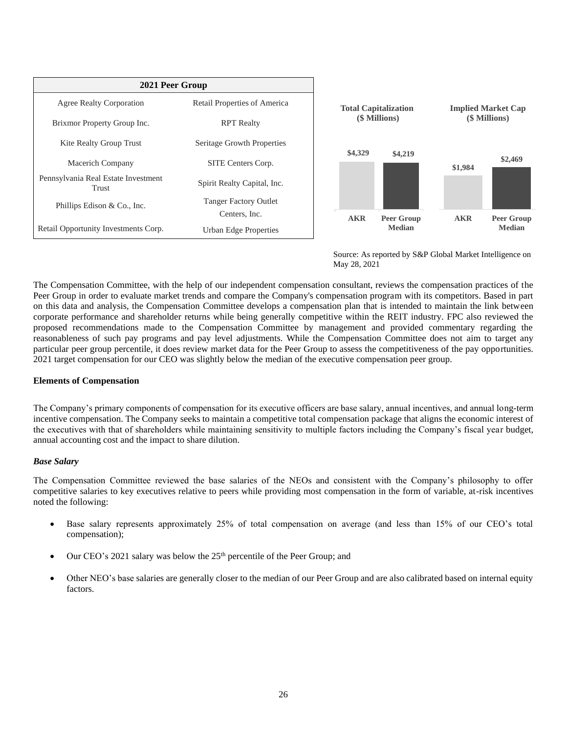| 2021 Peer Group | |
|---|---|
| Agree Realty Corporation | Retail Properties of America |
| Brixmor Property Group Inc. | RPT Realty |
| Kite Realty Group Trust | Seritage Growth Properties |
| Macerich Company | SITE Centers Corp. |
| Pennsylvania Real Estate Investment Trust | Spirit Realty Capital, Inc. |
| Phillips Edison & Co., Inc. | Tanger Factory Outlet Centers, Inc. |
| Retail Opportunity Investments Corp. | Urban Edge Properties |

**Total Capitalization ($ Millions)**

| AKR | Peer Group Median |
|---|---|
| $4,329 | $4,219 |

**Implied Market Cap ($ Millions)**

| AKR | Peer Group Median |
|---|---|
| $1,984 | $2,469 |

Source: As reported by S&P Global Market Intelligence on May 28, 2021

The Compensation Committee, with the help of our independent compensation consultant, reviews the compensation practices of the Peer Group in order to evaluate market trends and compare the Company's compensation program with its competitors. Based in part on this data and analysis, the Compensation Committee develops a compensation plan that is intended to maintain the link between corporate performance and shareholder returns while being generally competitive within the REIT industry. FPC also reviewed the proposed recommendations made to the Compensation Committee by management and provided commentary regarding the reasonableness of such pay programs and pay level adjustments. While the Compensation Committee does not aim to target any particular peer group percentile, it does review market data for the Peer Group to assess the competitiveness of the pay opportunities. 2021 target compensation for our CEO was slightly below the median of the executive compensation peer group.

**Elements of Compensation**

The Company's primary components of compensation for its executive officers are base salary, annual incentives, and annual long-term incentive compensation. The Company seeks to maintain a competitive total compensation package that aligns the economic interest of the executives with that of shareholders while maintaining sensitivity to multiple factors including the Company's fiscal year budget, annual accounting cost and the impact to share dilution.

***Base Salary***

The Compensation Committee reviewed the base salaries of the NEOs and consistent with the Company's philosophy to offer competitive salaries to key executives relative to peers while providing most compensation in the form of variable, at-risk incentives noted the following:

- Base salary represents approximately 25% of total compensation on average (and less than 15% of our CEO's total compensation);
- Our CEO's 2021 salary was below the 25th percentile of the Peer Group; and
- Other NEO's base salaries are generally closer to the median of our Peer Group and are also calibrated based on internal equity factors.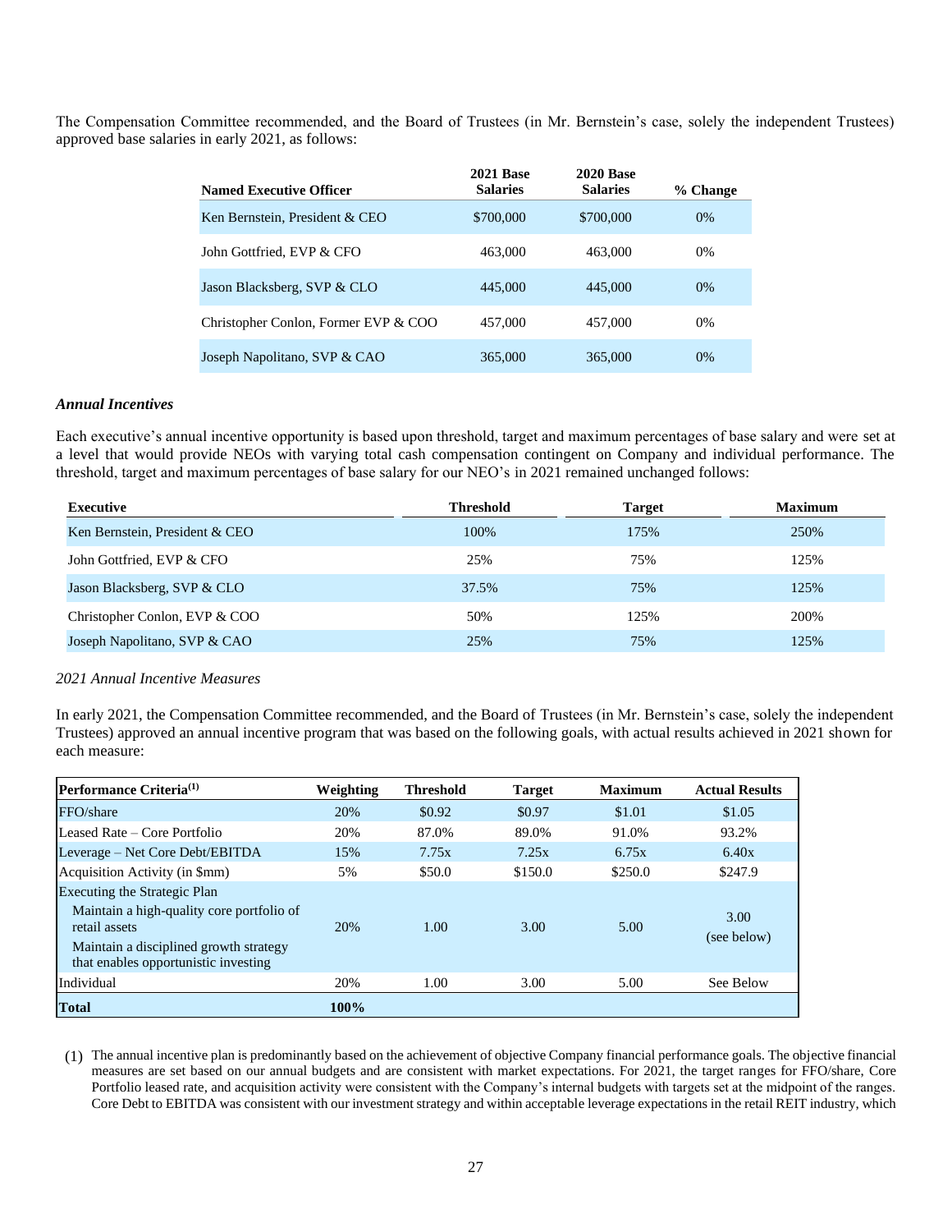The Compensation Committee recommended, and the Board of Trustees (in Mr. Bernstein's case, solely the independent Trustees) approved base salaries in early 2021, as follows:

| Named Executive Officer | 2021 Base Salaries | 2020 Base Salaries | % Change |
|---|---|---|---|
| Ken Bernstein, President & CEO | $700,000 | $700,000 | 0% |
| John Gottfried, EVP & CFO | 463,000 | 463,000 | 0% |
| Jason Blacksberg, SVP & CLO | 445,000 | 445,000 | 0% |
| Christopher Conlon, Former EVP & COO | 457,000 | 457,000 | 0% |
| Joseph Napolitano, SVP & CAO | 365,000 | 365,000 | 0% |

### *Annual Incentives*

Each executive's annual incentive opportunity is based upon threshold, target and maximum percentages of base salary and were set at a level that would provide NEOs with varying total cash compensation contingent on Company and individual performance. The threshold, target and maximum percentages of base salary for our NEO's in 2021 remained unchanged follows:

| Executive | Threshold | Target | Maximum |
|---|---|---|---|
| Ken Bernstein, President & CEO | 100% | 175% | 250% |
| John Gottfried, EVP & CFO | 25% | 75% | 125% |
| Jason Blacksberg, SVP & CLO | 37.5% | 75% | 125% |
| Christopher Conlon, EVP & COO | 50% | 125% | 200% |
| Joseph Napolitano, SVP & CAO | 25% | 75% | 125% |

*2021 Annual Incentive Measures*

In early 2021, the Compensation Committee recommended, and the Board of Trustees (in Mr. Bernstein's case, solely the independent Trustees) approved an annual incentive program that was based on the following goals, with actual results achieved in 2021 shown for each measure:

| Performance Criteria[(1)] | Weighting | Threshold | Target | Maximum | Actual Results |
|---|---|---|---|---|---|
| FFO/share | 20% | $0.92 | $0.97 | $1.01 | $1.05 |
| Leased Rate – Core Portfolio | 20% | 87.0% | 89.0% | 91.0% | 93.2% |
| Leverage – Net Core Debt/EBITDA | 15% | 7.75x | 7.25x | 6.75x | 6.40x |
| Acquisition Activity (in $mm) | 5% | $50.0 | $150.0 | $250.0 | $247.9 |
| Executing the Strategic Plan<br>Maintain a high-quality core portfolio of retail assets<br>Maintain a disciplined growth strategy that enables opportunistic investing | 20% | 1.00 | 3.00 | 5.00 | 3.00 (see below) |
| Individual | 20% | 1.00 | 3.00 | 5.00 | See Below |
| **Total** | **100%** | | | | |

(1) The annual incentive plan is predominantly based on the achievement of objective Company financial performance goals. The objective financial measures are set based on our annual budgets and are consistent with market expectations. For 2021, the target ranges for FFO/share, Core Portfolio leased rate, and acquisition activity were consistent with the Company's internal budgets with targets set at the midpoint of the ranges. Core Debt to EBITDA was consistent with our investment strategy and within acceptable leverage expectations in the retail REIT industry, which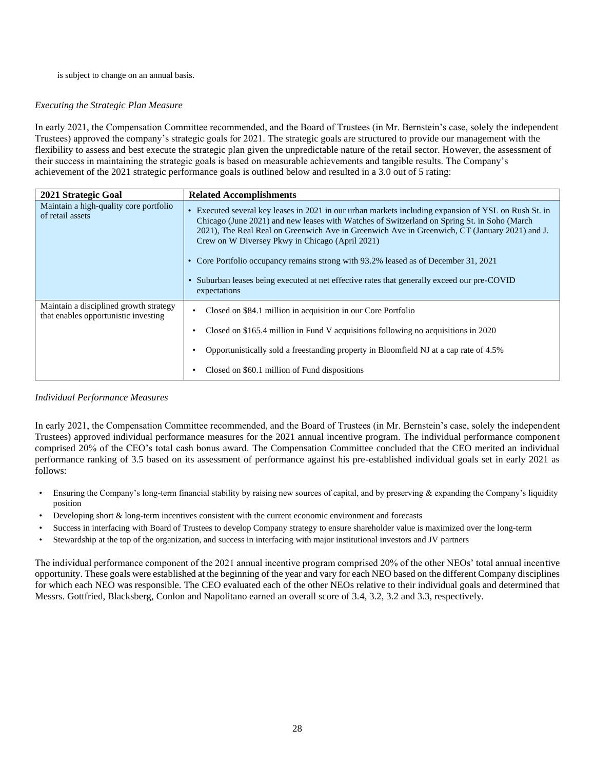is subject to change on an annual basis.

*Executing the Strategic Plan Measure*

In early 2021, the Compensation Committee recommended, and the Board of Trustees (in Mr. Bernstein's case, solely the independent Trustees) approved the company's strategic goals for 2021. The strategic goals are structured to provide our management with the flexibility to assess and best execute the strategic plan given the unpredictable nature of the retail sector. However, the assessment of their success in maintaining the strategic goals is based on measurable achievements and tangible results. The Company's achievement of the 2021 strategic performance goals is outlined below and resulted in a 3.0 out of 5 rating:

| 2021 Strategic Goal | Related Accomplishments |
|---|---|
| Maintain a high-quality core portfolio of retail assets | • Executed several key leases in 2021 in our urban markets including expansion of YSL on Rush St. in Chicago (June 2021) and new leases with Watches of Switzerland on Spring St. in Soho (March 2021), The Real Real on Greenwich Ave in Greenwich, CT (January 2021) and J. Crew on W Diversey Pkwy in Chicago (April 2021)<br><br>• Core Portfolio occupancy remains strong with 93.2% leased as of December 31, 2021<br><br>• Suburban leases being executed at net effective rates that generally exceed our pre-COVID expectations |
| Maintain a disciplined growth strategy that enables opportunistic investing | • Closed on $84.1 million in acquisition in our Core Portfolio<br><br>• Closed on $165.4 million in Fund V acquisitions following no acquisitions in 2020<br><br>• Opportunistically sold a freestanding property in Bloomfield NJ at a cap rate of 4.5%<br><br>• Closed on $60.1 million of Fund dispositions |

*Individual Performance Measures*

In early 2021, the Compensation Committee recommended, and the Board of Trustees (in Mr. Bernstein's case, solely the independent Trustees) approved individual performance measures for the 2021 annual incentive program. The individual performance component comprised 20% of the CEO's total cash bonus award. The Compensation Committee concluded that the CEO merited an individual performance ranking of 3.5 based on its assessment of performance against his pre-established individual goals set in early 2021 as follows:

- Ensuring the Company's long-term financial stability by raising new sources of capital, and by preserving & expanding the Company's liquidity position
- Developing short & long-term incentives consistent with the current economic environment and forecasts
- Success in interfacing with Board of Trustees to develop Company strategy to ensure shareholder value is maximized over the long-term
- Stewardship at the top of the organization, and success in interfacing with major institutional investors and JV partners

The individual performance component of the 2021 annual incentive program comprised 20% of the other NEOs' total annual incentive opportunity. These goals were established at the beginning of the year and vary for each NEO based on the different Company disciplines for which each NEO was responsible. The CEO evaluated each of the other NEOs relative to their individual goals and determined that Messrs. Gottfried, Blacksberg, Conlon and Napolitano earned an overall score of 3.4, 3.2, 3.2 and 3.3, respectively.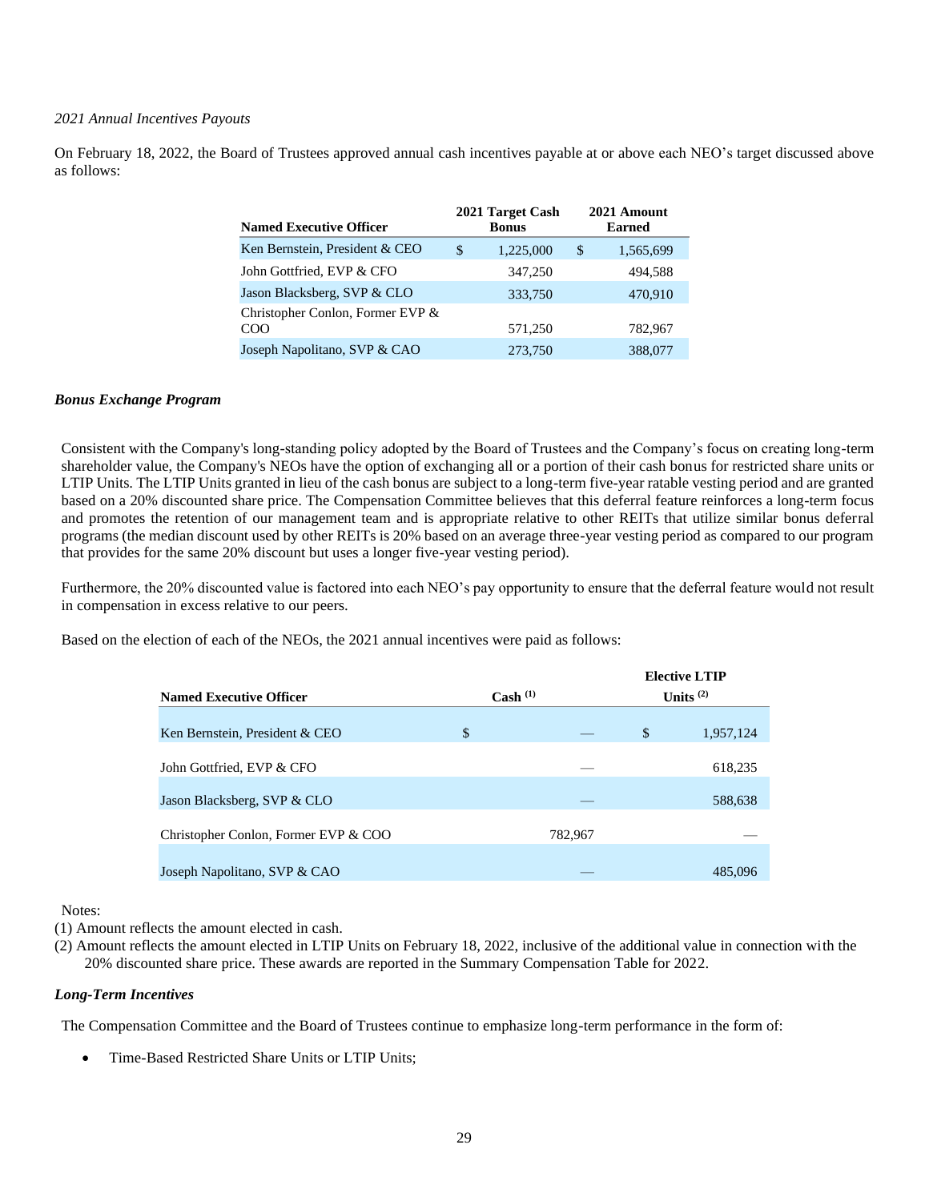*2021 Annual Incentives Payouts*

On February 18, 2022, the Board of Trustees approved annual cash incentives payable at or above each NEO's target discussed above as follows:

| Named Executive Officer | 2021 Target Cash Bonus | 2021 Amount Earned |
|---|---|---|
| Ken Bernstein, President & CEO | $ 1,225,000 | $ 1,565,699 |
| John Gottfried, EVP & CFO | 347,250 | 494,588 |
| Jason Blacksberg, SVP & CLO | 333,750 | 470,910 |
| Christopher Conlon, Former EVP & COO | 571,250 | 782,967 |
| Joseph Napolitano, SVP & CAO | 273,750 | 388,077 |

***Bonus Exchange Program***

Consistent with the Company's long-standing policy adopted by the Board of Trustees and the Company's focus on creating long-term shareholder value, the Company's NEOs have the option of exchanging all or a portion of their cash bonus for restricted share units or LTIP Units. The LTIP Units granted in lieu of the cash bonus are subject to a long-term five-year ratable vesting period and are granted based on a 20% discounted share price. The Compensation Committee believes that this deferral feature reinforces a long-term focus and promotes the retention of our management team and is appropriate relative to other REITs that utilize similar bonus deferral programs (the median discount used by other REITs is 20% based on an average three-year vesting period as compared to our program that provides for the same 20% discount but uses a longer five-year vesting period).

Furthermore, the 20% discounted value is factored into each NEO's pay opportunity to ensure that the deferral feature would not result in compensation in excess relative to our peers.

Based on the election of each of the NEOs, the 2021 annual incentives were paid as follows:

| Named Executive Officer | Cash [(1)] | Elective LTIP Units [(2)] |
|---|---|---|
| Ken Bernstein, President & CEO | $ — | $ 1,957,124 |
| John Gottfried, EVP & CFO | — | 618,235 |
| Jason Blacksberg, SVP & CLO | — | 588,638 |
| Christopher Conlon, Former EVP & COO | 782,967 | — |
| Joseph Napolitano, SVP & CAO | — | 485,096 |

Notes:

(1) Amount reflects the amount elected in cash.

(2) Amount reflects the amount elected in LTIP Units on February 18, 2022, inclusive of the additional value in connection with the 20% discounted share price. These awards are reported in the Summary Compensation Table for 2022.

***Long-Term Incentives***

The Compensation Committee and the Board of Trustees continue to emphasize long-term performance in the form of:

- Time-Based Restricted Share Units or LTIP Units;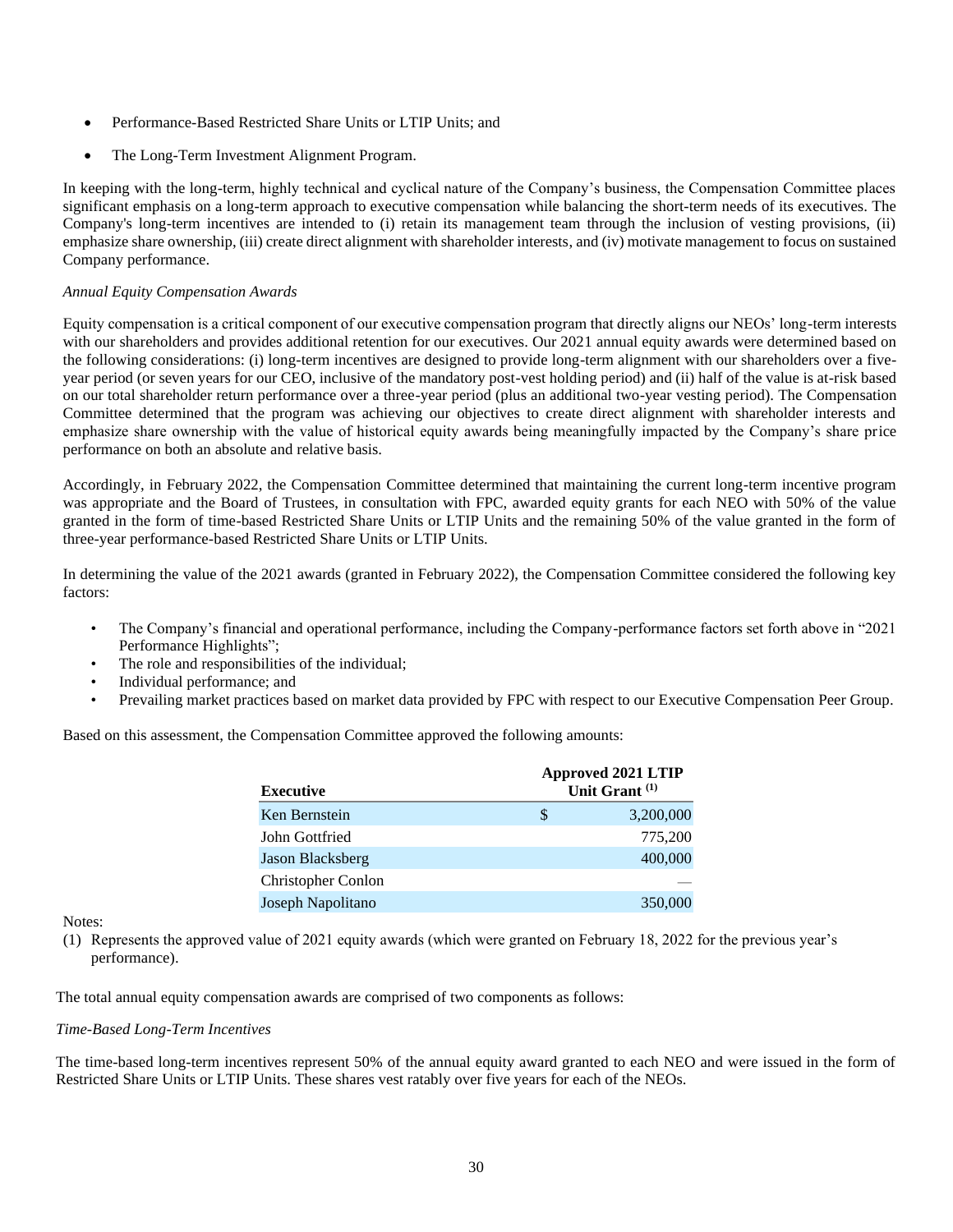- Performance-Based Restricted Share Units or LTIP Units; and
- The Long-Term Investment Alignment Program.

In keeping with the long-term, highly technical and cyclical nature of the Company's business, the Compensation Committee places significant emphasis on a long-term approach to executive compensation while balancing the short-term needs of its executives. The Company's long-term incentives are intended to (i) retain its management team through the inclusion of vesting provisions, (ii) emphasize share ownership, (iii) create direct alignment with shareholder interests, and (iv) motivate management to focus on sustained Company performance.

*Annual Equity Compensation Awards*

Equity compensation is a critical component of our executive compensation program that directly aligns our NEOs' long-term interests with our shareholders and provides additional retention for our executives. Our 2021 annual equity awards were determined based on the following considerations: (i) long-term incentives are designed to provide long-term alignment with our shareholders over a five-year period (or seven years for our CEO, inclusive of the mandatory post-vest holding period) and (ii) half of the value is at-risk based on our total shareholder return performance over a three-year period (plus an additional two-year vesting period). The Compensation Committee determined that the program was achieving our objectives to create direct alignment with shareholder interests and emphasize share ownership with the value of historical equity awards being meaningfully impacted by the Company's share price performance on both an absolute and relative basis.

Accordingly, in February 2022, the Compensation Committee determined that maintaining the current long-term incentive program was appropriate and the Board of Trustees, in consultation with FPC, awarded equity grants for each NEO with 50% of the value granted in the form of time-based Restricted Share Units or LTIP Units and the remaining 50% of the value granted in the form of three-year performance-based Restricted Share Units or LTIP Units.

In determining the value of the 2021 awards (granted in February 2022), the Compensation Committee considered the following key factors:

- The Company's financial and operational performance, including the Company-performance factors set forth above in "2021 Performance Highlights";
- The role and responsibilities of the individual;
- Individual performance; and
- Prevailing market practices based on market data provided by FPC with respect to our Executive Compensation Peer Group.

Based on this assessment, the Compensation Committee approved the following amounts:

| Executive | Approved 2021 LTIP Unit Grant (1) |
|---|---|
| Ken Bernstein | $ 3,200,000 |
| John Gottfried | 775,200 |
| Jason Blacksberg | 400,000 |
| Christopher Conlon | — |
| Joseph Napolitano | 350,000 |

Notes:

(1) Represents the approved value of 2021 equity awards (which were granted on February 18, 2022 for the previous year's performance).

The total annual equity compensation awards are comprised of two components as follows:

*Time-Based Long-Term Incentives*

The time-based long-term incentives represent 50% of the annual equity award granted to each NEO and were issued in the form of Restricted Share Units or LTIP Units. These shares vest ratably over five years for each of the NEOs.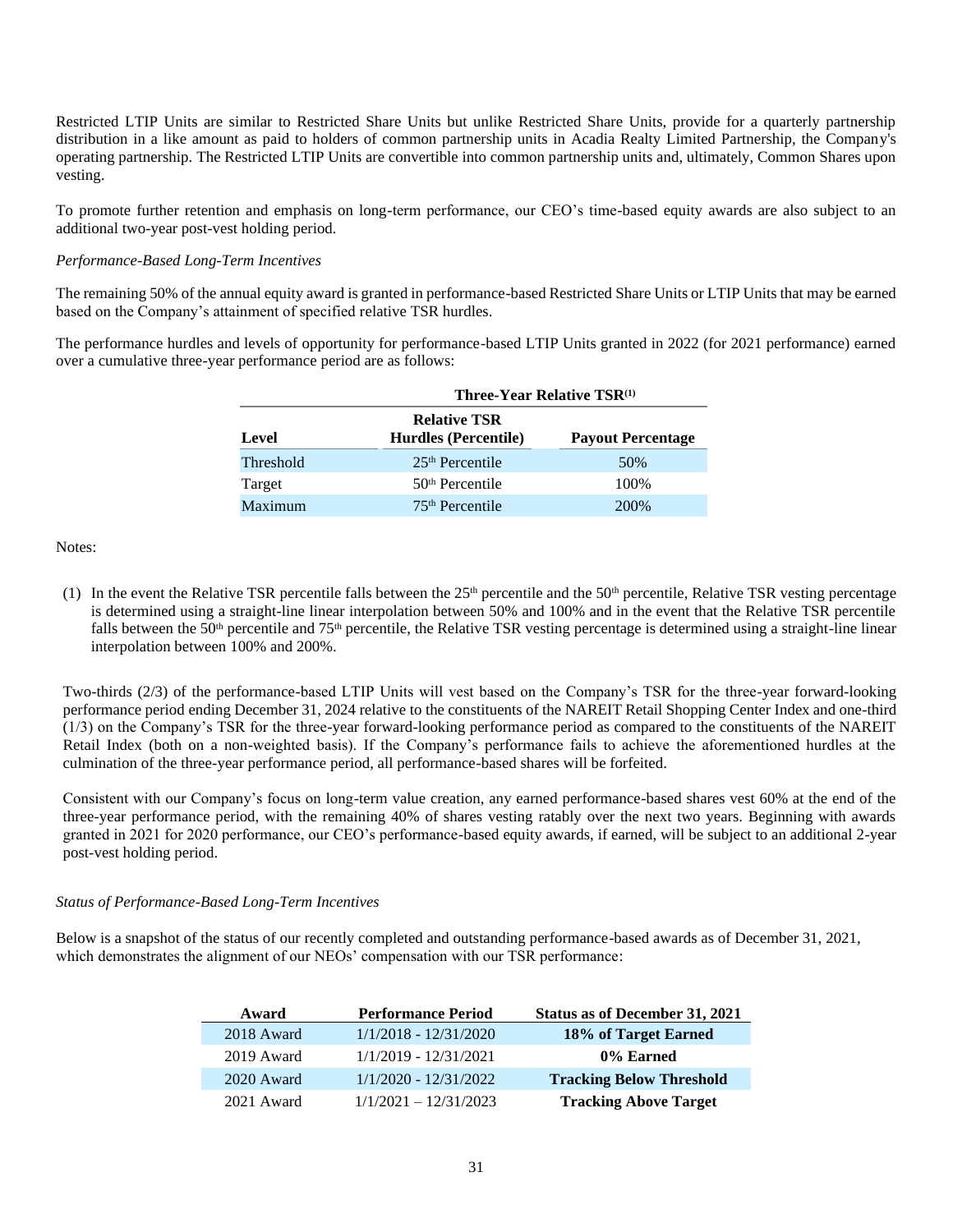Restricted LTIP Units are similar to Restricted Share Units but unlike Restricted Share Units, provide for a quarterly partnership distribution in a like amount as paid to holders of common partnership units in Acadia Realty Limited Partnership, the Company's operating partnership. The Restricted LTIP Units are convertible into common partnership units and, ultimately, Common Shares upon vesting.

To promote further retention and emphasis on long-term performance, our CEO's time-based equity awards are also subject to an additional two-year post-vest holding period.

*Performance-Based Long-Term Incentives*

The remaining 50% of the annual equity award is granted in performance-based Restricted Share Units or LTIP Units that may be earned based on the Company's attainment of specified relative TSR hurdles.

The performance hurdles and levels of opportunity for performance-based LTIP Units granted in 2022 (for 2021 performance) earned over a cumulative three-year performance period are as follows:

| | Three-Year Relative TSR(1) | |
|---|---|---|
| **Level** | **Relative TSR Hurdles (Percentile)** | **Payout Percentage** |
| Threshold | 25th Percentile | 50% |
| Target | 50th Percentile | 100% |
| Maximum | 75th Percentile | 200% |

Notes:

(1) In the event the Relative TSR percentile falls between the 25th percentile and the 50th percentile, Relative TSR vesting percentage is determined using a straight-line linear interpolation between 50% and 100% and in the event that the Relative TSR percentile falls between the 50th percentile and 75th percentile, the Relative TSR vesting percentage is determined using a straight-line linear interpolation between 100% and 200%.

Two-thirds (2/3) of the performance-based LTIP Units will vest based on the Company's TSR for the three-year forward-looking performance period ending December 31, 2024 relative to the constituents of the NAREIT Retail Shopping Center Index and one-third (1/3) on the Company's TSR for the three-year forward-looking performance period as compared to the constituents of the NAREIT Retail Index (both on a non-weighted basis). If the Company's performance fails to achieve the aforementioned hurdles at the culmination of the three-year performance period, all performance-based shares will be forfeited.

Consistent with our Company's focus on long-term value creation, any earned performance-based shares vest 60% at the end of the three-year performance period, with the remaining 40% of shares vesting ratably over the next two years. Beginning with awards granted in 2021 for 2020 performance, our CEO's performance-based equity awards, if earned, will be subject to an additional 2-year post-vest holding period.

*Status of Performance-Based Long-Term Incentives*

Below is a snapshot of the status of our recently completed and outstanding performance-based awards as of December 31, 2021, which demonstrates the alignment of our NEOs' compensation with our TSR performance:

| Award | Performance Period | Status as of December 31, 2021 |
|---|---|---|
| 2018 Award | 1/1/2018 - 12/31/2020 | **18% of Target Earned** |
| 2019 Award | 1/1/2019 - 12/31/2021 | **0% Earned** |
| 2020 Award | 1/1/2020 - 12/31/2022 | **Tracking Below Threshold** |
| 2021 Award | 1/1/2021 – 12/31/2023 | **Tracking Above Target** |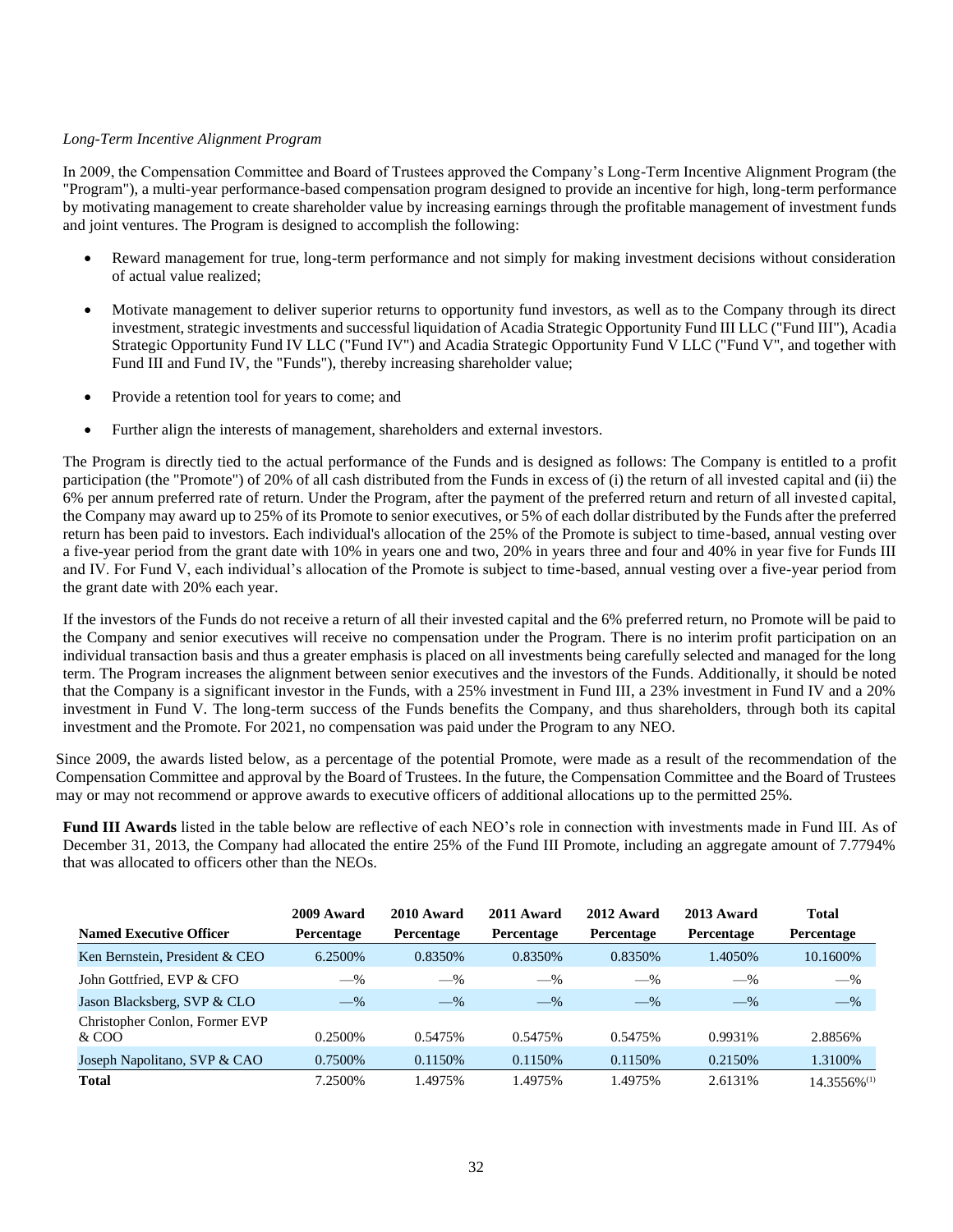*Long-Term Incentive Alignment Program*

In 2009, the Compensation Committee and Board of Trustees approved the Company's Long-Term Incentive Alignment Program (the "Program"), a multi-year performance-based compensation program designed to provide an incentive for high, long-term performance by motivating management to create shareholder value by increasing earnings through the profitable management of investment funds and joint ventures. The Program is designed to accomplish the following:

- Reward management for true, long-term performance and not simply for making investment decisions without consideration of actual value realized;
- Motivate management to deliver superior returns to opportunity fund investors, as well as to the Company through its direct investment, strategic investments and successful liquidation of Acadia Strategic Opportunity Fund III LLC ("Fund III"), Acadia Strategic Opportunity Fund IV LLC ("Fund IV") and Acadia Strategic Opportunity Fund V LLC ("Fund V", and together with Fund III and Fund IV, the "Funds"), thereby increasing shareholder value;
- Provide a retention tool for years to come; and
- Further align the interests of management, shareholders and external investors.

The Program is directly tied to the actual performance of the Funds and is designed as follows: The Company is entitled to a profit participation (the "Promote") of 20% of all cash distributed from the Funds in excess of (i) the return of all invested capital and (ii) the 6% per annum preferred rate of return. Under the Program, after the payment of the preferred return and return of all invested capital, the Company may award up to 25% of its Promote to senior executives, or 5% of each dollar distributed by the Funds after the preferred return has been paid to investors. Each individual's allocation of the 25% of the Promote is subject to time-based, annual vesting over a five-year period from the grant date with 10% in years one and two, 20% in years three and four and 40% in year five for Funds III and IV. For Fund V, each individual's allocation of the Promote is subject to time-based, annual vesting over a five-year period from the grant date with 20% each year.

If the investors of the Funds do not receive a return of all their invested capital and the 6% preferred return, no Promote will be paid to the Company and senior executives will receive no compensation under the Program. There is no interim profit participation on an individual transaction basis and thus a greater emphasis is placed on all investments being carefully selected and managed for the long term. The Program increases the alignment between senior executives and the investors of the Funds. Additionally, it should be noted that the Company is a significant investor in the Funds, with a 25% investment in Fund III, a 23% investment in Fund IV and a 20% investment in Fund V. The long-term success of the Funds benefits the Company, and thus shareholders, through both its capital investment and the Promote. For 2021, no compensation was paid under the Program to any NEO.

Since 2009, the awards listed below, as a percentage of the potential Promote, were made as a result of the recommendation of the Compensation Committee and approval by the Board of Trustees. In the future, the Compensation Committee and the Board of Trustees may or may not recommend or approve awards to executive officers of additional allocations up to the permitted 25%.

**Fund III Awards** listed in the table below are reflective of each NEO's role in connection with investments made in Fund III. As of December 31, 2013, the Company had allocated the entire 25% of the Fund III Promote, including an aggregate amount of 7.7794% that was allocated to officers other than the NEOs.

| Named Executive Officer | 2009 Award Percentage | 2010 Award Percentage | 2011 Award Percentage | 2012 Award Percentage | 2013 Award Percentage | Total Percentage |
|---|---|---|---|---|---|---|
| Ken Bernstein, President & CEO | 6.2500% | 0.8350% | 0.8350% | 0.8350% | 1.4050% | 10.1600% |
| John Gottfried, EVP & CFO | —% | —% | —% | —% | —% | —% |
| Jason Blacksberg, SVP & CLO | —% | —% | —% | —% | —% | —% |
| Christopher Conlon, Former EVP & COO | 0.2500% | 0.5475% | 0.5475% | 0.5475% | 0.9931% | 2.8856% |
| Joseph Napolitano, SVP & CAO | 0.7500% | 0.1150% | 0.1150% | 0.1150% | 0.2150% | 1.3100% |
| **Total** | 7.2500% | 1.4975% | 1.4975% | 1.4975% | 2.6131% | 14.3556%[1] |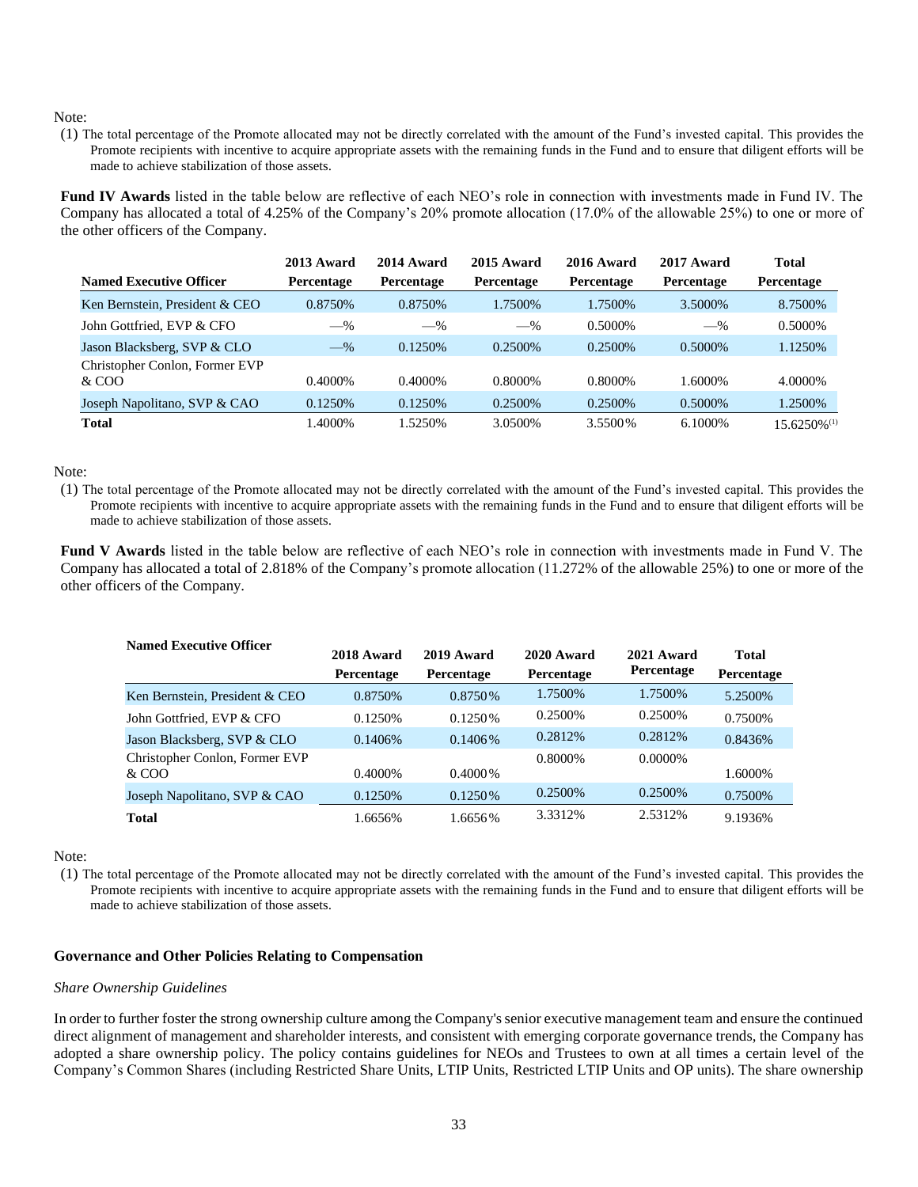Note:

(1) The total percentage of the Promote allocated may not be directly correlated with the amount of the Fund's invested capital. This provides the Promote recipients with incentive to acquire appropriate assets with the remaining funds in the Fund and to ensure that diligent efforts will be made to achieve stabilization of those assets.

**Fund IV Awards** listed in the table below are reflective of each NEO's role in connection with investments made in Fund IV. The Company has allocated a total of 4.25% of the Company's 20% promote allocation (17.0% of the allowable 25%) to one or more of the other officers of the Company.

| Named Executive Officer | 2013 Award Percentage | 2014 Award Percentage | 2015 Award Percentage | 2016 Award Percentage | 2017 Award Percentage | Total Percentage |
|---|---|---|---|---|---|---|
| Ken Bernstein, President & CEO | 0.8750% | 0.8750% | 1.7500% | 1.7500% | 3.5000% | 8.7500% |
| John Gottfried, EVP & CFO | —% | —% | —% | 0.5000% | —% | 0.5000% |
| Jason Blacksberg, SVP & CLO | —% | 0.1250% | 0.2500% | 0.2500% | 0.5000% | 1.1250% |
| Christopher Conlon, Former EVP & COO | 0.4000% | 0.4000% | 0.8000% | 0.8000% | 1.6000% | 4.0000% |
| Joseph Napolitano, SVP & CAO | 0.1250% | 0.1250% | 0.2500% | 0.2500% | 0.5000% | 1.2500% |
| **Total** | 1.4000% | 1.5250% | 3.0500% | 3.5500% | 6.1000% | 15.6250%(1) |

Note:

(1) The total percentage of the Promote allocated may not be directly correlated with the amount of the Fund's invested capital. This provides the Promote recipients with incentive to acquire appropriate assets with the remaining funds in the Fund and to ensure that diligent efforts will be made to achieve stabilization of those assets.

**Fund V Awards** listed in the table below are reflective of each NEO's role in connection with investments made in Fund V. The Company has allocated a total of 2.818% of the Company's promote allocation (11.272% of the allowable 25%) to one or more of the other officers of the Company.

| Named Executive Officer | 2018 Award Percentage | 2019 Award Percentage | 2020 Award Percentage | 2021 Award Percentage | Total Percentage |
|---|---|---|---|---|---|
| Ken Bernstein, President & CEO | 0.8750% | 0.8750% | 1.7500% | 1.7500% | 5.2500% |
| John Gottfried, EVP & CFO | 0.1250% | 0.1250% | 0.2500% | 0.2500% | 0.7500% |
| Jason Blacksberg, SVP & CLO | 0.1406% | 0.1406% | 0.2812% | 0.2812% | 0.8436% |
| Christopher Conlon, Former EVP & COO | 0.4000% | 0.4000% | 0.8000% | 0.0000% | 1.6000% |
| Joseph Napolitano, SVP & CAO | 0.1250% | 0.1250% | 0.2500% | 0.2500% | 0.7500% |
| **Total** | 1.6656% | 1.6656% | 3.3312% | 2.5312% | 9.1936% |

Note:

(1) The total percentage of the Promote allocated may not be directly correlated with the amount of the Fund's invested capital. This provides the Promote recipients with incentive to acquire appropriate assets with the remaining funds in the Fund and to ensure that diligent efforts will be made to achieve stabilization of those assets.

**Governance and Other Policies Relating to Compensation**

*Share Ownership Guidelines*

In order to further foster the strong ownership culture among the Company's senior executive management team and ensure the continued direct alignment of management and shareholder interests, and consistent with emerging corporate governance trends, the Company has adopted a share ownership policy. The policy contains guidelines for NEOs and Trustees to own at all times a certain level of the Company's Common Shares (including Restricted Share Units, LTIP Units, Restricted LTIP Units and OP units). The share ownership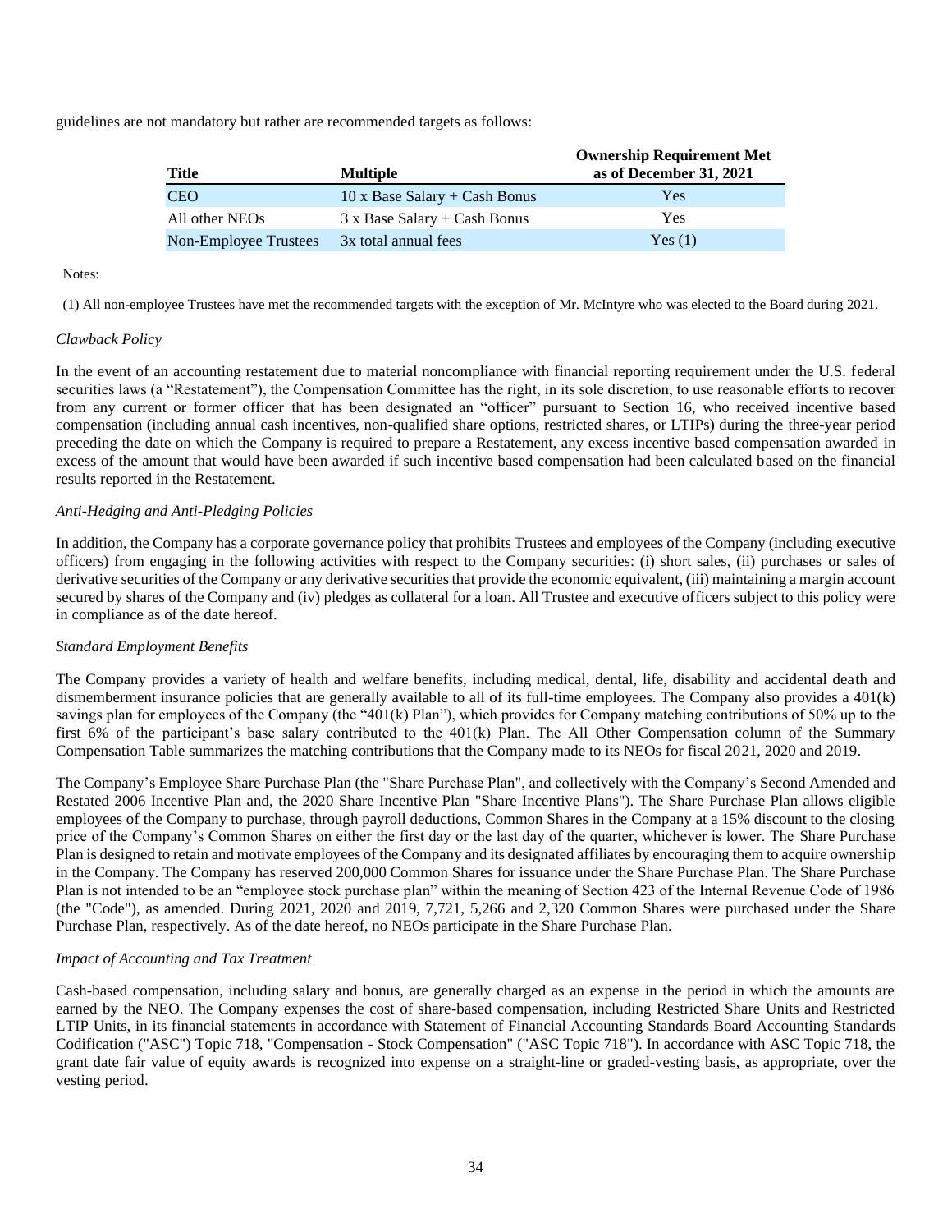guidelines are not mandatory but rather are recommended targets as follows:

| Title | Multiple | Ownership Requirement Met as of December 31, 2021 |
|---|---|---|
| CEO | 10 x Base Salary + Cash Bonus | Yes |
| All other NEOs | 3 x Base Salary + Cash Bonus | Yes |
| Non-Employee Trustees | 3x total annual fees | Yes (1) |

Notes:

(1) All non-employee Trustees have met the recommended targets with the exception of Mr. McIntyre who was elected to the Board during 2021.

*Clawback Policy*

In the event of an accounting restatement due to material noncompliance with financial reporting requirement under the U.S. federal securities laws (a "Restatement"), the Compensation Committee has the right, in its sole discretion, to use reasonable efforts to recover from any current or former officer that has been designated an "officer" pursuant to Section 16, who received incentive based compensation (including annual cash incentives, non-qualified share options, restricted shares, or LTIPs) during the three-year period preceding the date on which the Company is required to prepare a Restatement, any excess incentive based compensation awarded in excess of the amount that would have been awarded if such incentive based compensation had been calculated based on the financial results reported in the Restatement.

*Anti-Hedging and Anti-Pledging Policies*

In addition, the Company has a corporate governance policy that prohibits Trustees and employees of the Company (including executive officers) from engaging in the following activities with respect to the Company securities: (i) short sales, (ii) purchases or sales of derivative securities of the Company or any derivative securities that provide the economic equivalent, (iii) maintaining a margin account secured by shares of the Company and (iv) pledges as collateral for a loan. All Trustee and executive officers subject to this policy were in compliance as of the date hereof.

*Standard Employment Benefits*

The Company provides a variety of health and welfare benefits, including medical, dental, life, disability and accidental death and dismemberment insurance policies that are generally available to all of its full-time employees. The Company also provides a 401(k) savings plan for employees of the Company (the "401(k) Plan"), which provides for Company matching contributions of 50% up to the first 6% of the participant's base salary contributed to the 401(k) Plan. The All Other Compensation column of the Summary Compensation Table summarizes the matching contributions that the Company made to its NEOs for fiscal 2021, 2020 and 2019.

The Company's Employee Share Purchase Plan (the "Share Purchase Plan", and collectively with the Company's Second Amended and Restated 2006 Incentive Plan and, the 2020 Share Incentive Plan "Share Incentive Plans"). The Share Purchase Plan allows eligible employees of the Company to purchase, through payroll deductions, Common Shares in the Company at a 15% discount to the closing price of the Company's Common Shares on either the first day or the last day of the quarter, whichever is lower. The Share Purchase Plan is designed to retain and motivate employees of the Company and its designated affiliates by encouraging them to acquire ownership in the Company. The Company has reserved 200,000 Common Shares for issuance under the Share Purchase Plan. The Share Purchase Plan is not intended to be an "employee stock purchase plan" within the meaning of Section 423 of the Internal Revenue Code of 1986 (the "Code"), as amended. During 2021, 2020 and 2019, 7,721, 5,266 and 2,320 Common Shares were purchased under the Share Purchase Plan, respectively. As of the date hereof, no NEOs participate in the Share Purchase Plan.

*Impact of Accounting and Tax Treatment*

Cash-based compensation, including salary and bonus, are generally charged as an expense in the period in which the amounts are earned by the NEO. The Company expenses the cost of share-based compensation, including Restricted Share Units and Restricted LTIP Units, in its financial statements in accordance with Statement of Financial Accounting Standards Board Accounting Standards Codification ("ASC") Topic 718, "Compensation - Stock Compensation" ("ASC Topic 718"). In accordance with ASC Topic 718, the grant date fair value of equity awards is recognized into expense on a straight-line or graded-vesting basis, as appropriate, over the vesting period.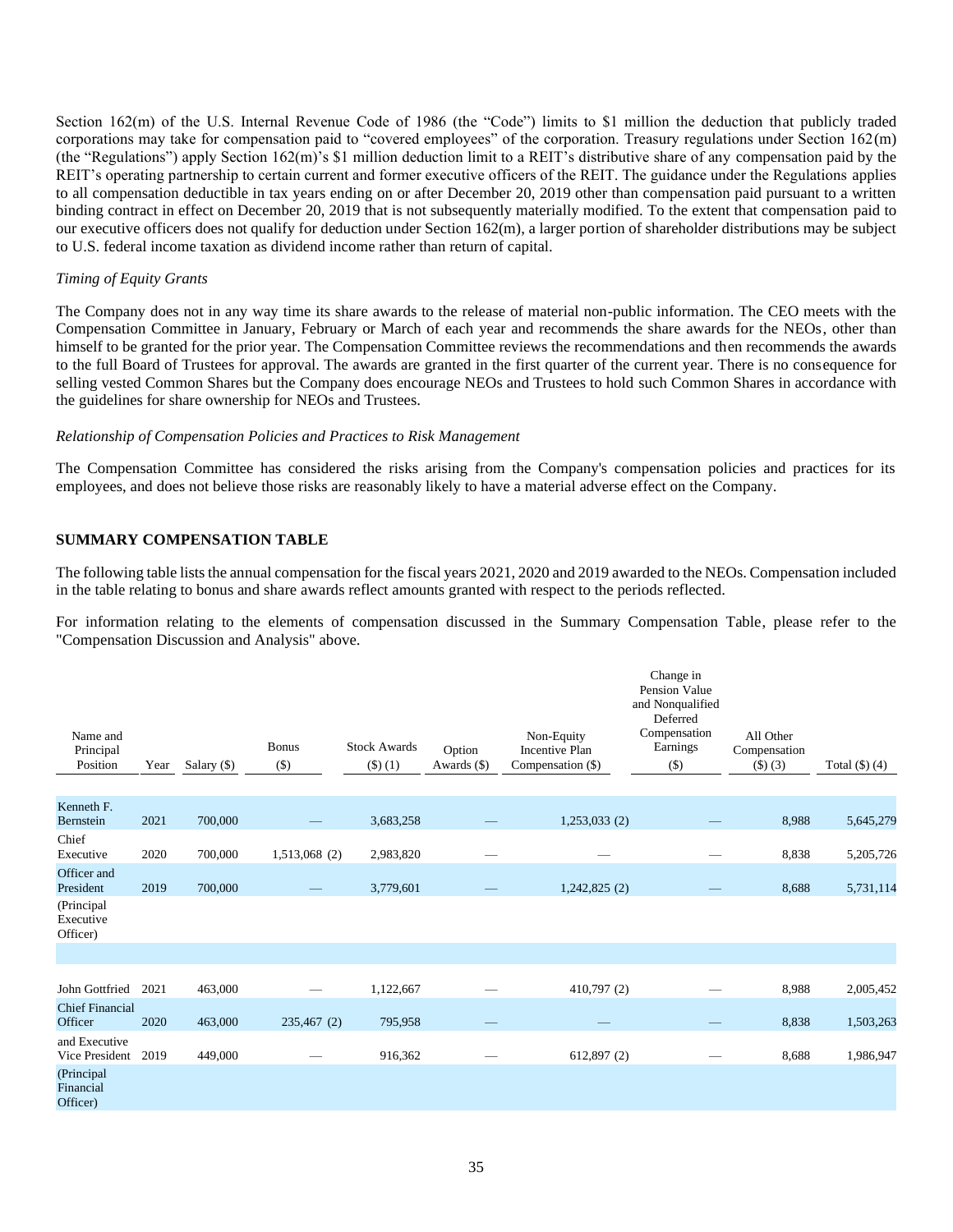Section 162(m) of the U.S. Internal Revenue Code of 1986 (the "Code") limits to $1 million the deduction that publicly traded corporations may take for compensation paid to "covered employees" of the corporation. Treasury regulations under Section 162(m) (the "Regulations") apply Section 162(m)'s $1 million deduction limit to a REIT's distributive share of any compensation paid by the REIT's operating partnership to certain current and former executive officers of the REIT. The guidance under the Regulations applies to all compensation deductible in tax years ending on or after December 20, 2019 other than compensation paid pursuant to a written binding contract in effect on December 20, 2019 that is not subsequently materially modified. To the extent that compensation paid to our executive officers does not qualify for deduction under Section 162(m), a larger portion of shareholder distributions may be subject to U.S. federal income taxation as dividend income rather than return of capital.

*Timing of Equity Grants*

The Company does not in any way time its share awards to the release of material non-public information. The CEO meets with the Compensation Committee in January, February or March of each year and recommends the share awards for the NEOs, other than himself to be granted for the prior year. The Compensation Committee reviews the recommendations and then recommends the awards to the full Board of Trustees for approval. The awards are granted in the first quarter of the current year. There is no consequence for selling vested Common Shares but the Company does encourage NEOs and Trustees to hold such Common Shares in accordance with the guidelines for share ownership for NEOs and Trustees.

*Relationship of Compensation Policies and Practices to Risk Management*

The Compensation Committee has considered the risks arising from the Company's compensation policies and practices for its employees, and does not believe those risks are reasonably likely to have a material adverse effect on the Company.

## SUMMARY COMPENSATION TABLE

The following table lists the annual compensation for the fiscal years 2021, 2020 and 2019 awarded to the NEOs. Compensation included in the table relating to bonus and share awards reflect amounts granted with respect to the periods reflected.

For information relating to the elements of compensation discussed in the Summary Compensation Table, please refer to the "Compensation Discussion and Analysis" above.

| Name and Principal Position | Year | Salary ($) | Bonus ($) | Stock Awards ($) (1) | Option Awards ($) | Non-Equity Incentive Plan Compensation ($) | Change in Pension Value and Nonqualified Deferred Compensation Earnings ($) | All Other Compensation ($) (3) | Total ($) (4) |
|---|---|---|---|---|---|---|---|---|---|
| Kenneth F. Bernstein | 2021 | 700,000 | — | 3,683,258 | — | 1,253,033 (2) | — | 8,988 | 5,645,279 |
| Chief Executive | 2020 | 700,000 | 1,513,068 (2) | 2,983,820 | — | — | — | 8,838 | 5,205,726 |
| Officer and President | 2019 | 700,000 | — | 3,779,601 | — | 1,242,825 (2) | — | 8,688 | 5,731,114 |
| (Principal Executive Officer) | | | | | | | | | |
| | | | | | | | | | |
| John Gottfried | 2021 | 463,000 | — | 1,122,667 | — | 410,797 (2) | — | 8,988 | 2,005,452 |
| Chief Financial Officer | 2020 | 463,000 | 235,467 (2) | 795,958 | — | — | — | 8,838 | 1,503,263 |
| and Executive Vice President | 2019 | 449,000 | — | 916,362 | — | 612,897 (2) | — | 8,688 | 1,986,947 |
| (Principal Financial Officer) | | | | | | | | | |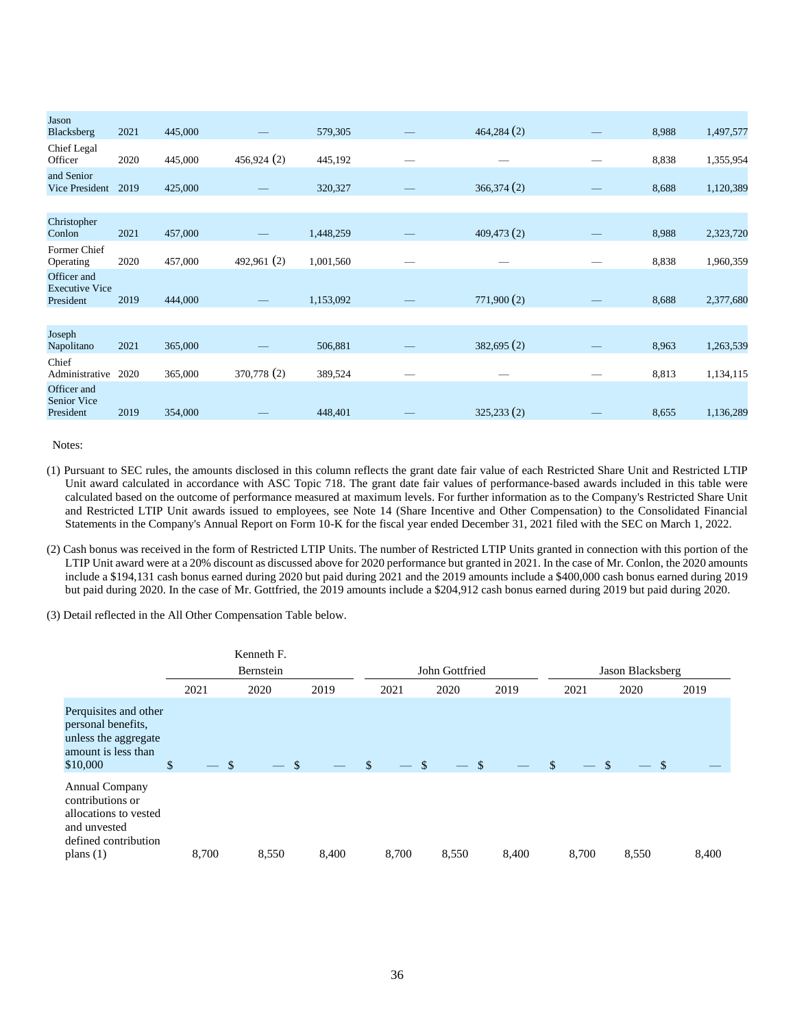| | | | | | | | | | |
|---|---|---|---|---|---|---|---|---|---|
| Jason Blacksberg | 2021 | 445,000 | — | 579,305 | — | 464,284 (2) | — | 8,988 | 1,497,577 |
| Chief Legal Officer | 2020 | 445,000 | 456,924 (2) | 445,192 | — | — | — | 8,838 | 1,355,954 |
| and Senior Vice President | 2019 | 425,000 | — | 320,327 | — | 366,374 (2) | — | 8,688 | 1,120,389 |
| | | | | | | | | | |
| Christopher Conlon | 2021 | 457,000 | — | 1,448,259 | — | 409,473 (2) | — | 8,988 | 2,323,720 |
| Former Chief Operating | 2020 | 457,000 | 492,961 (2) | 1,001,560 | — | — | — | 8,838 | 1,960,359 |
| Officer and Executive Vice President | 2019 | 444,000 | — | 1,153,092 | — | 771,900 (2) | — | 8,688 | 2,377,680 |
| | | | | | | | | | |
| Joseph Napolitano | 2021 | 365,000 | — | 506,881 | — | 382,695 (2) | — | 8,963 | 1,263,539 |
| Chief Administrative | 2020 | 365,000 | 370,778 (2) | 389,524 | — | — | — | 8,813 | 1,134,115 |
| Officer and Senior Vice President | 2019 | 354,000 | — | 448,401 | — | 325,233 (2) | — | 8,655 | 1,136,289 |

Notes:

(1) Pursuant to SEC rules, the amounts disclosed in this column reflects the grant date fair value of each Restricted Share Unit and Restricted LTIP Unit award calculated in accordance with ASC Topic 718. The grant date fair values of performance-based awards included in this table were calculated based on the outcome of performance measured at maximum levels. For further information as to the Company's Restricted Share Unit and Restricted LTIP Unit awards issued to employees, see Note 14 (Share Incentive and Other Compensation) to the Consolidated Financial Statements in the Company's Annual Report on Form 10-K for the fiscal year ended December 31, 2021 filed with the SEC on March 1, 2022.

(2) Cash bonus was received in the form of Restricted LTIP Units. The number of Restricted LTIP Units granted in connection with this portion of the LTIP Unit award were at a 20% discount as discussed above for 2020 performance but granted in 2021. In the case of Mr. Conlon, the 2020 amounts include a $194,131 cash bonus earned during 2020 but paid during 2021 and the 2019 amounts include a $400,000 cash bonus earned during 2019 but paid during 2020. In the case of Mr. Gottfried, the 2019 amounts include a $204,912 cash bonus earned during 2019 but paid during 2020.

(3) Detail reflected in the All Other Compensation Table below.

| | Kenneth F. Bernstein | | | John Gottfried | | | Jason Blacksberg | | |
|---|---|---|---|---|---|---|---|---|---|
| | 2021 | 2020 | 2019 | 2021 | 2020 | 2019 | 2021 | 2020 | 2019 |
| Perquisites and other personal benefits, unless the aggregate amount is less than $10,000 | $ — | $ — | $ — | $ — | $ — | $ — | $ — | $ — | $ — |
| Annual Company contributions or allocations to vested and unvested defined contribution plans (1) | 8,700 | 8,550 | 8,400 | 8,700 | 8,550 | 8,400 | 8,700 | 8,550 | 8,400 |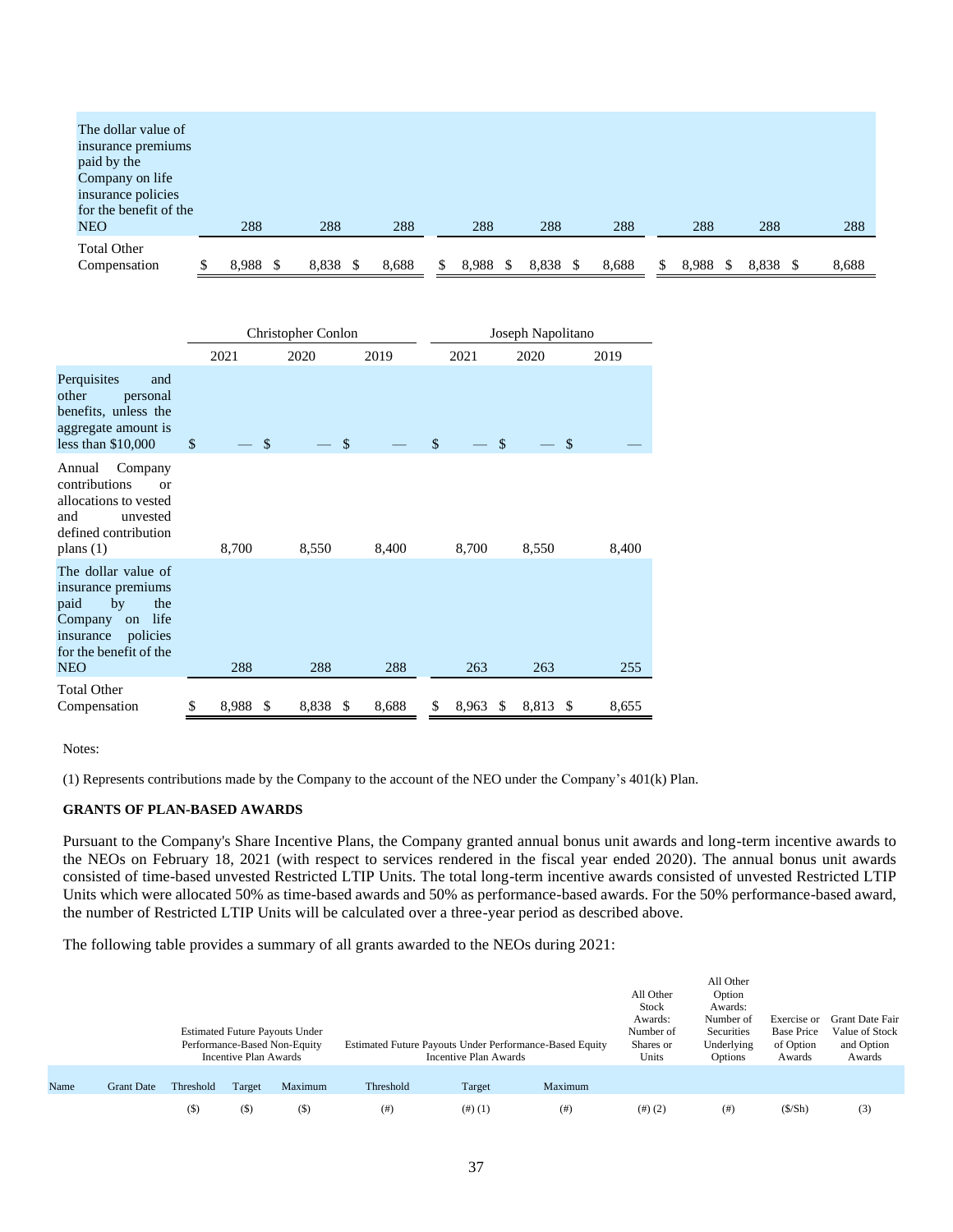| | | | | | | | | | |
|---|---|---|---|---|---|---|---|---|---|
| The dollar value of insurance premiums paid by the Company on life insurance policies for the benefit of the NEO | 288 | 288 | 288 | 288 | 288 | 288 | 288 | 288 | 288 |
| Total Other Compensation | $ 8,988 | $ 8,838 | $ 8,688 | $ 8,988 | $ 8,838 | $ 8,688 | $ 8,988 | $ 8,838 | $ 8,688 |

| | Christopher Conlon | | | Joseph Napolitano | | |
|---|---|---|---|---|---|---|
| | 2021 | 2020 | 2019 | 2021 | 2020 | 2019 |
| Perquisites and other personal benefits, unless the aggregate amount is less than $10,000 | $ — | $ — | $ — | $ — | $ — | $ — |
| Annual Company contributions or allocations to vested and unvested defined contribution plans (1) | 8,700 | 8,550 | 8,400 | 8,700 | 8,550 | 8,400 |
| The dollar value of insurance premiums paid by the Company on life insurance policies for the benefit of the NEO | 288 | 288 | 288 | 263 | 263 | 255 |
| Total Other Compensation | $ 8,988 | $ 8,838 | $ 8,688 | $ 8,963 | $ 8,813 | $ 8,655 |

Notes:

(1) Represents contributions made by the Company to the account of the NEO under the Company's 401(k) Plan.

**GRANTS OF PLAN-BASED AWARDS**

Pursuant to the Company's Share Incentive Plans, the Company granted annual bonus unit awards and long-term incentive awards to the NEOs on February 18, 2021 (with respect to services rendered in the fiscal year ended 2020). The annual bonus unit awards consisted of time-based unvested Restricted LTIP Units. The total long-term incentive awards consisted of unvested Restricted LTIP Units which were allocated 50% as time-based awards and 50% as performance-based awards. For the 50% performance-based award, the number of Restricted LTIP Units will be calculated over a three-year period as described above.

The following table provides a summary of all grants awarded to the NEOs during 2021:

| | | Estimated Future Payouts Under Performance-Based Non-Equity Incentive Plan Awards | | | Estimated Future Payouts Under Performance-Based Equity Incentive Plan Awards | | | All Other Stock Awards: Number of Shares or Units | All Other Option Awards: Number of Securities Underlying Options | Exercise or Base Price of Option Awards | Grant Date Fair Value of Stock and Option Awards |
|---|---|---|---|---|---|---|---|---|---|---|---|
| Name | Grant Date | Threshold | Target | Maximum | Threshold | Target | Maximum | | | | |
| | | ($) | ($) | ($) | (#) | (#) (1) | (#) | (#) (2) | (#) | ($/Sh) | (3) |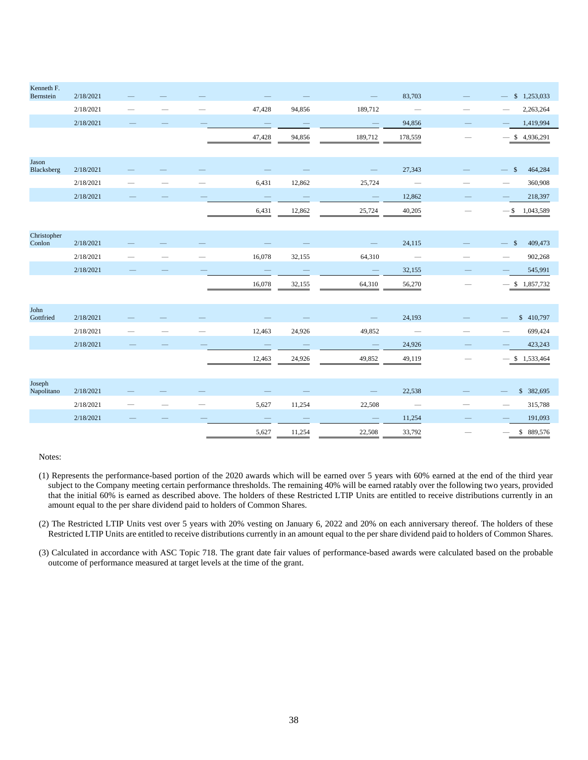| | | | | | | | | | | | |
|---|---|---|---|---|---|---|---|---|---|---|---|
| Kenneth F. Bernstein | 2/18/2021 | — | — | — | — | — | — | 83,703 | — | — | $ 1,253,033 |
| | 2/18/2021 | — | — | — | 47,428 | 94,856 | 189,712 | — | — | — | 2,263,264 |
| | 2/18/2021 | — | — | — | — | — | — | 94,856 | — | — | 1,419,994 |
| | | | | | 47,428 | 94,856 | 189,712 | 178,559 | — | — | $ 4,936,291 |
| Jason Blacksberg | 2/18/2021 | — | — | — | — | — | — | 27,343 | — | — | $ 464,284 |
| | 2/18/2021 | — | — | — | 6,431 | 12,862 | 25,724 | — | — | — | 360,908 |
| | 2/18/2021 | — | — | — | — | — | — | 12,862 | — | — | 218,397 |
| | | | | | 6,431 | 12,862 | 25,724 | 40,205 | — | — | $ 1,043,589 |
| Christopher Conlon | 2/18/2021 | — | — | — | — | — | — | 24,115 | — | — | $ 409,473 |
| | 2/18/2021 | — | — | — | 16,078 | 32,155 | 64,310 | — | — | — | 902,268 |
| | 2/18/2021 | — | — | — | — | — | — | 32,155 | — | — | 545,991 |
| | | | | | 16,078 | 32,155 | 64,310 | 56,270 | — | — | $ 1,857,732 |
| John Gottfried | 2/18/2021 | — | — | — | — | — | — | 24,193 | — | — | $ 410,797 |
| | 2/18/2021 | — | — | — | 12,463 | 24,926 | 49,852 | — | — | — | 699,424 |
| | 2/18/2021 | — | — | — | — | — | — | 24,926 | — | — | 423,243 |
| | | | | | 12,463 | 24,926 | 49,852 | 49,119 | — | — | $ 1,533,464 |
| Joseph Napolitano | 2/18/2021 | — | — | — | — | — | — | 22,538 | — | — | $ 382,695 |
| | 2/18/2021 | — | — | — | 5,627 | 11,254 | 22,508 | — | — | — | 315,788 |
| | 2/18/2021 | — | — | — | — | — | — | 11,254 | — | — | 191,093 |
| | | | | | 5,627 | 11,254 | 22,508 | 33,792 | — | — | $ 889,576 |

Notes:

(1) Represents the performance-based portion of the 2020 awards which will be earned over 5 years with 60% earned at the end of the third year subject to the Company meeting certain performance thresholds. The remaining 40% will be earned ratably over the following two years, provided that the initial 60% is earned as described above. The holders of these Restricted LTIP Units are entitled to receive distributions currently in an amount equal to the per share dividend paid to holders of Common Shares.

(2) The Restricted LTIP Units vest over 5 years with 20% vesting on January 6, 2022 and 20% on each anniversary thereof. The holders of these Restricted LTIP Units are entitled to receive distributions currently in an amount equal to the per share dividend paid to holders of Common Shares.

(3) Calculated in accordance with ASC Topic 718. The grant date fair values of performance-based awards were calculated based on the probable outcome of performance measured at target levels at the time of the grant.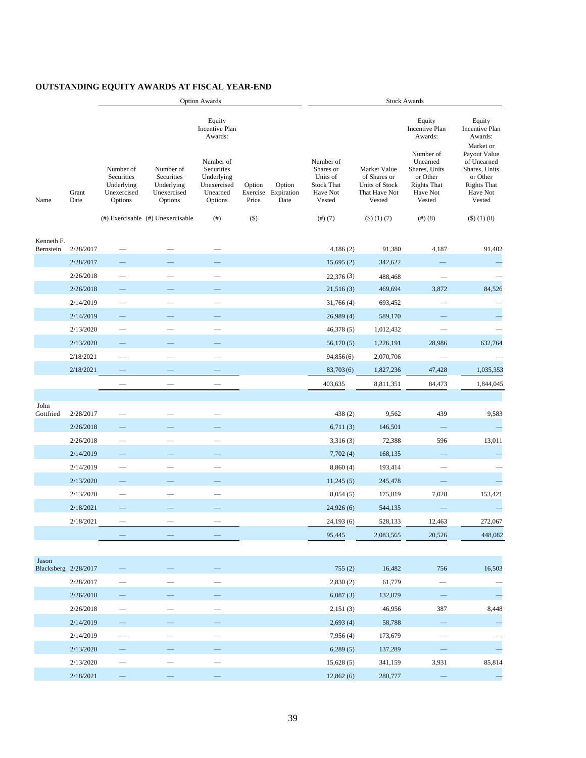## OUTSTANDING EQUITY AWARDS AT FISCAL YEAR-END

| | | Option Awards | | | | | Stock Awards | | | |
|---|---|---|---|---|---|---|---|---|---|---|
| Name | Grant Date | Number of Securities Underlying Unexercised Options | Number of Securities Underlying Unexercised Options | Equity Incentive Plan Awards: Number of Securities Underlying Unexercised Unearned Options | Option Exercise Price | Option Expiration Date | Number of Shares or Units of Stock That Have Not Vested | Market Value of Shares or Units of Stock That Have Not Vested | Equity Incentive Plan Awards: Number of Unearned Shares, Units or Other Rights That Have Not Vested | Equity Incentive Plan Awards: Market or Payout Value of Unearned Shares, Units or Other Rights That Have Not Vested |
| | | (#) Exercisable | (#) Unexercisable | (#) | ($) | | (#) (7) | ($) (1) (7) | (#) (8) | ($) (1) (8) |
| Kenneth F. Bernstein | 2/28/2017 | — | — | — | | | 4,186 (2) | 91,380 | 4,187 | 91,402 |
| | 2/28/2017 | — | — | — | | | 15,695 (2) | 342,622 | — | — |
| | 2/26/2018 | — | — | — | | | 22,376 (3) | 488,468 | — | — |
| | 2/26/2018 | — | — | — | | | 21,516 (3) | 469,694 | 3,872 | 84,526 |
| | 2/14/2019 | — | — | — | | | 31,766 (4) | 693,452 | — | — |
| | 2/14/2019 | — | — | — | | | 26,989 (4) | 589,170 | — | — |
| | 2/13/2020 | — | — | — | | | 46,378 (5) | 1,012,432 | — | — |
| | 2/13/2020 | — | — | — | | | 56,170 (5) | 1,226,191 | 28,986 | 632,764 |
| | 2/18/2021 | — | — | — | | | 94,856 (6) | 2,070,706 | — | — |
| | 2/18/2021 | — | — | — | | | 83,703 (6) | 1,827,236 | 47,428 | 1,035,353 |
| | | — | — | — | | | 403,635 | 8,811,351 | 84,473 | 1,844,045 |
| John Gottfried | 2/28/2017 | — | — | — | | | 438 (2) | 9,562 | 439 | 9,583 |
| | 2/26/2018 | — | — | — | | | 6,711 (3) | 146,501 | — | — |
| | 2/26/2018 | — | — | — | | | 3,316 (3) | 72,388 | 596 | 13,011 |
| | 2/14/2019 | — | — | — | | | 7,702 (4) | 168,135 | — | — |
| | 2/14/2019 | — | — | — | | | 8,860 (4) | 193,414 | — | — |
| | 2/13/2020 | — | — | — | | | 11,245 (5) | 245,478 | — | — |
| | 2/13/2020 | — | — | — | | | 8,054 (5) | 175,819 | 7,028 | 153,421 |
| | 2/18/2021 | — | — | — | | | 24,926 (6) | 544,135 | — | — |
| | 2/18/2021 | — | — | — | | | 24,193 (6) | 528,133 | 12,463 | 272,067 |
| | | — | — | — | | | 95,445 | 2,083,565 | 20,526 | 448,082 |
| Jason Blacksberg | 2/28/2017 | — | — | — | | | 755 (2) | 16,482 | 756 | 16,503 |
| | 2/28/2017 | — | — | — | | | 2,830 (2) | 61,779 | — | — |
| | 2/26/2018 | — | — | — | | | 6,087 (3) | 132,879 | — | — |
| | 2/26/2018 | — | — | — | | | 2,151 (3) | 46,956 | 387 | 8,448 |
| | 2/14/2019 | — | — | — | | | 2,693 (4) | 58,788 | — | — |
| | 2/14/2019 | — | — | — | | | 7,956 (4) | 173,679 | — | — |
| | 2/13/2020 | — | — | — | | | 6,289 (5) | 137,289 | — | — |
| | 2/13/2020 | — | — | — | | | 15,628 (5) | 341,159 | 3,931 | 85,814 |
| | 2/18/2021 | — | — | — | | | 12,862 (6) | 280,777 | — | — |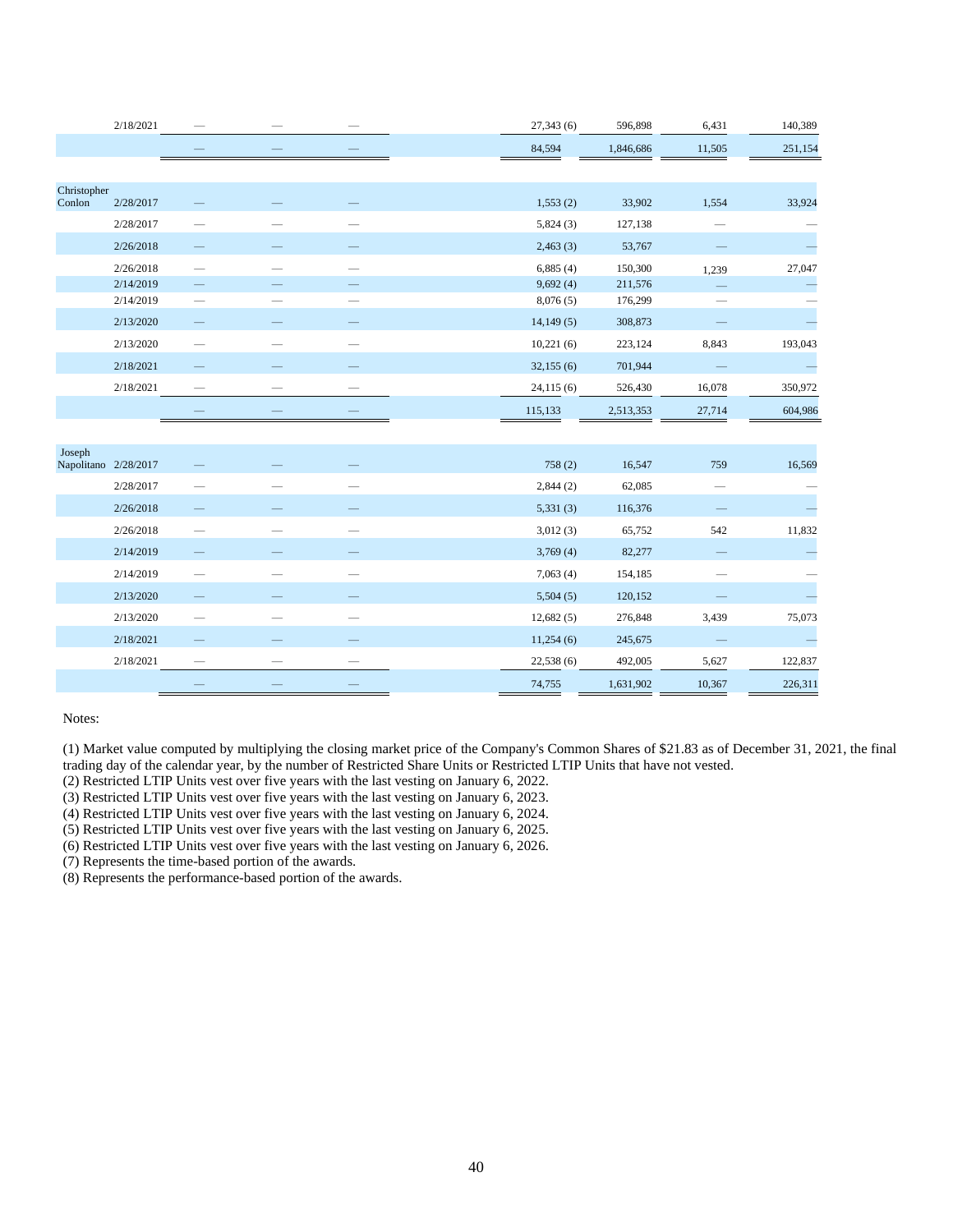| Name | Grant Date | | | | | | | |
|---|---|---|---|---|---|---|---|---|
| | 2/18/2021 | — | — | — | 27,343 (6) | 596,898 | 6,431 | 140,389 |
| | | — | — | — | 84,594 | 1,846,686 | 11,505 | 251,154 |
| Christopher Conlon | 2/28/2017 | — | — | — | 1,553 (2) | 33,902 | 1,554 | 33,924 |
| | 2/28/2017 | — | — | — | 5,824 (3) | 127,138 | — | — |
| | 2/26/2018 | — | — | — | 2,463 (3) | 53,767 | — | — |
| | 2/26/2018 | — | — | — | 6,885 (4) | 150,300 | 1,239 | 27,047 |
| | 2/14/2019 | — | — | — | 9,692 (4) | 211,576 | — | — |
| | 2/14/2019 | — | — | — | 8,076 (5) | 176,299 | — | — |
| | 2/13/2020 | — | — | — | 14,149 (5) | 308,873 | — | — |
| | 2/13/2020 | — | — | — | 10,221 (6) | 223,124 | 8,843 | 193,043 |
| | 2/18/2021 | — | — | — | 32,155 (6) | 701,944 | — | — |
| | 2/18/2021 | — | — | — | 24,115 (6) | 526,430 | 16,078 | 350,972 |
| | | — | — | — | 115,133 | 2,513,353 | 27,714 | 604,986 |
| Joseph Napolitano | 2/28/2017 | — | — | — | 758 (2) | 16,547 | 759 | 16,569 |
| | 2/28/2017 | — | — | — | 2,844 (2) | 62,085 | — | — |
| | 2/26/2018 | — | — | — | 5,331 (3) | 116,376 | — | — |
| | 2/26/2018 | — | — | — | 3,012 (3) | 65,752 | 542 | 11,832 |
| | 2/14/2019 | — | — | — | 3,769 (4) | 82,277 | — | — |
| | 2/14/2019 | — | — | — | 7,063 (4) | 154,185 | — | — |
| | 2/13/2020 | — | — | — | 5,504 (5) | 120,152 | — | — |
| | 2/13/2020 | — | — | — | 12,682 (5) | 276,848 | 3,439 | 75,073 |
| | 2/18/2021 | — | — | — | 11,254 (6) | 245,675 | — | — |
| | 2/18/2021 | — | — | — | 22,538 (6) | 492,005 | 5,627 | 122,837 |
| | | — | — | — | 74,755 | 1,631,902 | 10,367 | 226,311 |

Notes:

(1) Market value computed by multiplying the closing market price of the Company's Common Shares of $21.83 as of December 31, 2021, the final trading day of the calendar year, by the number of Restricted Share Units or Restricted LTIP Units that have not vested.
(2) Restricted LTIP Units vest over five years with the last vesting on January 6, 2022.
(3) Restricted LTIP Units vest over five years with the last vesting on January 6, 2023.
(4) Restricted LTIP Units vest over five years with the last vesting on January 6, 2024.
(5) Restricted LTIP Units vest over five years with the last vesting on January 6, 2025.
(6) Restricted LTIP Units vest over five years with the last vesting on January 6, 2026.
(7) Represents the time-based portion of the awards.
(8) Represents the performance-based portion of the awards.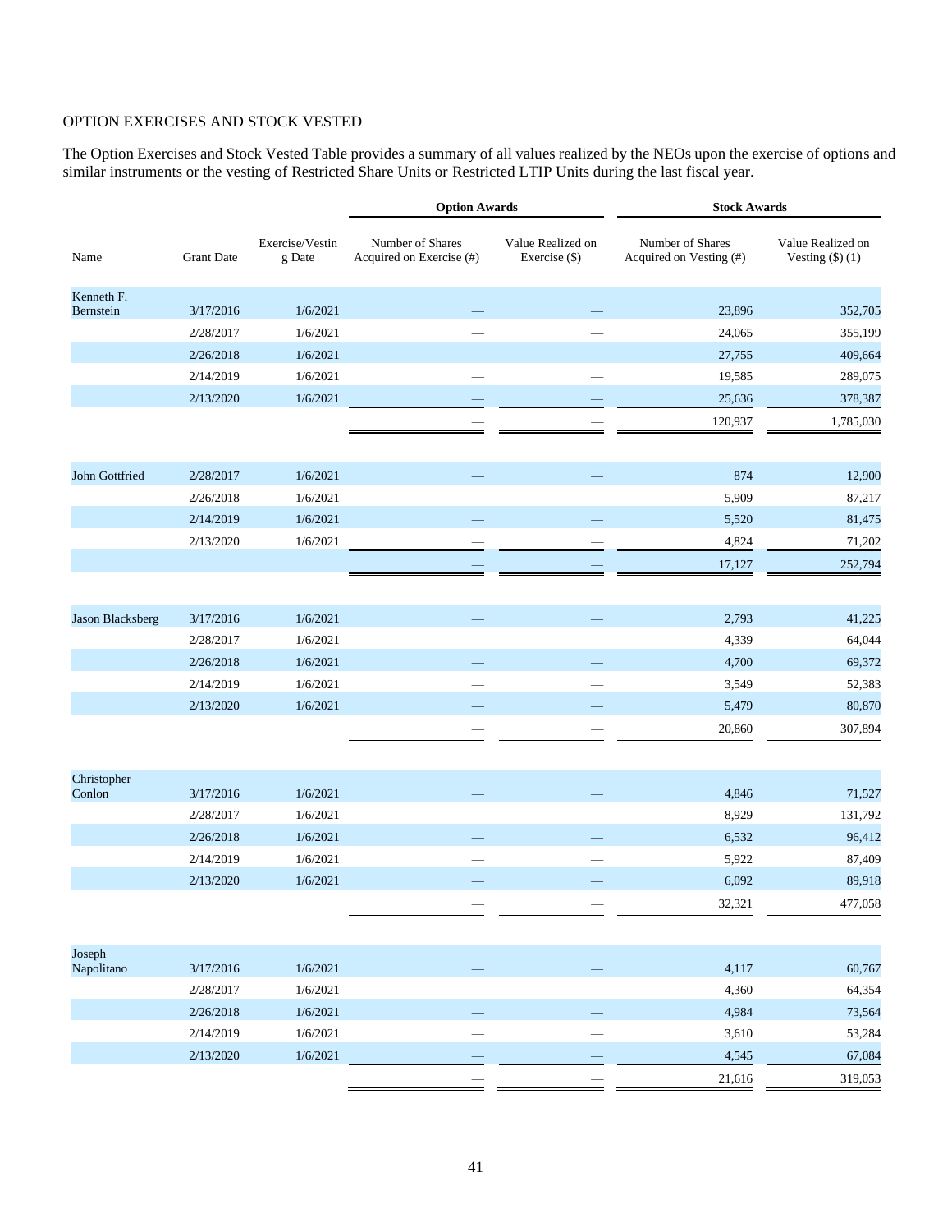OPTION EXERCISES AND STOCK VESTED

The Option Exercises and Stock Vested Table provides a summary of all values realized by the NEOs upon the exercise of options and similar instruments or the vesting of Restricted Share Units or Restricted LTIP Units during the last fiscal year.

| | | | Option Awards | | Stock Awards | |
|---|---|---|---|---|---|---|
| Name | Grant Date | Exercise/Vesting Date | Number of Shares Acquired on Exercise (#) | Value Realized on Exercise ($) | Number of Shares Acquired on Vesting (#) | Value Realized on Vesting ($) (1) |
| Kenneth F. Bernstein | 3/17/2016 | 1/6/2021 | — | — | 23,896 | 352,705 |
| | 2/28/2017 | 1/6/2021 | — | — | 24,065 | 355,199 |
| | 2/26/2018 | 1/6/2021 | — | — | 27,755 | 409,664 |
| | 2/14/2019 | 1/6/2021 | — | — | 19,585 | 289,075 |
| | 2/13/2020 | 1/6/2021 | — | — | 25,636 | 378,387 |
| | | | — | — | 120,937 | 1,785,030 |
| John Gottfried | 2/28/2017 | 1/6/2021 | — | — | 874 | 12,900 |
| | 2/26/2018 | 1/6/2021 | — | — | 5,909 | 87,217 |
| | 2/14/2019 | 1/6/2021 | — | — | 5,520 | 81,475 |
| | 2/13/2020 | 1/6/2021 | — | — | 4,824 | 71,202 |
| | | | — | — | 17,127 | 252,794 |
| Jason Blacksberg | 3/17/2016 | 1/6/2021 | — | — | 2,793 | 41,225 |
| | 2/28/2017 | 1/6/2021 | — | — | 4,339 | 64,044 |
| | 2/26/2018 | 1/6/2021 | — | — | 4,700 | 69,372 |
| | 2/14/2019 | 1/6/2021 | — | — | 3,549 | 52,383 |
| | 2/13/2020 | 1/6/2021 | — | — | 5,479 | 80,870 |
| | | | — | — | 20,860 | 307,894 |
| Christopher Conlon | 3/17/2016 | 1/6/2021 | — | — | 4,846 | 71,527 |
| | 2/28/2017 | 1/6/2021 | — | — | 8,929 | 131,792 |
| | 2/26/2018 | 1/6/2021 | — | — | 6,532 | 96,412 |
| | 2/14/2019 | 1/6/2021 | — | — | 5,922 | 87,409 |
| | 2/13/2020 | 1/6/2021 | — | — | 6,092 | 89,918 |
| | | | — | — | 32,321 | 477,058 |
| Joseph Napolitano | 3/17/2016 | 1/6/2021 | — | — | 4,117 | 60,767 |
| | 2/28/2017 | 1/6/2021 | — | — | 4,360 | 64,354 |
| | 2/26/2018 | 1/6/2021 | — | — | 4,984 | 73,564 |
| | 2/14/2019 | 1/6/2021 | — | — | 3,610 | 53,284 |
| | 2/13/2020 | 1/6/2021 | — | — | 4,545 | 67,084 |
| | | | — | — | 21,616 | 319,053 |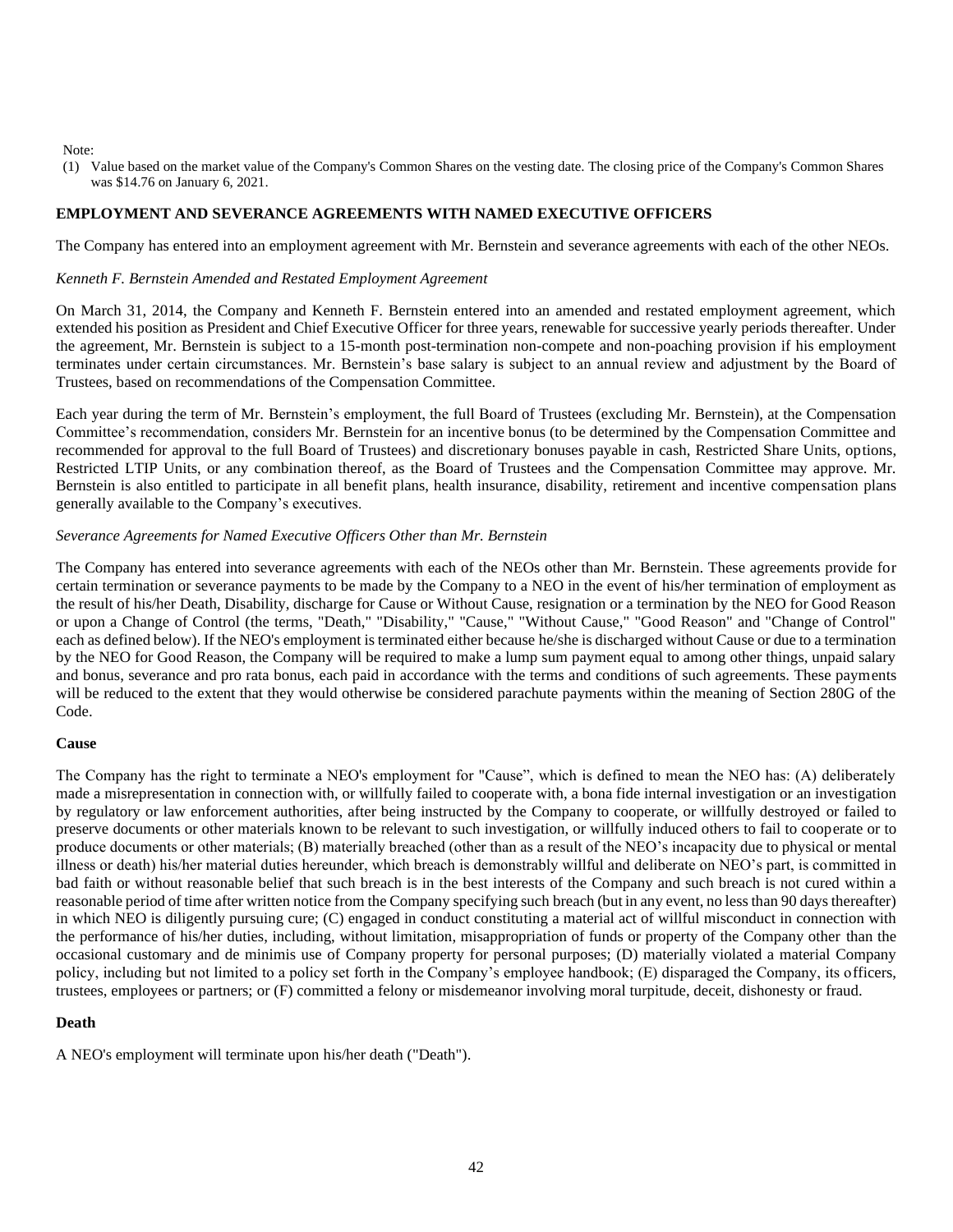Note:

(1) Value based on the market value of the Company's Common Shares on the vesting date. The closing price of the Company's Common Shares was $14.76 on January 6, 2021.

## EMPLOYMENT AND SEVERANCE AGREEMENTS WITH NAMED EXECUTIVE OFFICERS

The Company has entered into an employment agreement with Mr. Bernstein and severance agreements with each of the other NEOs.

*Kenneth F. Bernstein Amended and Restated Employment Agreement*

On March 31, 2014, the Company and Kenneth F. Bernstein entered into an amended and restated employment agreement, which extended his position as President and Chief Executive Officer for three years, renewable for successive yearly periods thereafter. Under the agreement, Mr. Bernstein is subject to a 15-month post-termination non-compete and non-poaching provision if his employment terminates under certain circumstances. Mr. Bernstein's base salary is subject to an annual review and adjustment by the Board of Trustees, based on recommendations of the Compensation Committee.

Each year during the term of Mr. Bernstein's employment, the full Board of Trustees (excluding Mr. Bernstein), at the Compensation Committee's recommendation, considers Mr. Bernstein for an incentive bonus (to be determined by the Compensation Committee and recommended for approval to the full Board of Trustees) and discretionary bonuses payable in cash, Restricted Share Units, options, Restricted LTIP Units, or any combination thereof, as the Board of Trustees and the Compensation Committee may approve. Mr. Bernstein is also entitled to participate in all benefit plans, health insurance, disability, retirement and incentive compensation plans generally available to the Company's executives.

*Severance Agreements for Named Executive Officers Other than Mr. Bernstein*

The Company has entered into severance agreements with each of the NEOs other than Mr. Bernstein. These agreements provide for certain termination or severance payments to be made by the Company to a NEO in the event of his/her termination of employment as the result of his/her Death, Disability, discharge for Cause or Without Cause, resignation or a termination by the NEO for Good Reason or upon a Change of Control (the terms, "Death," "Disability," "Cause," "Without Cause," "Good Reason" and "Change of Control" each as defined below). If the NEO's employment is terminated either because he/she is discharged without Cause or due to a termination by the NEO for Good Reason, the Company will be required to make a lump sum payment equal to among other things, unpaid salary and bonus, severance and pro rata bonus, each paid in accordance with the terms and conditions of such agreements. These payments will be reduced to the extent that they would otherwise be considered parachute payments within the meaning of Section 280G of the Code.

### Cause

The Company has the right to terminate a NEO's employment for "Cause", which is defined to mean the NEO has: (A) deliberately made a misrepresentation in connection with, or willfully failed to cooperate with, a bona fide internal investigation or an investigation by regulatory or law enforcement authorities, after being instructed by the Company to cooperate, or willfully destroyed or failed to preserve documents or other materials known to be relevant to such investigation, or willfully induced others to fail to cooperate or to produce documents or other materials; (B) materially breached (other than as a result of the NEO's incapacity due to physical or mental illness or death) his/her material duties hereunder, which breach is demonstrably willful and deliberate on NEO's part, is committed in bad faith or without reasonable belief that such breach is in the best interests of the Company and such breach is not cured within a reasonable period of time after written notice from the Company specifying such breach (but in any event, no less than 90 days thereafter) in which NEO is diligently pursuing cure; (C) engaged in conduct constituting a material act of willful misconduct in connection with the performance of his/her duties, including, without limitation, misappropriation of funds or property of the Company other than the occasional customary and de minimis use of Company property for personal purposes; (D) materially violated a material Company policy, including but not limited to a policy set forth in the Company's employee handbook; (E) disparaged the Company, its officers, trustees, employees or partners; or (F) committed a felony or misdemeanor involving moral turpitude, deceit, dishonesty or fraud.

### Death

A NEO's employment will terminate upon his/her death ("Death").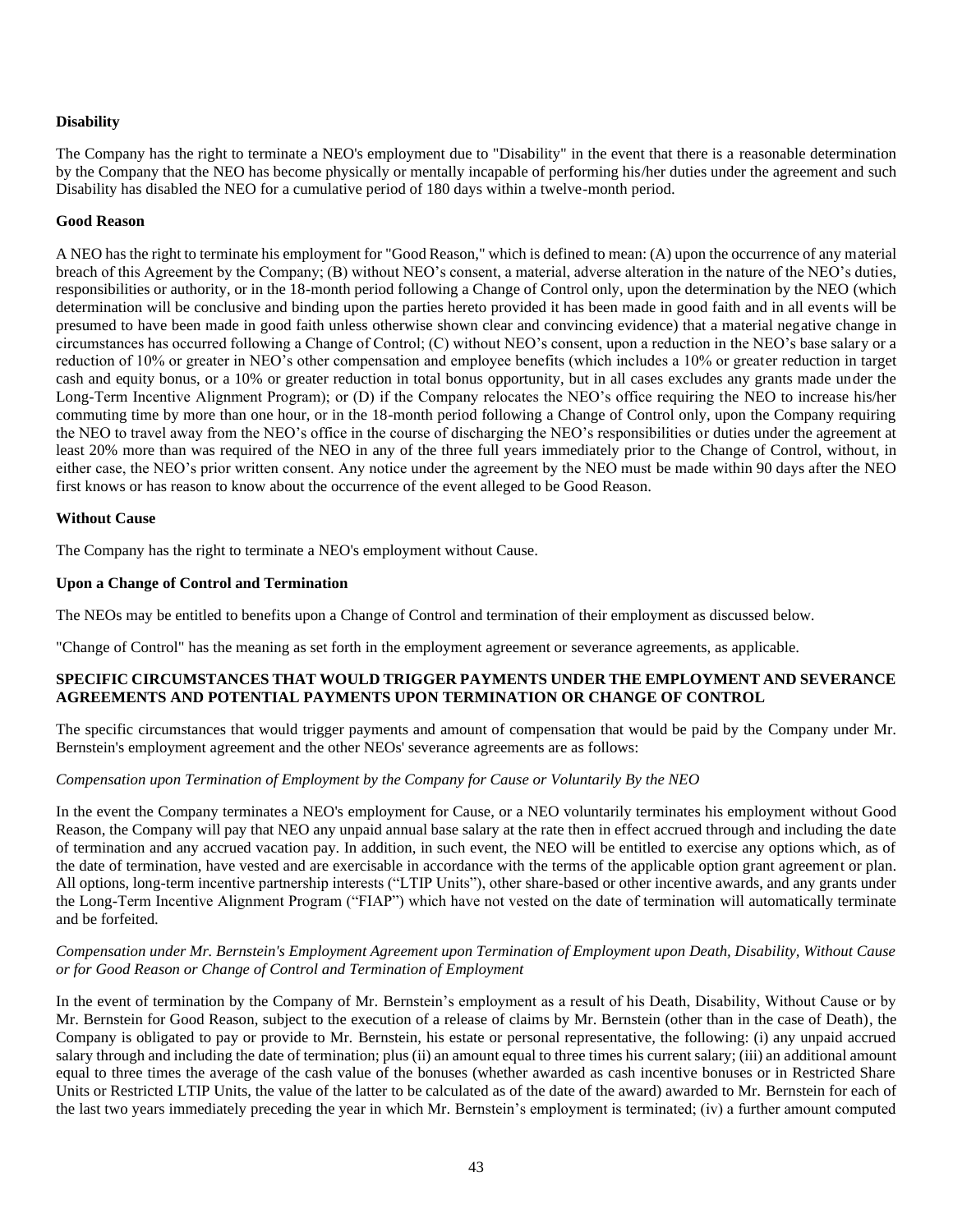**Disability**

The Company has the right to terminate a NEO's employment due to "Disability" in the event that there is a reasonable determination by the Company that the NEO has become physically or mentally incapable of performing his/her duties under the agreement and such Disability has disabled the NEO for a cumulative period of 180 days within a twelve-month period.

**Good Reason**

A NEO has the right to terminate his employment for "Good Reason," which is defined to mean: (A) upon the occurrence of any material breach of this Agreement by the Company; (B) without NEO's consent, a material, adverse alteration in the nature of the NEO's duties, responsibilities or authority, or in the 18-month period following a Change of Control only, upon the determination by the NEO (which determination will be conclusive and binding upon the parties hereto provided it has been made in good faith and in all events will be presumed to have been made in good faith unless otherwise shown clear and convincing evidence) that a material negative change in circumstances has occurred following a Change of Control; (C) without NEO's consent, upon a reduction in the NEO's base salary or a reduction of 10% or greater in NEO's other compensation and employee benefits (which includes a 10% or greater reduction in target cash and equity bonus, or a 10% or greater reduction in total bonus opportunity, but in all cases excludes any grants made under the Long-Term Incentive Alignment Program); or (D) if the Company relocates the NEO's office requiring the NEO to increase his/her commuting time by more than one hour, or in the 18-month period following a Change of Control only, upon the Company requiring the NEO to travel away from the NEO's office in the course of discharging the NEO's responsibilities or duties under the agreement at least 20% more than was required of the NEO in any of the three full years immediately prior to the Change of Control, without, in either case, the NEO's prior written consent. Any notice under the agreement by the NEO must be made within 90 days after the NEO first knows or has reason to know about the occurrence of the event alleged to be Good Reason.

**Without Cause**

The Company has the right to terminate a NEO's employment without Cause.

**Upon a Change of Control and Termination**

The NEOs may be entitled to benefits upon a Change of Control and termination of their employment as discussed below.

"Change of Control" has the meaning as set forth in the employment agreement or severance agreements, as applicable.

**SPECIFIC CIRCUMSTANCES THAT WOULD TRIGGER PAYMENTS UNDER THE EMPLOYMENT AND SEVERANCE AGREEMENTS AND POTENTIAL PAYMENTS UPON TERMINATION OR CHANGE OF CONTROL**

The specific circumstances that would trigger payments and amount of compensation that would be paid by the Company under Mr. Bernstein's employment agreement and the other NEOs' severance agreements are as follows:

*Compensation upon Termination of Employment by the Company for Cause or Voluntarily By the NEO*

In the event the Company terminates a NEO's employment for Cause, or a NEO voluntarily terminates his employment without Good Reason, the Company will pay that NEO any unpaid annual base salary at the rate then in effect accrued through and including the date of termination and any accrued vacation pay. In addition, in such event, the NEO will be entitled to exercise any options which, as of the date of termination, have vested and are exercisable in accordance with the terms of the applicable option grant agreement or plan. All options, long-term incentive partnership interests ("LTIP Units"), other share-based or other incentive awards, and any grants under the Long-Term Incentive Alignment Program ("FIAP") which have not vested on the date of termination will automatically terminate and be forfeited.

*Compensation under Mr. Bernstein's Employment Agreement upon Termination of Employment upon Death, Disability, Without Cause or for Good Reason or Change of Control and Termination of Employment*

In the event of termination by the Company of Mr. Bernstein's employment as a result of his Death, Disability, Without Cause or by Mr. Bernstein for Good Reason, subject to the execution of a release of claims by Mr. Bernstein (other than in the case of Death), the Company is obligated to pay or provide to Mr. Bernstein, his estate or personal representative, the following: (i) any unpaid accrued salary through and including the date of termination; plus (ii) an amount equal to three times his current salary; (iii) an additional amount equal to three times the average of the cash value of the bonuses (whether awarded as cash incentive bonuses or in Restricted Share Units or Restricted LTIP Units, the value of the latter to be calculated as of the date of the award) awarded to Mr. Bernstein for each of the last two years immediately preceding the year in which Mr. Bernstein's employment is terminated; (iv) a further amount computed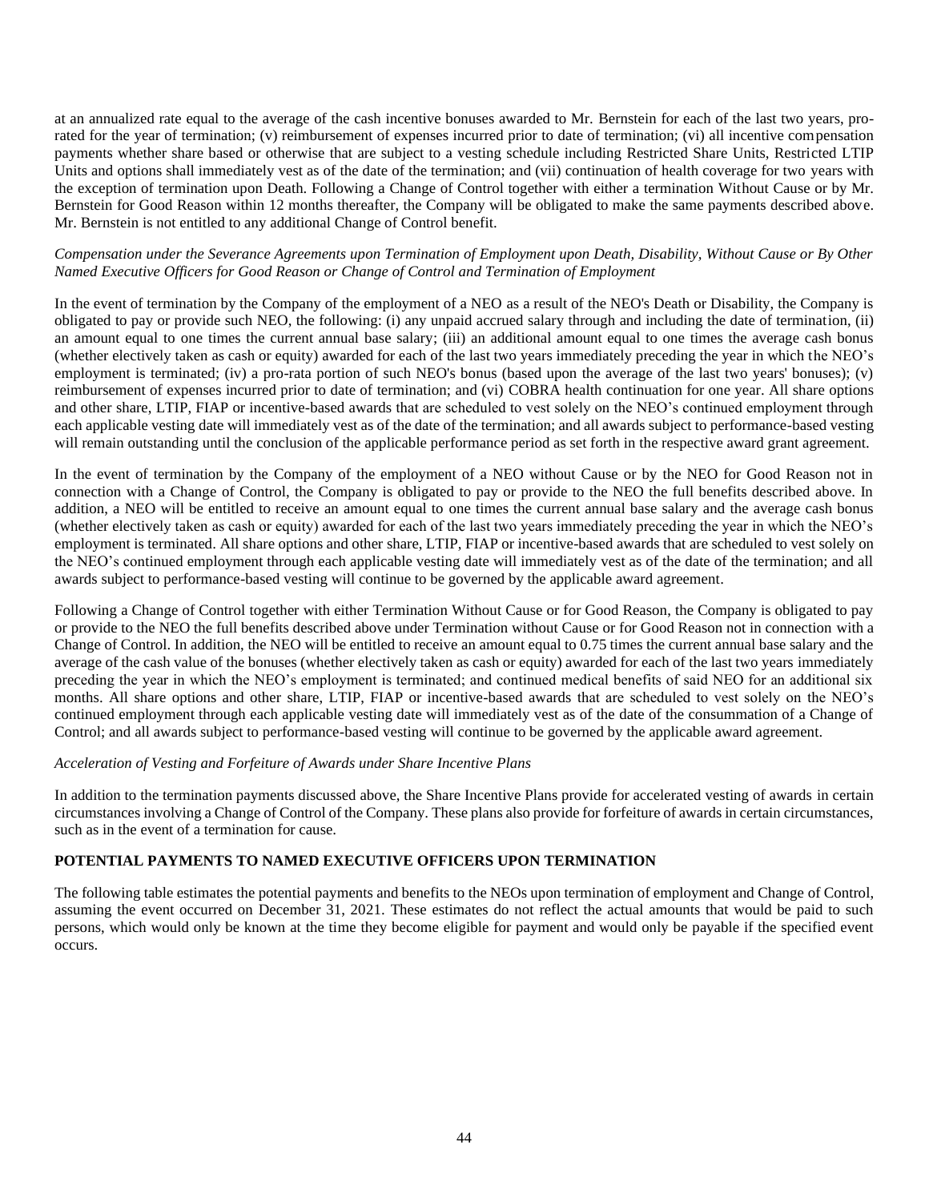at an annualized rate equal to the average of the cash incentive bonuses awarded to Mr. Bernstein for each of the last two years, pro-rated for the year of termination; (v) reimbursement of expenses incurred prior to date of termination; (vi) all incentive compensation payments whether share based or otherwise that are subject to a vesting schedule including Restricted Share Units, Restricted LTIP Units and options shall immediately vest as of the date of the termination; and (vii) continuation of health coverage for two years with the exception of termination upon Death. Following a Change of Control together with either a termination Without Cause or by Mr. Bernstein for Good Reason within 12 months thereafter, the Company will be obligated to make the same payments described above. Mr. Bernstein is not entitled to any additional Change of Control benefit.

*Compensation under the Severance Agreements upon Termination of Employment upon Death, Disability, Without Cause or By Other Named Executive Officers for Good Reason or Change of Control and Termination of Employment*

In the event of termination by the Company of the employment of a NEO as a result of the NEO's Death or Disability, the Company is obligated to pay or provide such NEO, the following: (i) any unpaid accrued salary through and including the date of termination, (ii) an amount equal to one times the current annual base salary; (iii) an additional amount equal to one times the average cash bonus (whether electively taken as cash or equity) awarded for each of the last two years immediately preceding the year in which the NEO's employment is terminated; (iv) a pro-rata portion of such NEO's bonus (based upon the average of the last two years' bonuses); (v) reimbursement of expenses incurred prior to date of termination; and (vi) COBRA health continuation for one year. All share options and other share, LTIP, FIAP or incentive-based awards that are scheduled to vest solely on the NEO's continued employment through each applicable vesting date will immediately vest as of the date of the termination; and all awards subject to performance-based vesting will remain outstanding until the conclusion of the applicable performance period as set forth in the respective award grant agreement.

In the event of termination by the Company of the employment of a NEO without Cause or by the NEO for Good Reason not in connection with a Change of Control, the Company is obligated to pay or provide to the NEO the full benefits described above. In addition, a NEO will be entitled to receive an amount equal to one times the current annual base salary and the average cash bonus (whether electively taken as cash or equity) awarded for each of the last two years immediately preceding the year in which the NEO's employment is terminated. All share options and other share, LTIP, FIAP or incentive-based awards that are scheduled to vest solely on the NEO's continued employment through each applicable vesting date will immediately vest as of the date of the termination; and all awards subject to performance-based vesting will continue to be governed by the applicable award agreement.

Following a Change of Control together with either Termination Without Cause or for Good Reason, the Company is obligated to pay or provide to the NEO the full benefits described above under Termination without Cause or for Good Reason not in connection with a Change of Control. In addition, the NEO will be entitled to receive an amount equal to 0.75 times the current annual base salary and the average of the cash value of the bonuses (whether electively taken as cash or equity) awarded for each of the last two years immediately preceding the year in which the NEO's employment is terminated; and continued medical benefits of said NEO for an additional six months. All share options and other share, LTIP, FIAP or incentive-based awards that are scheduled to vest solely on the NEO's continued employment through each applicable vesting date will immediately vest as of the date of the consummation of a Change of Control; and all awards subject to performance-based vesting will continue to be governed by the applicable award agreement.

*Acceleration of Vesting and Forfeiture of Awards under Share Incentive Plans*

In addition to the termination payments discussed above, the Share Incentive Plans provide for accelerated vesting of awards in certain circumstances involving a Change of Control of the Company. These plans also provide for forfeiture of awards in certain circumstances, such as in the event of a termination for cause.

**POTENTIAL PAYMENTS TO NAMED EXECUTIVE OFFICERS UPON TERMINATION**

The following table estimates the potential payments and benefits to the NEOs upon termination of employment and Change of Control, assuming the event occurred on December 31, 2021. These estimates do not reflect the actual amounts that would be paid to such persons, which would only be known at the time they become eligible for payment and would only be payable if the specified event occurs.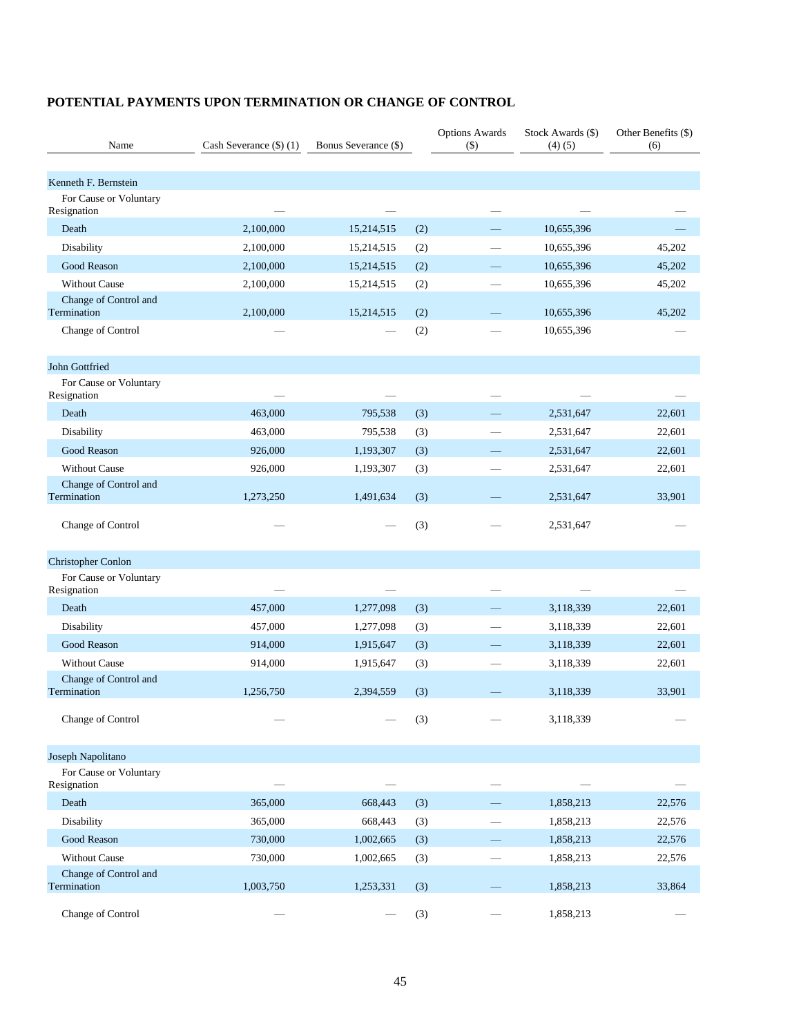## POTENTIAL PAYMENTS UPON TERMINATION OR CHANGE OF CONTROL

| Name | Cash Severance ($) (1) | Bonus Severance ($) | | Options Awards ($) | Stock Awards ($) (4) (5) | Other Benefits ($) (6) |
|---|---|---|---|---|---|---|
| Kenneth F. Bernstein | | | | | | |
| For Cause or Voluntary Resignation | — | — | | — | — | — |
| Death | 2,100,000 | 15,214,515 | (2) | — | 10,655,396 | — |
| Disability | 2,100,000 | 15,214,515 | (2) | — | 10,655,396 | 45,202 |
| Good Reason | 2,100,000 | 15,214,515 | (2) | — | 10,655,396 | 45,202 |
| Without Cause | 2,100,000 | 15,214,515 | (2) | — | 10,655,396 | 45,202 |
| Change of Control and Termination | 2,100,000 | 15,214,515 | (2) | — | 10,655,396 | 45,202 |
| Change of Control | — | — | (2) | — | 10,655,396 | — |
| John Gottfried | | | | | | |
| For Cause or Voluntary Resignation | — | — | | — | — | — |
| Death | 463,000 | 795,538 | (3) | — | 2,531,647 | 22,601 |
| Disability | 463,000 | 795,538 | (3) | — | 2,531,647 | 22,601 |
| Good Reason | 926,000 | 1,193,307 | (3) | — | 2,531,647 | 22,601 |
| Without Cause | 926,000 | 1,193,307 | (3) | — | 2,531,647 | 22,601 |
| Change of Control and Termination | 1,273,250 | 1,491,634 | (3) | — | 2,531,647 | 33,901 |
| Change of Control | — | — | (3) | — | 2,531,647 | — |
| Christopher Conlon | | | | | | |
| For Cause or Voluntary Resignation | — | — | | — | — | — |
| Death | 457,000 | 1,277,098 | (3) | — | 3,118,339 | 22,601 |
| Disability | 457,000 | 1,277,098 | (3) | — | 3,118,339 | 22,601 |
| Good Reason | 914,000 | 1,915,647 | (3) | — | 3,118,339 | 22,601 |
| Without Cause | 914,000 | 1,915,647 | (3) | — | 3,118,339 | 22,601 |
| Change of Control and Termination | 1,256,750 | 2,394,559 | (3) | — | 3,118,339 | 33,901 |
| Change of Control | — | — | (3) | — | 3,118,339 | — |
| Joseph Napolitano | | | | | | |
| For Cause or Voluntary Resignation | — | — | | — | — | — |
| Death | 365,000 | 668,443 | (3) | — | 1,858,213 | 22,576 |
| Disability | 365,000 | 668,443 | (3) | — | 1,858,213 | 22,576 |
| Good Reason | 730,000 | 1,002,665 | (3) | — | 1,858,213 | 22,576 |
| Without Cause | 730,000 | 1,002,665 | (3) | — | 1,858,213 | 22,576 |
| Change of Control and Termination | 1,003,750 | 1,253,331 | (3) | — | 1,858,213 | 33,864 |
| Change of Control | — | — | (3) | — | 1,858,213 | — |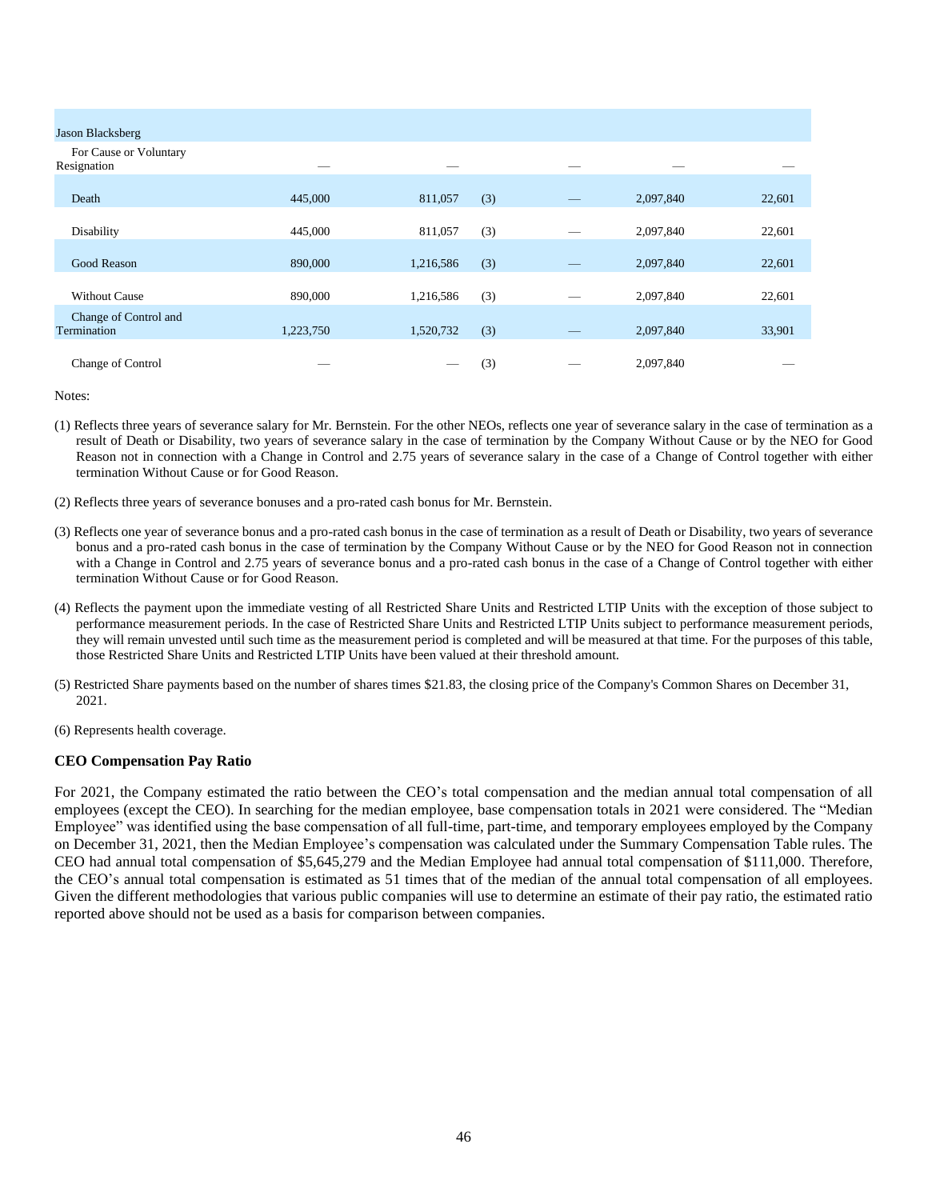| | | | | | | |
|---|---|---|---|---|---|---|
| Jason Blacksberg | | | | | | |
| For Cause or Voluntary Resignation | — | — | | — | — | — |
| Death | 445,000 | 811,057 | (3) | — | 2,097,840 | 22,601 |
| Disability | 445,000 | 811,057 | (3) | — | 2,097,840 | 22,601 |
| Good Reason | 890,000 | 1,216,586 | (3) | — | 2,097,840 | 22,601 |
| Without Cause | 890,000 | 1,216,586 | (3) | — | 2,097,840 | 22,601 |
| Change of Control and Termination | 1,223,750 | 1,520,732 | (3) | — | 2,097,840 | 33,901 |
| Change of Control | — | — | (3) | — | 2,097,840 | — |

Notes:

(1) Reflects three years of severance salary for Mr. Bernstein. For the other NEOs, reflects one year of severance salary in the case of termination as a result of Death or Disability, two years of severance salary in the case of termination by the Company Without Cause or by the NEO for Good Reason not in connection with a Change in Control and 2.75 years of severance salary in the case of a Change of Control together with either termination Without Cause or for Good Reason.

(2) Reflects three years of severance bonuses and a pro-rated cash bonus for Mr. Bernstein.

(3) Reflects one year of severance bonus and a pro-rated cash bonus in the case of termination as a result of Death or Disability, two years of severance bonus and a pro-rated cash bonus in the case of termination by the Company Without Cause or by the NEO for Good Reason not in connection with a Change in Control and 2.75 years of severance bonus and a pro-rated cash bonus in the case of a Change of Control together with either termination Without Cause or for Good Reason.

(4) Reflects the payment upon the immediate vesting of all Restricted Share Units and Restricted LTIP Units with the exception of those subject to performance measurement periods. In the case of Restricted Share Units and Restricted LTIP Units subject to performance measurement periods, they will remain unvested until such time as the measurement period is completed and will be measured at that time. For the purposes of this table, those Restricted Share Units and Restricted LTIP Units have been valued at their threshold amount.

(5) Restricted Share payments based on the number of shares times $21.83, the closing price of the Company's Common Shares on December 31, 2021.

(6) Represents health coverage.

**CEO Compensation Pay Ratio**

For 2021, the Company estimated the ratio between the CEO's total compensation and the median annual total compensation of all employees (except the CEO). In searching for the median employee, base compensation totals in 2021 were considered. The "Median Employee" was identified using the base compensation of all full-time, part-time, and temporary employees employed by the Company on December 31, 2021, then the Median Employee's compensation was calculated under the Summary Compensation Table rules. The CEO had annual total compensation of $5,645,279 and the Median Employee had annual total compensation of $111,000. Therefore, the CEO's annual total compensation is estimated as 51 times that of the median of the annual total compensation of all employees. Given the different methodologies that various public companies will use to determine an estimate of their pay ratio, the estimated ratio reported above should not be used as a basis for comparison between companies.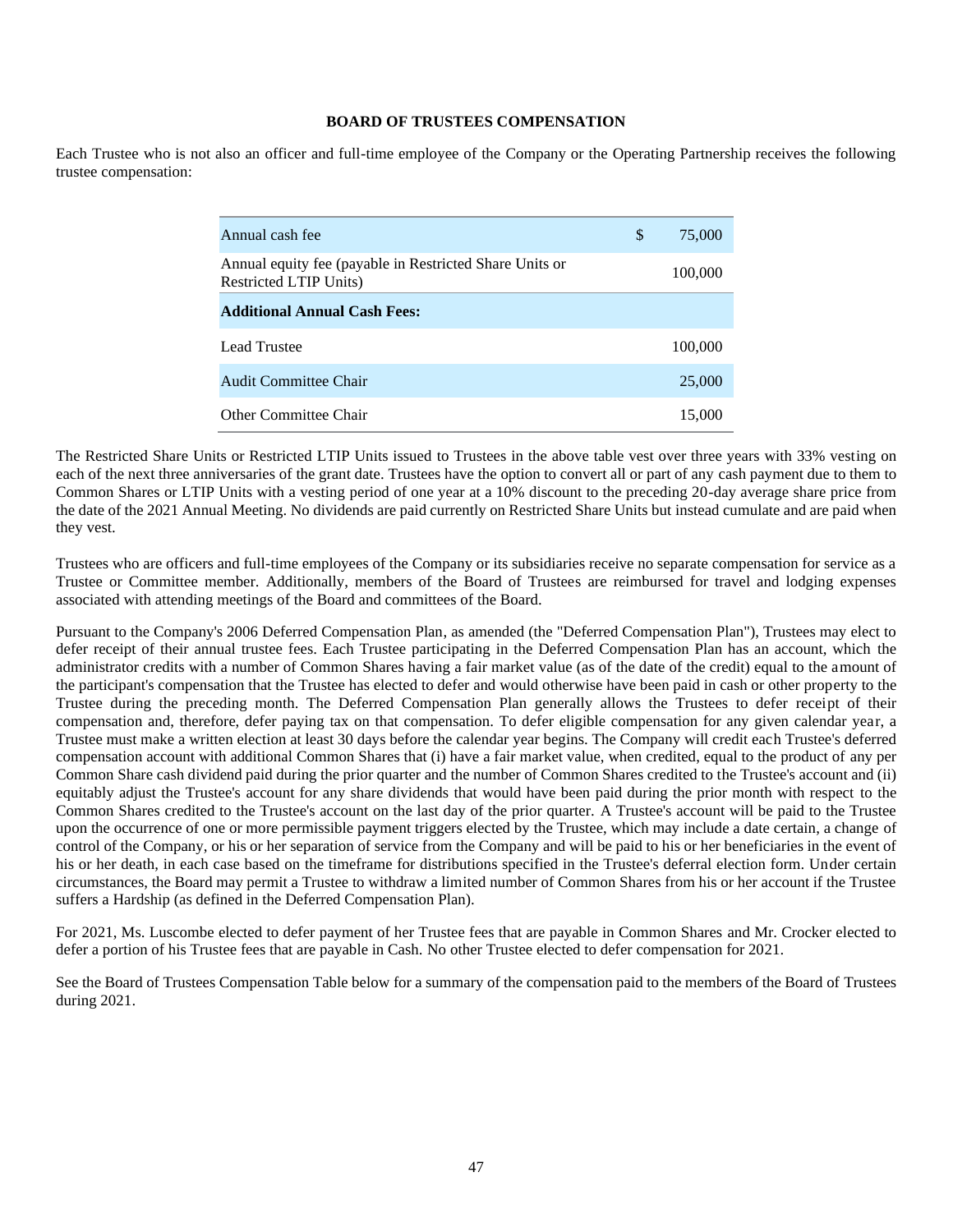## BOARD OF TRUSTEES COMPENSATION

Each Trustee who is not also an officer and full-time employee of the Company or the Operating Partnership receives the following trustee compensation:

| | | |
|---|---|---|
| Annual cash fee | $ | 75,000 |
| Annual equity fee (payable in Restricted Share Units or Restricted LTIP Units) | | 100,000 |
| **Additional Annual Cash Fees:** | | |
| Lead Trustee | | 100,000 |
| Audit Committee Chair | | 25,000 |
| Other Committee Chair | | 15,000 |

The Restricted Share Units or Restricted LTIP Units issued to Trustees in the above table vest over three years with 33% vesting on each of the next three anniversaries of the grant date. Trustees have the option to convert all or part of any cash payment due to them to Common Shares or LTIP Units with a vesting period of one year at a 10% discount to the preceding 20-day average share price from the date of the 2021 Annual Meeting. No dividends are paid currently on Restricted Share Units but instead cumulate and are paid when they vest.

Trustees who are officers and full-time employees of the Company or its subsidiaries receive no separate compensation for service as a Trustee or Committee member. Additionally, members of the Board of Trustees are reimbursed for travel and lodging expenses associated with attending meetings of the Board and committees of the Board.

Pursuant to the Company's 2006 Deferred Compensation Plan, as amended (the "Deferred Compensation Plan"), Trustees may elect to defer receipt of their annual trustee fees. Each Trustee participating in the Deferred Compensation Plan has an account, which the administrator credits with a number of Common Shares having a fair market value (as of the date of the credit) equal to the amount of the participant's compensation that the Trustee has elected to defer and would otherwise have been paid in cash or other property to the Trustee during the preceding month. The Deferred Compensation Plan generally allows the Trustees to defer receipt of their compensation and, therefore, defer paying tax on that compensation. To defer eligible compensation for any given calendar year, a Trustee must make a written election at least 30 days before the calendar year begins. The Company will credit each Trustee's deferred compensation account with additional Common Shares that (i) have a fair market value, when credited, equal to the product of any per Common Share cash dividend paid during the prior quarter and the number of Common Shares credited to the Trustee's account and (ii) equitably adjust the Trustee's account for any share dividends that would have been paid during the prior month with respect to the Common Shares credited to the Trustee's account on the last day of the prior quarter. A Trustee's account will be paid to the Trustee upon the occurrence of one or more permissible payment triggers elected by the Trustee, which may include a date certain, a change of control of the Company, or his or her separation of service from the Company and will be paid to his or her beneficiaries in the event of his or her death, in each case based on the timeframe for distributions specified in the Trustee's deferral election form. Under certain circumstances, the Board may permit a Trustee to withdraw a limited number of Common Shares from his or her account if the Trustee suffers a Hardship (as defined in the Deferred Compensation Plan).

For 2021, Ms. Luscombe elected to defer payment of her Trustee fees that are payable in Common Shares and Mr. Crocker elected to defer a portion of his Trustee fees that are payable in Cash. No other Trustee elected to defer compensation for 2021.

See the Board of Trustees Compensation Table below for a summary of the compensation paid to the members of the Board of Trustees during 2021.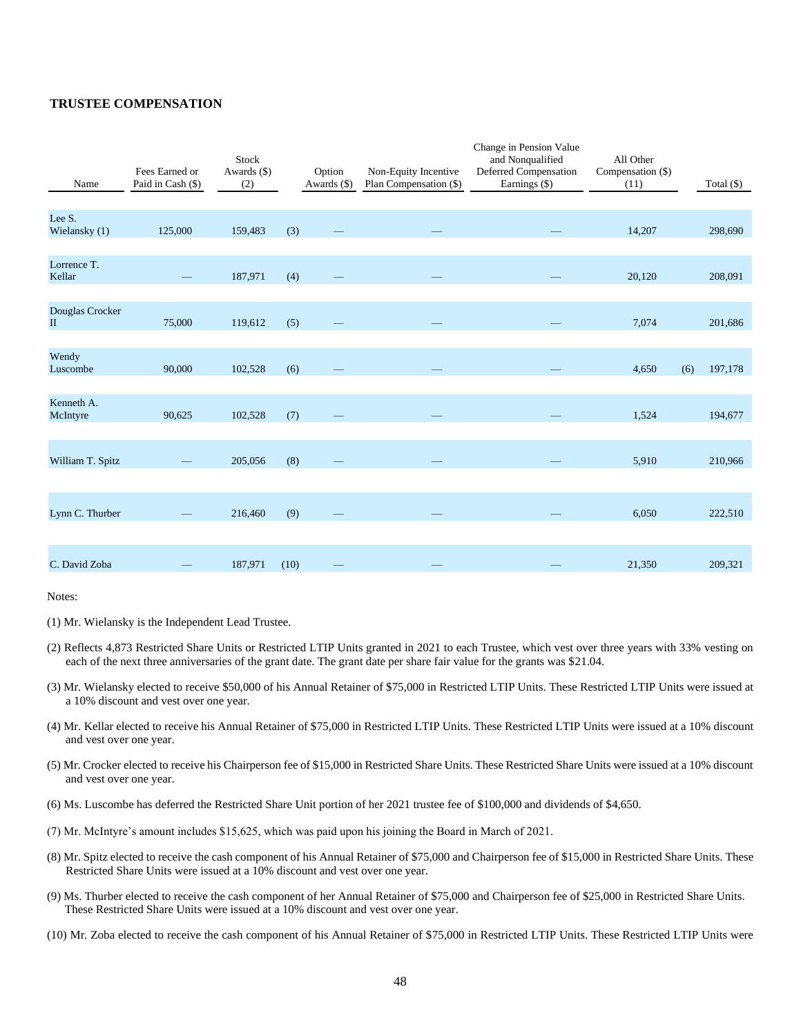## TRUSTEE COMPENSATION

| Name | Fees Earned or Paid in Cash ($) | Stock Awards ($) (2) | | Option Awards ($) | Non-Equity Incentive Plan Compensation ($) | Change in Pension Value and Nonqualified Deferred Compensation Earnings ($) | All Other Compensation ($) (11) | | Total ($) |
|---|---|---|---|---|---|---|---|---|---|
| Lee S. Wielansky (1) | 125,000 | 159,483 | (3) | — | — | — | 14,207 | | 298,690 |
| Lorrence T. Kellar | — | 187,971 | (4) | — | — | — | 20,120 | | 208,091 |
| Douglas Crocker II | 75,000 | 119,612 | (5) | — | — | — | 7,074 | | 201,686 |
| Wendy Luscombe | 90,000 | 102,528 | (6) | — | — | — | 4,650 | (6) | 197,178 |
| Kenneth A. McIntyre | 90,625 | 102,528 | (7) | — | — | — | 1,524 | | 194,677 |
| William T. Spitz | — | 205,056 | (8) | — | — | — | 5,910 | | 210,966 |
| Lynn C. Thurber | — | 216,460 | (9) | — | — | — | 6,050 | | 222,510 |
| C. David Zoba | — | 187,971 | (10) | — | — | — | 21,350 | | 209,321 |

Notes:

(1) Mr. Wielansky is the Independent Lead Trustee.

(2) Reflects 4,873 Restricted Share Units or Restricted LTIP Units granted in 2021 to each Trustee, which vest over three years with 33% vesting on each of the next three anniversaries of the grant date. The grant date per share fair value for the grants was $21.04.

(3) Mr. Wielansky elected to receive $50,000 of his Annual Retainer of $75,000 in Restricted LTIP Units. These Restricted LTIP Units were issued at a 10% discount and vest over one year.

(4) Mr. Kellar elected to receive his Annual Retainer of $75,000 in Restricted LTIP Units. These Restricted LTIP Units were issued at a 10% discount and vest over one year.

(5) Mr. Crocker elected to receive his Chairperson fee of $15,000 in Restricted Share Units. These Restricted Share Units were issued at a 10% discount and vest over one year.

(6) Ms. Luscombe has deferred the Restricted Share Unit portion of her 2021 trustee fee of $100,000 and dividends of $4,650.

(7) Mr. McIntyre's amount includes $15,625, which was paid upon his joining the Board in March of 2021.

(8) Mr. Spitz elected to receive the cash component of his Annual Retainer of $75,000 and Chairperson fee of $15,000 in Restricted Share Units. These Restricted Share Units were issued at a 10% discount and vest over one year.

(9) Ms. Thurber elected to receive the cash component of her Annual Retainer of $75,000 and Chairperson fee of $25,000 in Restricted Share Units. These Restricted Share Units were issued at a 10% discount and vest over one year.

(10) Mr. Zoba elected to receive the cash component of his Annual Retainer of $75,000 in Restricted LTIP Units. These Restricted LTIP Units were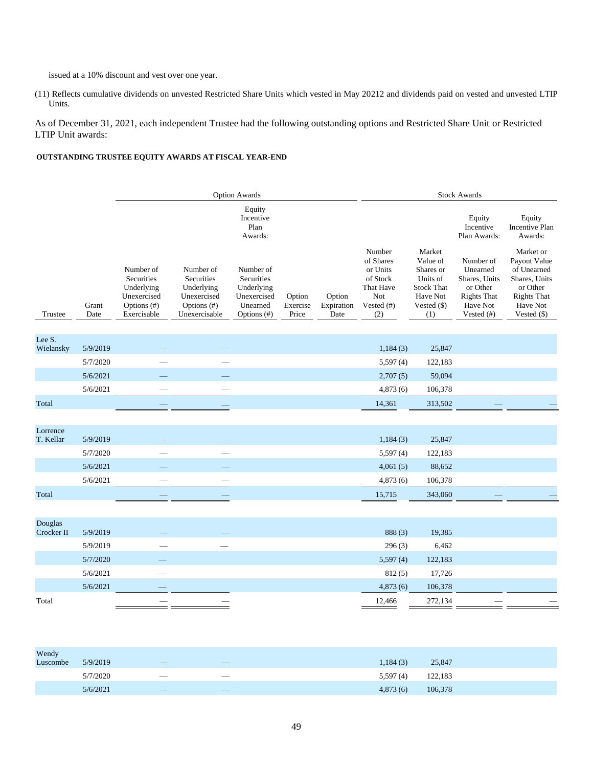issued at a 10% discount and vest over one year.

(11) Reflects cumulative dividends on unvested Restricted Share Units which vested in May 20212 and dividends paid on vested and unvested LTIP Units.

As of December 31, 2021, each independent Trustee had the following outstanding options and Restricted Share Unit or Restricted LTIP Unit awards:

**OUTSTANDING TRUSTEE EQUITY AWARDS AT FISCAL YEAR-END**

| | | Option Awards | | | | | Stock Awards | | | |
|---|---|---|---|---|---|---|---|---|---|---|
| | | | | Equity Incentive Plan Awards: | | | | | Equity Incentive Plan Awards: | Equity Incentive Plan Awards: |
| Trustee | Grant Date | Number of Securities Underlying Unexercised Options (#) Exercisable | Number of Securities Underlying Unexercised Options (#) Unexercisable | Number of Securities Underlying Unexercised Unearned Options (#) | Option Exercise Price | Option Expiration Date | Number of Shares or Units of Stock That Have Not Vested (#) (2) | Market Value of Shares or Units of Stock That Have Not Vested ($) (1) | Number of Unearned Shares, Units or Other Rights That Have Not Vested (#) | Market or Payout Value of Unearned Shares, Units or Other Rights That Have Not Vested ($) |
| Lee S. Wielansky | 5/9/2019 | — | — | | | | 1,184 (3) | 25,847 | | |
| | 5/7/2020 | — | — | | | | 5,597 (4) | 122,183 | | |
| | 5/6/2021 | — | — | | | | 2,707 (5) | 59,094 | | |
| | 5/6/2021 | — | — | | | | 4,873 (6) | 106,378 | | |
| Total | | — | — | | | | 14,361 | 313,502 | — | — |
| Lorrence T. Kellar | 5/9/2019 | — | — | | | | 1,184 (3) | 25,847 | | |
| | 5/7/2020 | — | — | | | | 5,597 (4) | 122,183 | | |
| | 5/6/2021 | — | — | | | | 4,061 (5) | 88,652 | | |
| | 5/6/2021 | — | — | | | | 4,873 (6) | 106,378 | | |
| Total | | — | — | | | | 15,715 | 343,060 | — | — |
| Douglas Crocker II | 5/9/2019 | — | — | | | | 888 (3) | 19,385 | | |
| | 5/9/2019 | — | — | | | | 296 (3) | 6,462 | | |
| | 5/7/2020 | — | | | | | 5,597 (4) | 122,183 | | |
| | 5/6/2021 | — | | | | | 812 (5) | 17,726 | | |
| | 5/6/2021 | — | | | | | 4,873 (6) | 106,378 | | |
| Total | | — | — | | | | 12,466 | 272,134 | — | — |
| Wendy Luscombe | 5/9/2019 | — | — | | | | 1,184 (3) | 25,847 | | |
| | 5/7/2020 | — | — | | | | 5,597 (4) | 122,183 | | |
| | 5/6/2021 | — | — | | | | 4,873 (6) | 106,378 | | |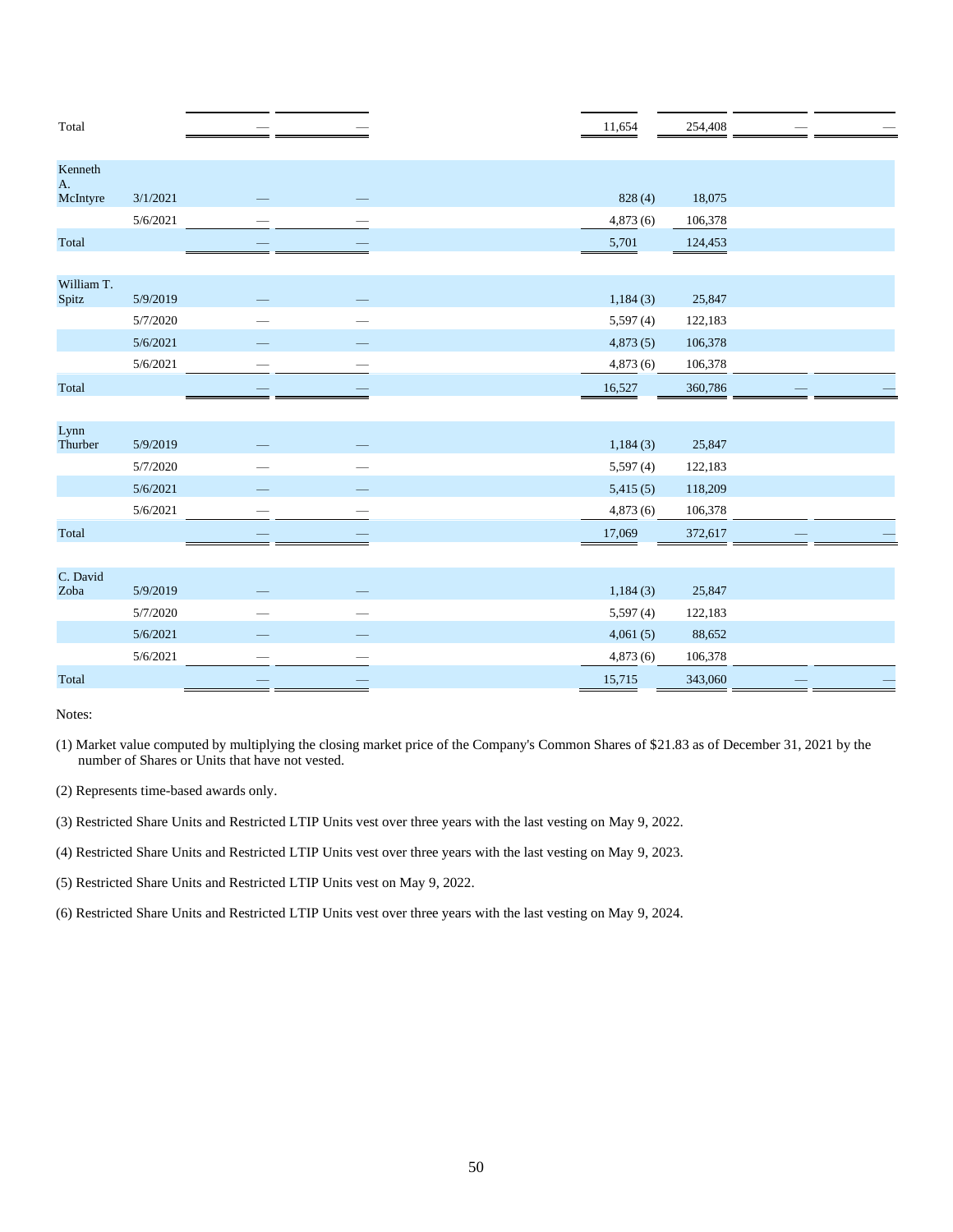| | | | | | | | |
|---|---|---|---|---|---|---|---|
| Total | | — | — | 11,654 | 254,408 | — | — |
| | | | | | | | |
| Kenneth A. McIntyre | 3/1/2021 | — | — | 828 (4) | 18,075 | | |
| | 5/6/2021 | — | — | 4,873 (6) | 106,378 | | |
| Total | | — | — | 5,701 | 124,453 | | |
| | | | | | | | |
| William T. Spitz | 5/9/2019 | — | — | 1,184 (3) | 25,847 | | |
| | 5/7/2020 | — | — | 5,597 (4) | 122,183 | | |
| | 5/6/2021 | — | — | 4,873 (5) | 106,378 | | |
| | 5/6/2021 | — | — | 4,873 (6) | 106,378 | | |
| Total | | — | — | 16,527 | 360,786 | — | — |
| | | | | | | | |
| Lynn Thurber | 5/9/2019 | — | — | 1,184 (3) | 25,847 | | |
| | 5/7/2020 | — | — | 5,597 (4) | 122,183 | | |
| | 5/6/2021 | — | — | 5,415 (5) | 118,209 | | |
| | 5/6/2021 | — | — | 4,873 (6) | 106,378 | | |
| Total | | — | — | 17,069 | 372,617 | — | — |
| | | | | | | | |
| C. David Zoba | 5/9/2019 | — | — | 1,184 (3) | 25,847 | | |
| | 5/7/2020 | — | — | 5,597 (4) | 122,183 | | |
| | 5/6/2021 | — | — | 4,061 (5) | 88,652 | | |
| | 5/6/2021 | — | — | 4,873 (6) | 106,378 | | |
| Total | | — | — | 15,715 | 343,060 | — | — |

Notes:

(1) Market value computed by multiplying the closing market price of the Company's Common Shares of $21.83 as of December 31, 2021 by the number of Shares or Units that have not vested.

(2) Represents time-based awards only.

(3) Restricted Share Units and Restricted LTIP Units vest over three years with the last vesting on May 9, 2022.

(4) Restricted Share Units and Restricted LTIP Units vest over three years with the last vesting on May 9, 2023.

(5) Restricted Share Units and Restricted LTIP Units vest on May 9, 2022.

(6) Restricted Share Units and Restricted LTIP Units vest over three years with the last vesting on May 9, 2024.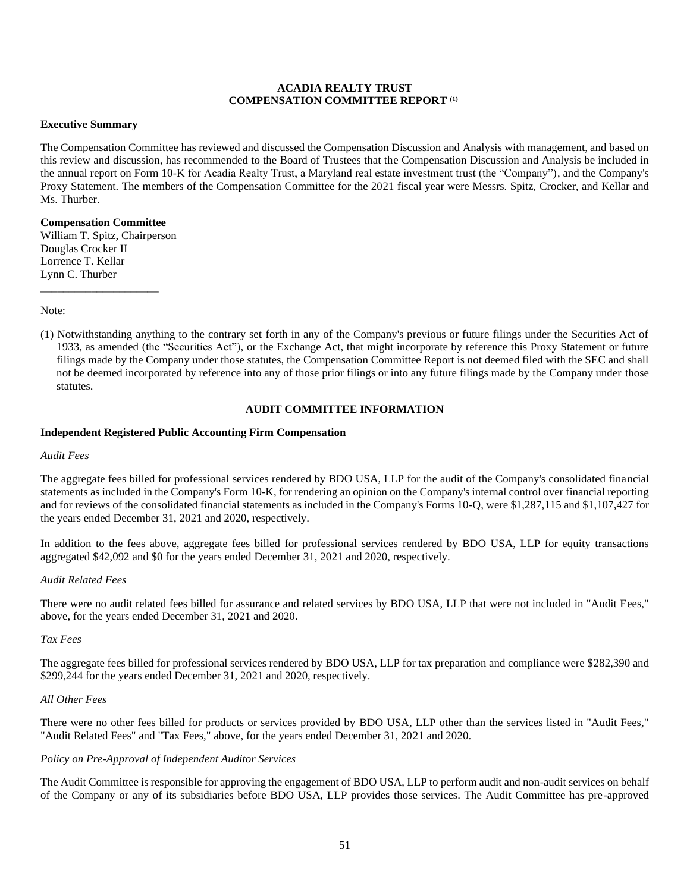## ACADIA REALTY TRUST
## COMPENSATION COMMITTEE REPORT [(1)]

**Executive Summary**

The Compensation Committee has reviewed and discussed the Compensation Discussion and Analysis with management, and based on this review and discussion, has recommended to the Board of Trustees that the Compensation Discussion and Analysis be included in the annual report on Form 10-K for Acadia Realty Trust, a Maryland real estate investment trust (the "Company"), and the Company's Proxy Statement. The members of the Compensation Committee for the 2021 fiscal year were Messrs. Spitz, Crocker, and Kellar and Ms. Thurber.

**Compensation Committee**
William T. Spitz, Chairperson
Douglas Crocker II
Lorrence T. Kellar
Lynn C. Thurber

Note:

(1) Notwithstanding anything to the contrary set forth in any of the Company's previous or future filings under the Securities Act of 1933, as amended (the "Securities Act"), or the Exchange Act, that might incorporate by reference this Proxy Statement or future filings made by the Company under those statutes, the Compensation Committee Report is not deemed filed with the SEC and shall not be deemed incorporated by reference into any of those prior filings or into any future filings made by the Company under those statutes.

## AUDIT COMMITTEE INFORMATION

**Independent Registered Public Accounting Firm Compensation**

*Audit Fees*

The aggregate fees billed for professional services rendered by BDO USA, LLP for the audit of the Company's consolidated financial statements as included in the Company's Form 10-K, for rendering an opinion on the Company's internal control over financial reporting and for reviews of the consolidated financial statements as included in the Company's Forms 10-Q, were $1,287,115 and $1,107,427 for the years ended December 31, 2021 and 2020, respectively.

In addition to the fees above, aggregate fees billed for professional services rendered by BDO USA, LLP for equity transactions aggregated $42,092 and $0 for the years ended December 31, 2021 and 2020, respectively.

*Audit Related Fees*

There were no audit related fees billed for assurance and related services by BDO USA, LLP that were not included in "Audit Fees," above, for the years ended December 31, 2021 and 2020.

*Tax Fees*

The aggregate fees billed for professional services rendered by BDO USA, LLP for tax preparation and compliance were $282,390 and $299,244 for the years ended December 31, 2021 and 2020, respectively.

*All Other Fees*

There were no other fees billed for products or services provided by BDO USA, LLP other than the services listed in "Audit Fees," "Audit Related Fees" and "Tax Fees," above, for the years ended December 31, 2021 and 2020.

*Policy on Pre-Approval of Independent Auditor Services*

The Audit Committee is responsible for approving the engagement of BDO USA, LLP to perform audit and non-audit services on behalf of the Company or any of its subsidiaries before BDO USA, LLP provides those services. The Audit Committee has pre-approved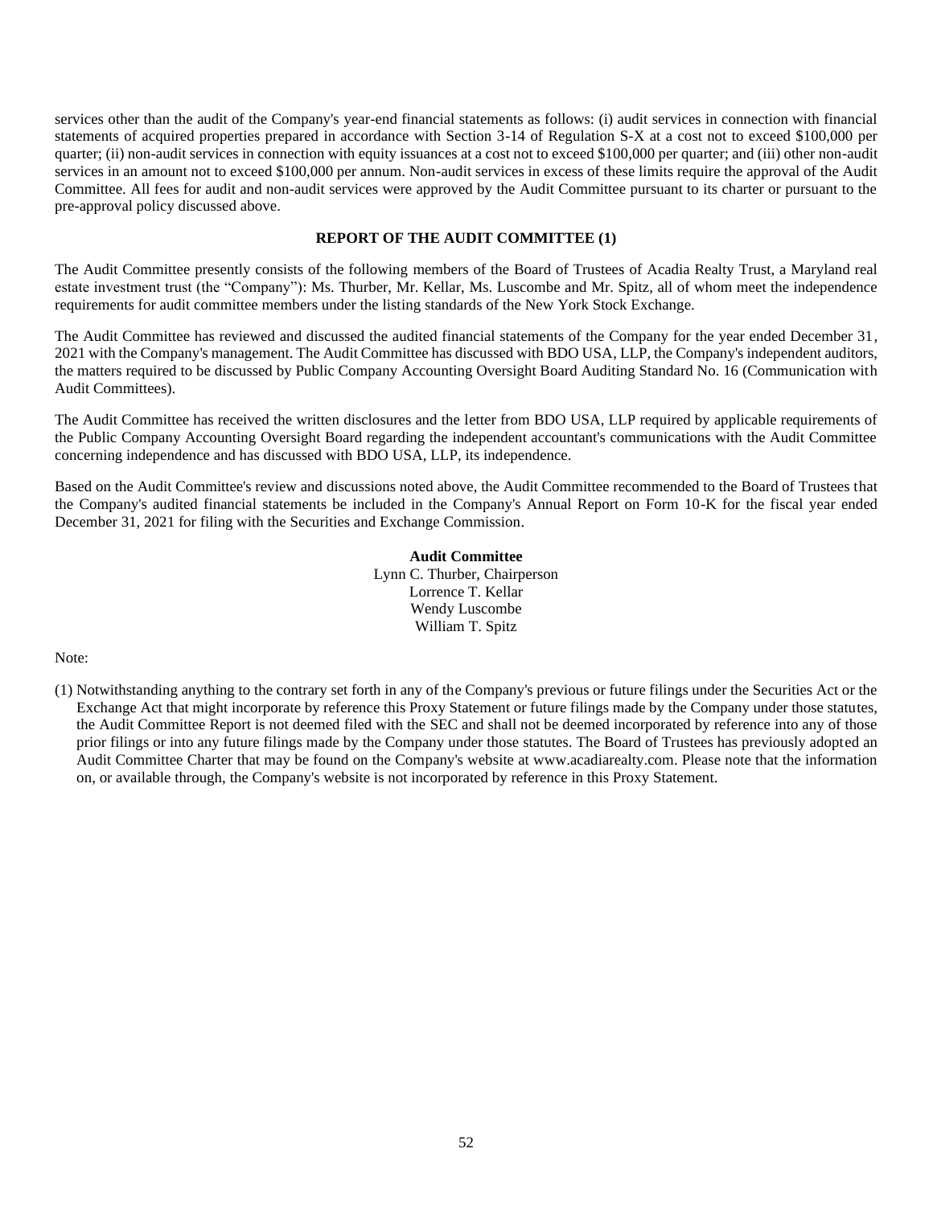services other than the audit of the Company's year-end financial statements as follows: (i) audit services in connection with financial statements of acquired properties prepared in accordance with Section 3-14 of Regulation S-X at a cost not to exceed $100,000 per quarter; (ii) non-audit services in connection with equity issuances at a cost not to exceed $100,000 per quarter; and (iii) other non-audit services in an amount not to exceed $100,000 per annum. Non-audit services in excess of these limits require the approval of the Audit Committee. All fees for audit and non-audit services were approved by the Audit Committee pursuant to its charter or pursuant to the pre-approval policy discussed above.

## REPORT OF THE AUDIT COMMITTEE (1)

The Audit Committee presently consists of the following members of the Board of Trustees of Acadia Realty Trust, a Maryland real estate investment trust (the "Company"): Ms. Thurber, Mr. Kellar, Ms. Luscombe and Mr. Spitz, all of whom meet the independence requirements for audit committee members under the listing standards of the New York Stock Exchange.

The Audit Committee has reviewed and discussed the audited financial statements of the Company for the year ended December 31, 2021 with the Company's management. The Audit Committee has discussed with BDO USA, LLP, the Company's independent auditors, the matters required to be discussed by Public Company Accounting Oversight Board Auditing Standard No. 16 (Communication with Audit Committees).

The Audit Committee has received the written disclosures and the letter from BDO USA, LLP required by applicable requirements of the Public Company Accounting Oversight Board regarding the independent accountant's communications with the Audit Committee concerning independence and has discussed with BDO USA, LLP, its independence.

Based on the Audit Committee's review and discussions noted above, the Audit Committee recommended to the Board of Trustees that the Company's audited financial statements be included in the Company's Annual Report on Form 10-K for the fiscal year ended December 31, 2021 for filing with the Securities and Exchange Commission.

**Audit Committee**
Lynn C. Thurber, Chairperson
Lorrence T. Kellar
Wendy Luscombe
William T. Spitz

Note:

(1) Notwithstanding anything to the contrary set forth in any of the Company's previous or future filings under the Securities Act or the Exchange Act that might incorporate by reference this Proxy Statement or future filings made by the Company under those statutes, the Audit Committee Report is not deemed filed with the SEC and shall not be deemed incorporated by reference into any of those prior filings or into any future filings made by the Company under those statutes. The Board of Trustees has previously adopted an Audit Committee Charter that may be found on the Company's website at www.acadiarealty.com. Please note that the information on, or available through, the Company's website is not incorporated by reference in this Proxy Statement.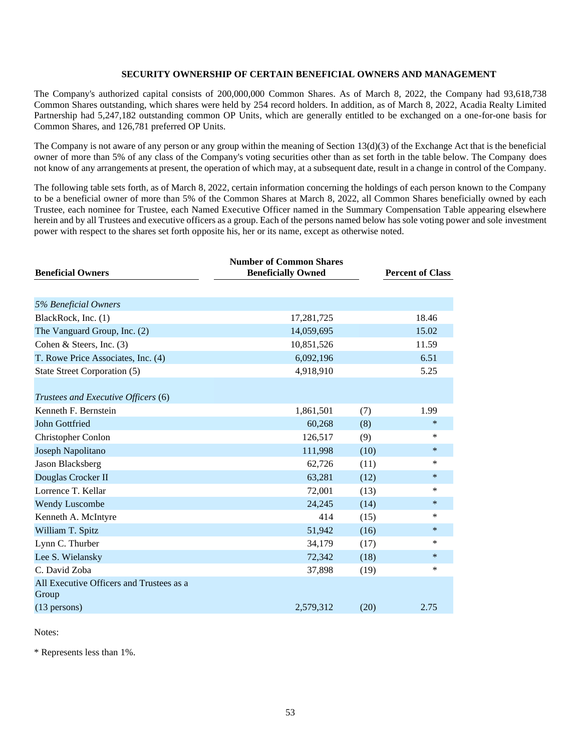## SECURITY OWNERSHIP OF CERTAIN BENEFICIAL OWNERS AND MANAGEMENT

The Company's authorized capital consists of 200,000,000 Common Shares. As of March 8, 2022, the Company had 93,618,738 Common Shares outstanding, which shares were held by 254 record holders. In addition, as of March 8, 2022, Acadia Realty Limited Partnership had 5,247,182 outstanding common OP Units, which are generally entitled to be exchanged on a one-for-one basis for Common Shares, and 126,781 preferred OP Units.

The Company is not aware of any person or any group within the meaning of Section 13(d)(3) of the Exchange Act that is the beneficial owner of more than 5% of any class of the Company's voting securities other than as set forth in the table below. The Company does not know of any arrangements at present, the operation of which may, at a subsequent date, result in a change in control of the Company.

The following table sets forth, as of March 8, 2022, certain information concerning the holdings of each person known to the Company to be a beneficial owner of more than 5% of the Common Shares at March 8, 2022, all Common Shares beneficially owned by each Trustee, each nominee for Trustee, each Named Executive Officer named in the Summary Compensation Table appearing elsewhere herein and by all Trustees and executive officers as a group. Each of the persons named below has sole voting power and sole investment power with respect to the shares set forth opposite his, her or its name, except as otherwise noted.

| Beneficial Owners | Number of Common Shares Beneficially Owned | | Percent of Class |
|---|---|---|---|
| *5% Beneficial Owners* | | | |
| BlackRock, Inc. (1) | 17,281,725 | | 18.46 |
| The Vanguard Group, Inc. (2) | 14,059,695 | | 15.02 |
| Cohen & Steers, Inc. (3) | 10,851,526 | | 11.59 |
| T. Rowe Price Associates, Inc. (4) | 6,092,196 | | 6.51 |
| State Street Corporation (5) | 4,918,910 | | 5.25 |
| *Trustees and Executive Officers* (6) | | | |
| Kenneth F. Bernstein | 1,861,501 | (7) | 1.99 |
| John Gottfried | 60,268 | (8) | * |
| Christopher Conlon | 126,517 | (9) | * |
| Joseph Napolitano | 111,998 | (10) | * |
| Jason Blacksberg | 62,726 | (11) | * |
| Douglas Crocker II | 63,281 | (12) | * |
| Lorrence T. Kellar | 72,001 | (13) | * |
| Wendy Luscombe | 24,245 | (14) | * |
| Kenneth A. McIntyre | 414 | (15) | * |
| William T. Spitz | 51,942 | (16) | * |
| Lynn C. Thurber | 34,179 | (17) | * |
| Lee S. Wielansky | 72,342 | (18) | * |
| C. David Zoba | 37,898 | (19) | * |
| All Executive Officers and Trustees as a Group (13 persons) | 2,579,312 | (20) | 2.75 |

Notes:

* Represents less than 1%.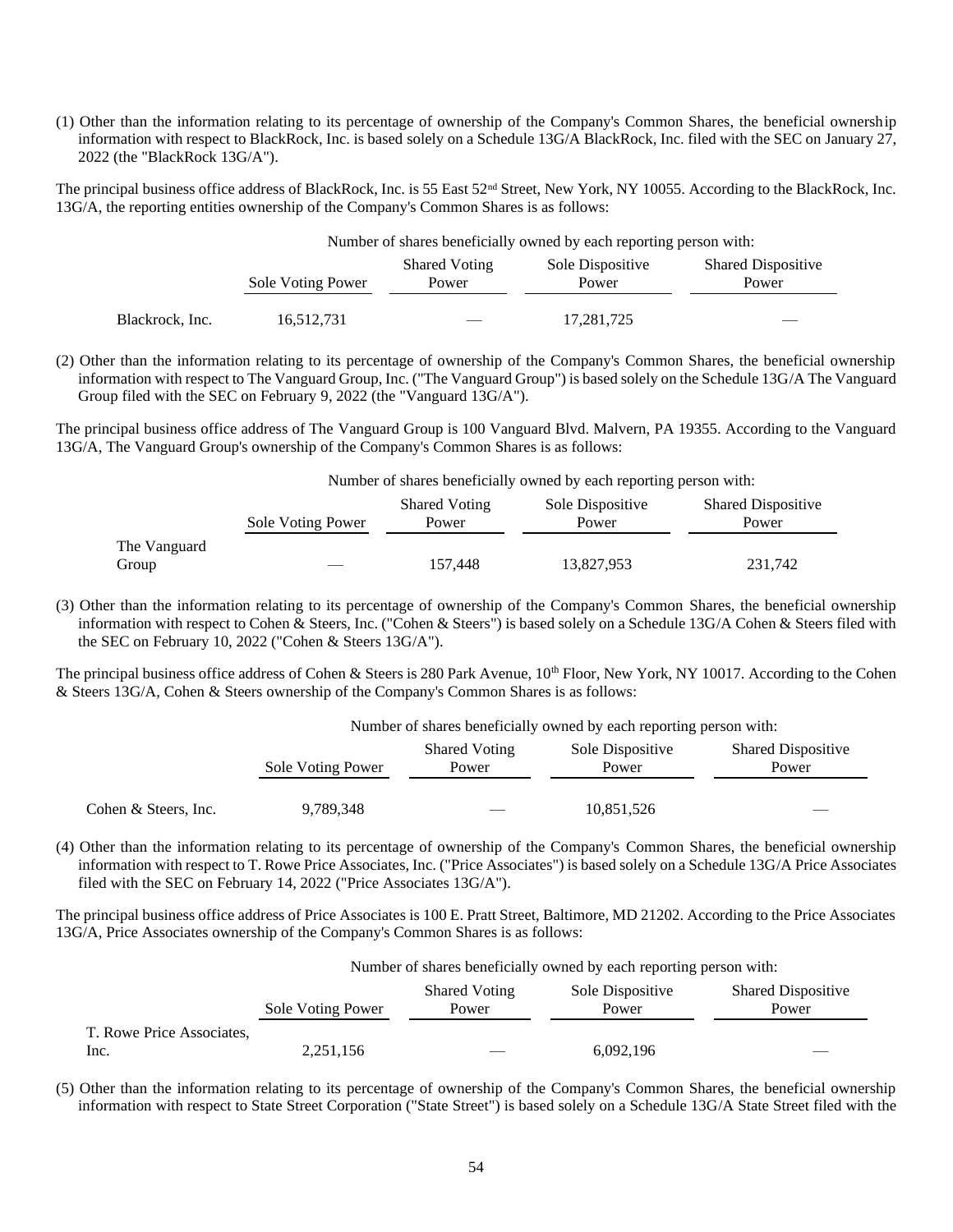(1) Other than the information relating to its percentage of ownership of the Company's Common Shares, the beneficial ownership information with respect to BlackRock, Inc. is based solely on a Schedule 13G/A BlackRock, Inc. filed with the SEC on January 27, 2022 (the "BlackRock 13G/A").

The principal business office address of BlackRock, Inc. is 55 East 52nd Street, New York, NY 10055. According to the BlackRock, Inc. 13G/A, the reporting entities ownership of the Company's Common Shares is as follows:

| | Number of shares beneficially owned by each reporting person with: | | | |
|---|---|---|---|---|
| | Sole Voting Power | Shared Voting Power | Sole Dispositive Power | Shared Dispositive Power |
| Blackrock, Inc. | 16,512,731 | — | 17,281,725 | — |

(2) Other than the information relating to its percentage of ownership of the Company's Common Shares, the beneficial ownership information with respect to The Vanguard Group, Inc. ("The Vanguard Group") is based solely on the Schedule 13G/A The Vanguard Group filed with the SEC on February 9, 2022 (the "Vanguard 13G/A").

The principal business office address of The Vanguard Group is 100 Vanguard Blvd. Malvern, PA 19355. According to the Vanguard 13G/A, The Vanguard Group's ownership of the Company's Common Shares is as follows:

| | Number of shares beneficially owned by each reporting person with: | | | |
|---|---|---|---|---|
| | Sole Voting Power | Shared Voting Power | Sole Dispositive Power | Shared Dispositive Power |
| The Vanguard Group | — | 157,448 | 13,827,953 | 231,742 |

(3) Other than the information relating to its percentage of ownership of the Company's Common Shares, the beneficial ownership information with respect to Cohen & Steers, Inc. ("Cohen & Steers") is based solely on a Schedule 13G/A Cohen & Steers filed with the SEC on February 10, 2022 ("Cohen & Steers 13G/A").

The principal business office address of Cohen & Steers is 280 Park Avenue, 10th Floor, New York, NY 10017. According to the Cohen & Steers 13G/A, Cohen & Steers ownership of the Company's Common Shares is as follows:

| | Number of shares beneficially owned by each reporting person with: | | | |
|---|---|---|---|---|
| | Sole Voting Power | Shared Voting Power | Sole Dispositive Power | Shared Dispositive Power |
| Cohen & Steers, Inc. | 9,789,348 | — | 10,851,526 | — |

(4) Other than the information relating to its percentage of ownership of the Company's Common Shares, the beneficial ownership information with respect to T. Rowe Price Associates, Inc. ("Price Associates") is based solely on a Schedule 13G/A Price Associates filed with the SEC on February 14, 2022 ("Price Associates 13G/A").

The principal business office address of Price Associates is 100 E. Pratt Street, Baltimore, MD 21202. According to the Price Associates 13G/A, Price Associates ownership of the Company's Common Shares is as follows:

| | Number of shares beneficially owned by each reporting person with: | | | |
|---|---|---|---|---|
| | Sole Voting Power | Shared Voting Power | Sole Dispositive Power | Shared Dispositive Power |
| T. Rowe Price Associates, Inc. | 2,251,156 | — | 6,092,196 | — |

(5) Other than the information relating to its percentage of ownership of the Company's Common Shares, the beneficial ownership information with respect to State Street Corporation ("State Street") is based solely on a Schedule 13G/A State Street filed with the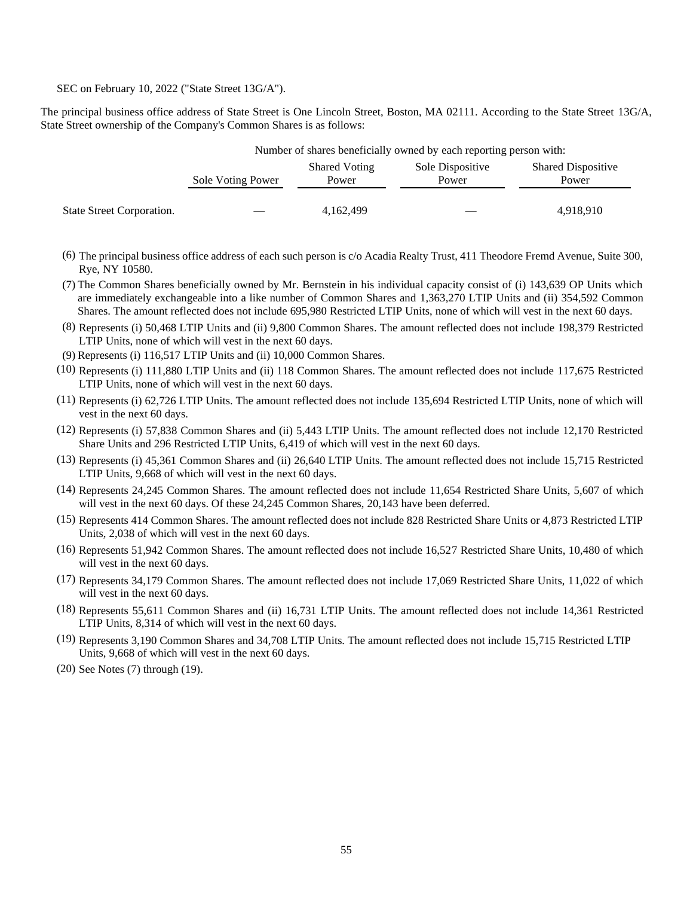SEC on February 10, 2022 ("State Street 13G/A").

The principal business office address of State Street is One Lincoln Street, Boston, MA 02111. According to the State Street 13G/A, State Street ownership of the Company's Common Shares is as follows:

| | Number of shares beneficially owned by each reporting person with: | | | |
|---|---|---|---|---|
| | Sole Voting Power | Shared Voting Power | Sole Dispositive Power | Shared Dispositive Power |
| State Street Corporation. | — | 4,162,499 | — | 4,918,910 |

(6) The principal business office address of each such person is c/o Acadia Realty Trust, 411 Theodore Fremd Avenue, Suite 300, Rye, NY 10580.

(7) The Common Shares beneficially owned by Mr. Bernstein in his individual capacity consist of (i) 143,639 OP Units which are immediately exchangeable into a like number of Common Shares and 1,363,270 LTIP Units and (ii) 354,592 Common Shares. The amount reflected does not include 695,980 Restricted LTIP Units, none of which will vest in the next 60 days.

(8) Represents (i) 50,468 LTIP Units and (ii) 9,800 Common Shares. The amount reflected does not include 198,379 Restricted LTIP Units, none of which will vest in the next 60 days.

(9) Represents (i) 116,517 LTIP Units and (ii) 10,000 Common Shares.

(10) Represents (i) 111,880 LTIP Units and (ii) 118 Common Shares. The amount reflected does not include 117,675 Restricted LTIP Units, none of which will vest in the next 60 days.

(11) Represents (i) 62,726 LTIP Units. The amount reflected does not include 135,694 Restricted LTIP Units, none of which will vest in the next 60 days.

(12) Represents (i) 57,838 Common Shares and (ii) 5,443 LTIP Units. The amount reflected does not include 12,170 Restricted Share Units and 296 Restricted LTIP Units, 6,419 of which will vest in the next 60 days.

(13) Represents (i) 45,361 Common Shares and (ii) 26,640 LTIP Units. The amount reflected does not include 15,715 Restricted LTIP Units, 9,668 of which will vest in the next 60 days.

(14) Represents 24,245 Common Shares. The amount reflected does not include 11,654 Restricted Share Units, 5,607 of which will vest in the next 60 days. Of these 24,245 Common Shares, 20,143 have been deferred.

(15) Represents 414 Common Shares. The amount reflected does not include 828 Restricted Share Units or 4,873 Restricted LTIP Units, 2,038 of which will vest in the next 60 days.

(16) Represents 51,942 Common Shares. The amount reflected does not include 16,527 Restricted Share Units, 10,480 of which will vest in the next 60 days.

(17) Represents 34,179 Common Shares. The amount reflected does not include 17,069 Restricted Share Units, 11,022 of which will vest in the next 60 days.

(18) Represents 55,611 Common Shares and (ii) 16,731 LTIP Units. The amount reflected does not include 14,361 Restricted LTIP Units, 8,314 of which will vest in the next 60 days.

(19) Represents 3,190 Common Shares and 34,708 LTIP Units. The amount reflected does not include 15,715 Restricted LTIP Units, 9,668 of which will vest in the next 60 days.

(20) See Notes (7) through (19).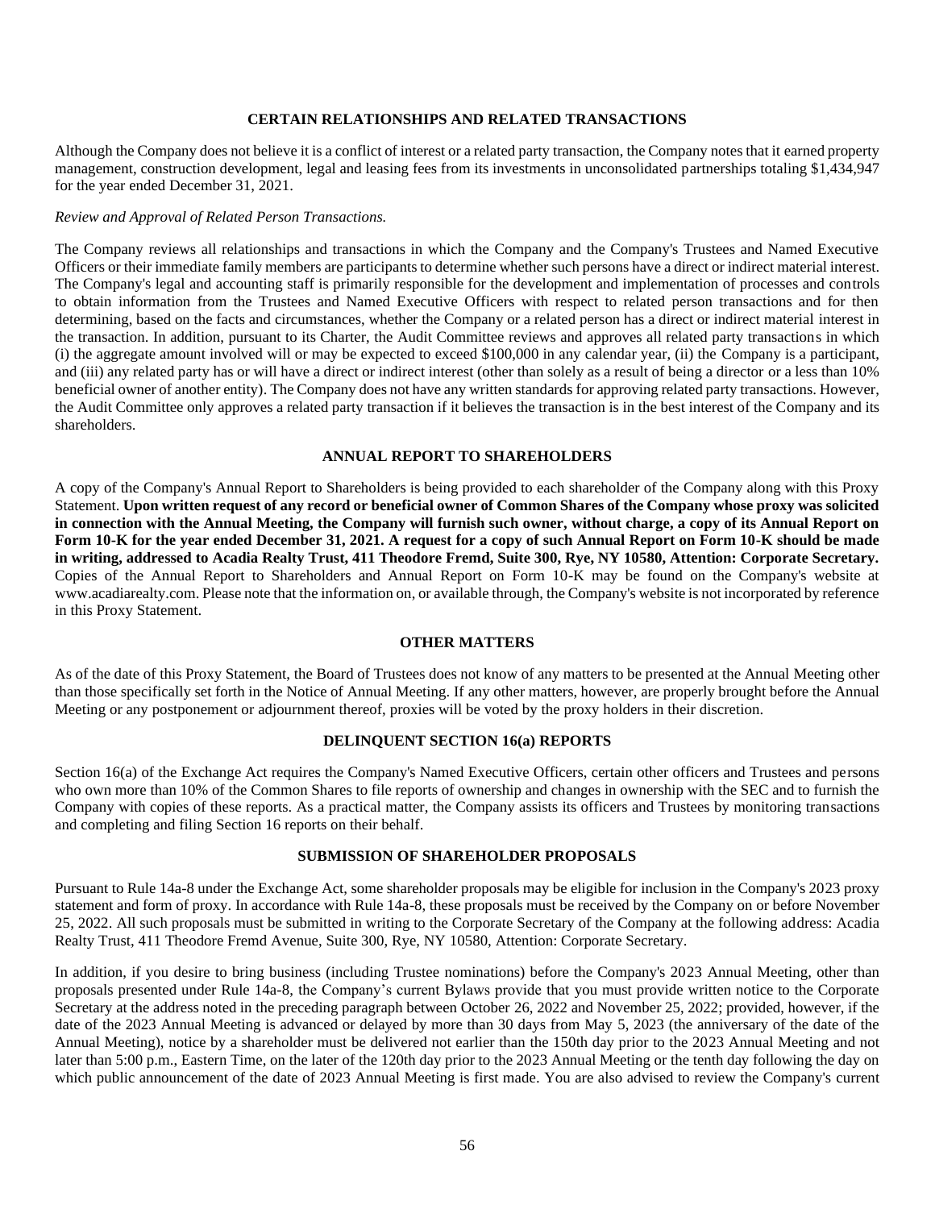## CERTAIN RELATIONSHIPS AND RELATED TRANSACTIONS

Although the Company does not believe it is a conflict of interest or a related party transaction, the Company notes that it earned property management, construction development, legal and leasing fees from its investments in unconsolidated partnerships totaling $1,434,947 for the year ended December 31, 2021.

*Review and Approval of Related Person Transactions.*

The Company reviews all relationships and transactions in which the Company and the Company's Trustees and Named Executive Officers or their immediate family members are participants to determine whether such persons have a direct or indirect material interest. The Company's legal and accounting staff is primarily responsible for the development and implementation of processes and controls to obtain information from the Trustees and Named Executive Officers with respect to related person transactions and for then determining, based on the facts and circumstances, whether the Company or a related person has a direct or indirect material interest in the transaction. In addition, pursuant to its Charter, the Audit Committee reviews and approves all related party transactions in which (i) the aggregate amount involved will or may be expected to exceed $100,000 in any calendar year, (ii) the Company is a participant, and (iii) any related party has or will have a direct or indirect interest (other than solely as a result of being a director or a less than 10% beneficial owner of another entity). The Company does not have any written standards for approving related party transactions. However, the Audit Committee only approves a related party transaction if it believes the transaction is in the best interest of the Company and its shareholders.

## ANNUAL REPORT TO SHAREHOLDERS

A copy of the Company's Annual Report to Shareholders is being provided to each shareholder of the Company along with this Proxy Statement. **Upon written request of any record or beneficial owner of Common Shares of the Company whose proxy was solicited in connection with the Annual Meeting, the Company will furnish such owner, without charge, a copy of its Annual Report on Form 10-K for the year ended December 31, 2021. A request for a copy of such Annual Report on Form 10-K should be made in writing, addressed to Acadia Realty Trust, 411 Theodore Fremd, Suite 300, Rye, NY 10580, Attention: Corporate Secretary.** Copies of the Annual Report to Shareholders and Annual Report on Form 10-K may be found on the Company's website at www.acadiarealty.com. Please note that the information on, or available through, the Company's website is not incorporated by reference in this Proxy Statement.

## OTHER MATTERS

As of the date of this Proxy Statement, the Board of Trustees does not know of any matters to be presented at the Annual Meeting other than those specifically set forth in the Notice of Annual Meeting. If any other matters, however, are properly brought before the Annual Meeting or any postponement or adjournment thereof, proxies will be voted by the proxy holders in their discretion.

## DELINQUENT SECTION 16(a) REPORTS

Section 16(a) of the Exchange Act requires the Company's Named Executive Officers, certain other officers and Trustees and persons who own more than 10% of the Common Shares to file reports of ownership and changes in ownership with the SEC and to furnish the Company with copies of these reports. As a practical matter, the Company assists its officers and Trustees by monitoring transactions and completing and filing Section 16 reports on their behalf.

## SUBMISSION OF SHAREHOLDER PROPOSALS

Pursuant to Rule 14a-8 under the Exchange Act, some shareholder proposals may be eligible for inclusion in the Company's 2023 proxy statement and form of proxy. In accordance with Rule 14a-8, these proposals must be received by the Company on or before November 25, 2022. All such proposals must be submitted in writing to the Corporate Secretary of the Company at the following address: Acadia Realty Trust, 411 Theodore Fremd Avenue, Suite 300, Rye, NY 10580, Attention: Corporate Secretary.

In addition, if you desire to bring business (including Trustee nominations) before the Company's 2023 Annual Meeting, other than proposals presented under Rule 14a-8, the Company's current Bylaws provide that you must provide written notice to the Corporate Secretary at the address noted in the preceding paragraph between October 26, 2022 and November 25, 2022; provided, however, if the date of the 2023 Annual Meeting is advanced or delayed by more than 30 days from May 5, 2023 (the anniversary of the date of the Annual Meeting), notice by a shareholder must be delivered not earlier than the 150th day prior to the 2023 Annual Meeting and not later than 5:00 p.m., Eastern Time, on the later of the 120th day prior to the 2023 Annual Meeting or the tenth day following the day on which public announcement of the date of 2023 Annual Meeting is first made. You are also advised to review the Company's current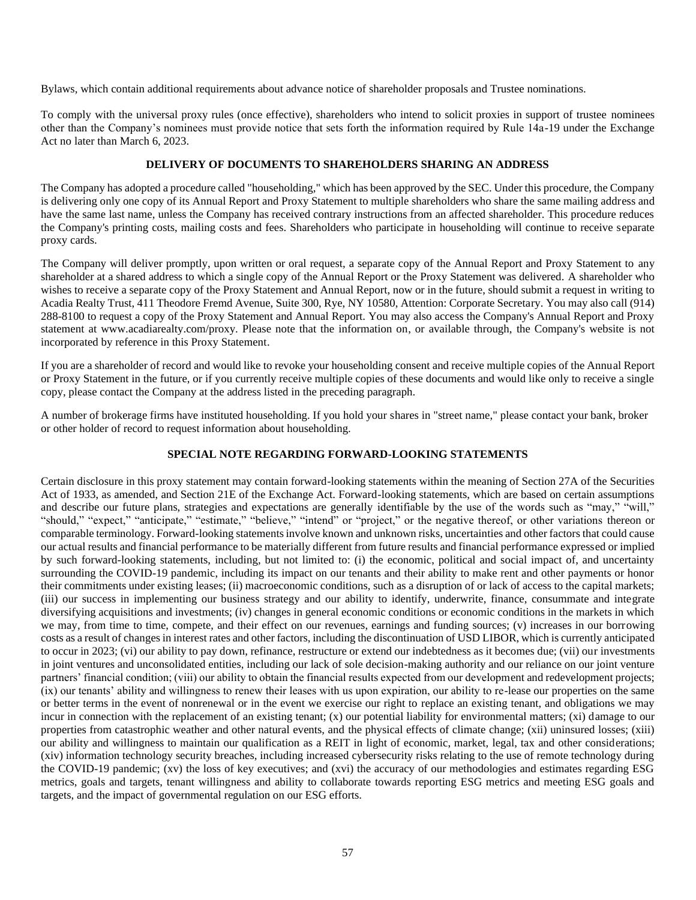Bylaws, which contain additional requirements about advance notice of shareholder proposals and Trustee nominations.

To comply with the universal proxy rules (once effective), shareholders who intend to solicit proxies in support of trustee nominees other than the Company's nominees must provide notice that sets forth the information required by Rule 14a-19 under the Exchange Act no later than March 6, 2023.

## DELIVERY OF DOCUMENTS TO SHAREHOLDERS SHARING AN ADDRESS

The Company has adopted a procedure called "householding," which has been approved by the SEC. Under this procedure, the Company is delivering only one copy of its Annual Report and Proxy Statement to multiple shareholders who share the same mailing address and have the same last name, unless the Company has received contrary instructions from an affected shareholder. This procedure reduces the Company's printing costs, mailing costs and fees. Shareholders who participate in householding will continue to receive separate proxy cards.

The Company will deliver promptly, upon written or oral request, a separate copy of the Annual Report and Proxy Statement to any shareholder at a shared address to which a single copy of the Annual Report or the Proxy Statement was delivered. A shareholder who wishes to receive a separate copy of the Proxy Statement and Annual Report, now or in the future, should submit a request in writing to Acadia Realty Trust, 411 Theodore Fremd Avenue, Suite 300, Rye, NY 10580, Attention: Corporate Secretary. You may also call (914) 288-8100 to request a copy of the Proxy Statement and Annual Report. You may also access the Company's Annual Report and Proxy statement at www.acadiarealty.com/proxy. Please note that the information on, or available through, the Company's website is not incorporated by reference in this Proxy Statement.

If you are a shareholder of record and would like to revoke your householding consent and receive multiple copies of the Annual Report or Proxy Statement in the future, or if you currently receive multiple copies of these documents and would like only to receive a single copy, please contact the Company at the address listed in the preceding paragraph.

A number of brokerage firms have instituted householding. If you hold your shares in "street name," please contact your bank, broker or other holder of record to request information about householding.

## SPECIAL NOTE REGARDING FORWARD-LOOKING STATEMENTS

Certain disclosure in this proxy statement may contain forward-looking statements within the meaning of Section 27A of the Securities Act of 1933, as amended, and Section 21E of the Exchange Act. Forward-looking statements, which are based on certain assumptions and describe our future plans, strategies and expectations are generally identifiable by the use of the words such as "may," "will," "should," "expect," "anticipate," "estimate," "believe," "intend" or "project," or the negative thereof, or other variations thereon or comparable terminology. Forward-looking statements involve known and unknown risks, uncertainties and other factors that could cause our actual results and financial performance to be materially different from future results and financial performance expressed or implied by such forward-looking statements, including, but not limited to: (i) the economic, political and social impact of, and uncertainty surrounding the COVID-19 pandemic, including its impact on our tenants and their ability to make rent and other payments or honor their commitments under existing leases; (ii) macroeconomic conditions, such as a disruption of or lack of access to the capital markets; (iii) our success in implementing our business strategy and our ability to identify, underwrite, finance, consummate and integrate diversifying acquisitions and investments; (iv) changes in general economic conditions or economic conditions in the markets in which we may, from time to time, compete, and their effect on our revenues, earnings and funding sources; (v) increases in our borrowing costs as a result of changes in interest rates and other factors, including the discontinuation of USD LIBOR, which is currently anticipated to occur in 2023; (vi) our ability to pay down, refinance, restructure or extend our indebtedness as it becomes due; (vii) our investments in joint ventures and unconsolidated entities, including our lack of sole decision-making authority and our reliance on our joint venture partners' financial condition; (viii) our ability to obtain the financial results expected from our development and redevelopment projects; (ix) our tenants' ability and willingness to renew their leases with us upon expiration, our ability to re-lease our properties on the same or better terms in the event of nonrenewal or in the event we exercise our right to replace an existing tenant, and obligations we may incur in connection with the replacement of an existing tenant; (x) our potential liability for environmental matters; (xi) damage to our properties from catastrophic weather and other natural events, and the physical effects of climate change; (xii) uninsured losses; (xiii) our ability and willingness to maintain our qualification as a REIT in light of economic, market, legal, tax and other considerations; (xiv) information technology security breaches, including increased cybersecurity risks relating to the use of remote technology during the COVID-19 pandemic; (xv) the loss of key executives; and (xvi) the accuracy of our methodologies and estimates regarding ESG metrics, goals and targets, tenant willingness and ability to collaborate towards reporting ESG metrics and meeting ESG goals and targets, and the impact of governmental regulation on our ESG efforts.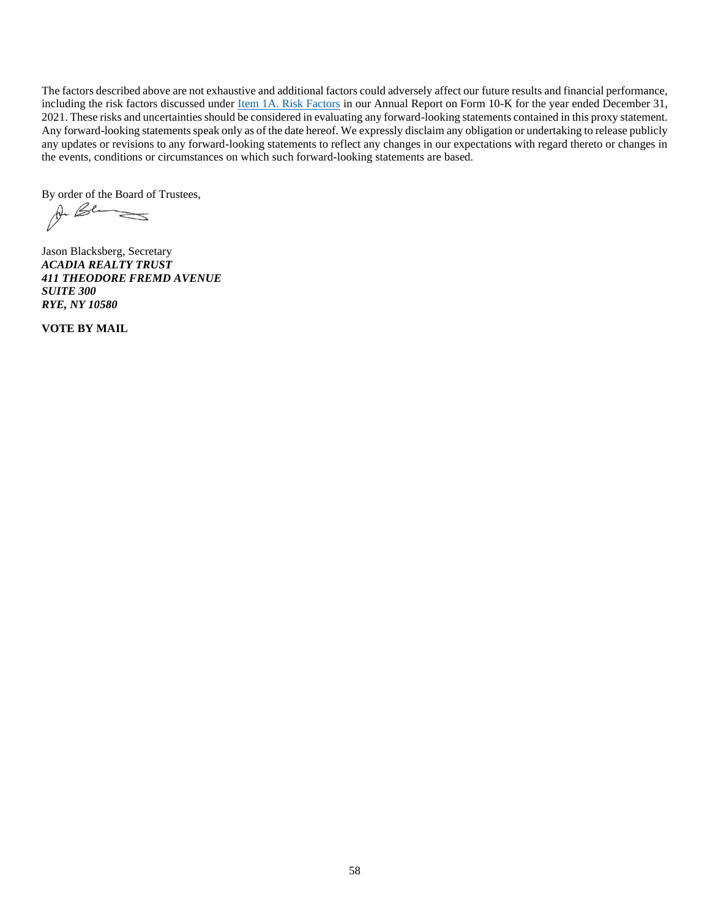The factors described above are not exhaustive and additional factors could adversely affect our future results and financial performance, including the risk factors discussed under [Item 1A. Risk Factors](#) in our Annual Report on Form 10-K for the year ended December 31, 2021. These risks and uncertainties should be considered in evaluating any forward-looking statements contained in this proxy statement. Any forward-looking statements speak only as of the date hereof. We expressly disclaim any obligation or undertaking to release publicly any updates or revisions to any forward-looking statements to reflect any changes in our expectations with regard thereto or changes in the events, conditions or circumstances on which such forward-looking statements are based.

By order of the Board of Trustees,

Jason Blacksberg, Secretary
***ACADIA REALTY TRUST***
***411 THEODORE FREMD AVENUE***
***SUITE 300***
***RYE, NY 10580***

**VOTE BY MAIL**